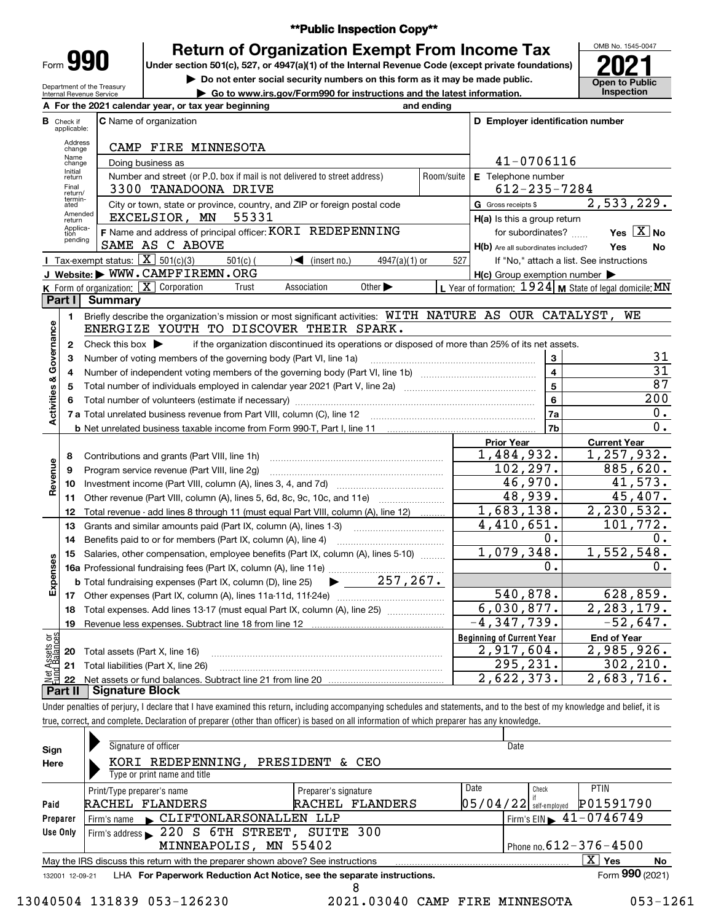**Public Inspection Copy**

# Form 990 — Return of Organization Exempt From Income Tax (2021)

Under section 501(c), 527, or 4947(a)(1) of the Internal Revenue Code (except private foundations)

▶ Do not enter social security numbers on this form as it may be made public.

▶ Go to www.irs.gov/Form990 for instructions and the latest information.

Department of the Treasury, Internal Revenue Service — OMB No. 1545-0047 — Open to Public Inspection

**A** For the 2021 calendar year, or tax year beginning and ending

**B** Check if applicable: Address change, Name change, Initial return, Final return/terminated, Amended return, Application pending

**C** Name of organization: CAMP FIRE MINNESOTA

Doing business as

Number and street (or P.O. box if mail is not delivered to street address): 3300 TANADOONA DRIVE — Room/suite

City or town, state or province, country, and ZIP or foreign postal code: EXCELSIOR, MN 55331

**D** Employer identification number: 41-0706116

**E** Telephone number: 612-235-7284

**G** Gross receipts $ 2,533,229.

**F** Name and address of principal officer: KORI REDEPENNING, SAME AS C ABOVE

**H(a)** Is this a group return for subordinates? Yes [X] No

**H(b)** Are all subordinates included? Yes No — If "No," attach a list. See instructions

**H(c)** Group exemption number ▶

**I** Tax-exempt status: [X] 501(c)(3) 501(c) ( ) ◀ (insert no.) 4947(a)(1) or 527

**J** Website: ▶ WWW.CAMPFIREMN.ORG

**K** Form of organization: [X] Corporation Trust Association Other ▶

**L** Year of formation: 1924 **M** State of legal domicile: MN

## Part I Summary

**Activities & Governance**

1. Briefly describe the organization's mission or most significant activities: WITH NATURE AS OUR CATALYST, WE ENERGIZE YOUTH TO DISCOVER THEIR SPARK.
2. Check this box ▶ if the organization discontinued its operations or disposed of more than 25% of its net assets.

| Line | Description | | Value |
|---|---|---|---|
| 3 | Number of voting members of the governing body (Part VI, line 1a) | 3 | 31 |
| 4 | Number of independent voting members of the governing body (Part VI, line 1b) | 4 | 31 |
| 5 | Total number of individuals employed in calendar year 2021 (Part V, line 2a) | 5 | 87 |
| 6 | Total number of volunteers (estimate if necessary) | 6 | 200 |
| 7a | Total unrelated business revenue from Part VIII, column (C), line 12 | 7a | 0. |
| 7b | Net unrelated business taxable income from Form 990-T, Part I, line 11 | 7b | 0. |

| Line | Description | Prior Year | Current Year |
|---|---|---|---|
| | **Revenue** | | |
| 8 | Contributions and grants (Part VIII, line 1h) | 1,484,932. | 1,257,932. |
| 9 | Program service revenue (Part VIII, line 2g) | 102,297. | 885,620. |
| 10 | Investment income (Part VIII, column (A), lines 3, 4, and 7d) | 46,970. | 41,573. |
| 11 | Other revenue (Part VIII, column (A), lines 5, 6d, 8c, 9c, 10c, and 11e) | 48,939. | 45,407. |
| 12 | Total revenue - add lines 8 through 11 (must equal Part VIII, column (A), line 12) | 1,683,138. | 2,230,532. |
| | **Expenses** | | |
| 13 | Grants and similar amounts paid (Part IX, column (A), lines 1-3) | 4,410,651. | 101,772. |
| 14 | Benefits paid to or for members (Part IX, column (A), line 4) | 0. | 0. |
| 15 | Salaries, other compensation, employee benefits (Part IX, column (A), lines 5-10) | 1,079,348. | 1,552,548. |
| 16a | Professional fundraising fees (Part IX, column (A), line 11e) | 0. | 0. |
| b | Total fundraising expenses (Part IX, column (D), line 25) ▶ 257,267. | | |
| 17 | Other expenses (Part IX, column (A), lines 11a-11d, 11f-24e) | 540,878. | 628,859. |
| 18 | Total expenses. Add lines 13-17 (must equal Part IX, column (A), line 25) | 6,030,877. | 2,283,179. |
| 19 | Revenue less expenses. Subtract line 18 from line 12 | -4,347,739. | -52,647. |
| | **Net Assets or Fund Balances** | **Beginning of Current Year** | **End of Year** |
| 20 | Total assets (Part X, line 16) | 2,917,604. | 2,985,926. |
| 21 | Total liabilities (Part X, line 26) | 295,231. | 302,210. |
| 22 | Net assets or fund balances. Subtract line 21 from line 20 | 2,622,373. | 2,683,716. |

## Part II Signature Block

Under penalties of perjury, I declare that I have examined this return, including accompanying schedules and statements, and to the best of my knowledge and belief, it is true, correct, and complete. Declaration of preparer (other than officer) is based on all information of which preparer has any knowledge.

**Sign Here**

Signature of officer — Date

KORI REDEPENNING, PRESIDENT & CEO

Type or print name and title

**Paid Preparer Use Only**

| Print/Type preparer's name | Preparer's signature | Date | Check if self-employed | PTIN |
|---|---|---|---|---|
| RACHEL FLANDERS | RACHEL FLANDERS | 05/04/22 | | P01591790 |

Firm's name ▶ CLIFTONLARSONALLEN LLP — Firm's EIN ▶ 41-0746749

Firm's address ▶ 220 S 6TH STREET, SUITE 300, MINNEAPOLIS, MN 55402 — Phone no. 612-376-4500

May the IRS discuss this return with the preparer shown above? See instructions [X] Yes No

132001 12-09-21 LHA For Paperwork Reduction Act Notice, see the separate instructions. Form **990** (2021)

13040504 131839 053-126230 2021.03040 CAMP FIRE MINNESOTA 053-1261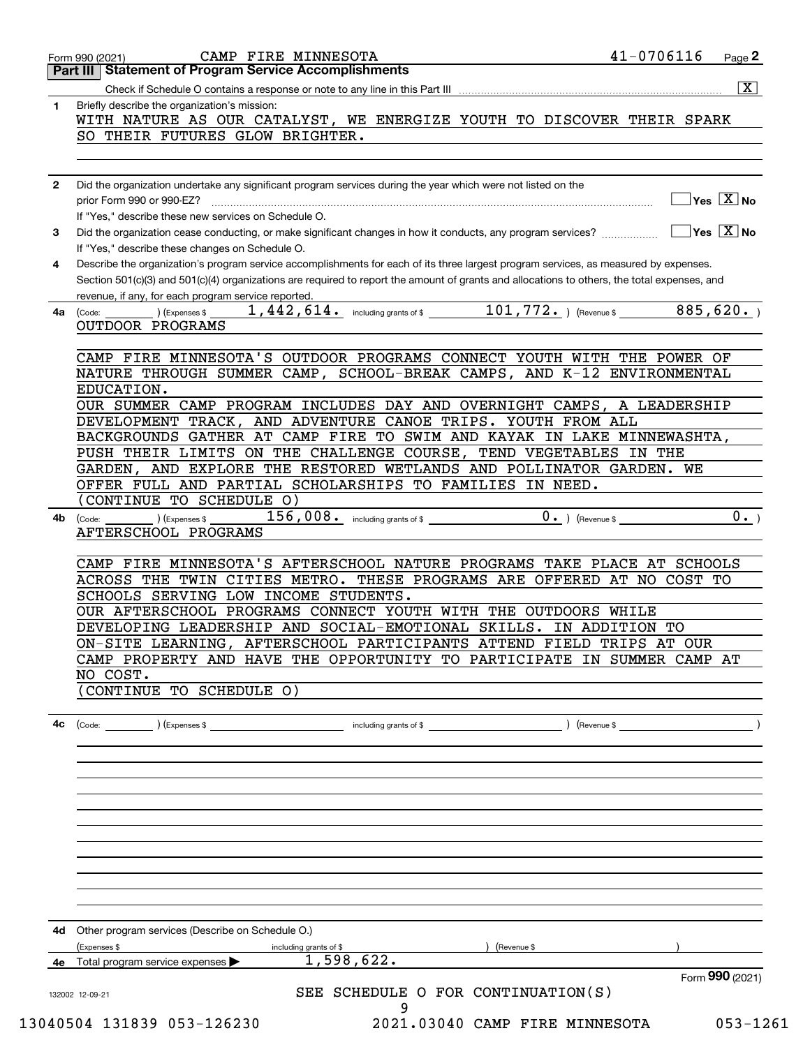Form 990 (2021) CAMP FIRE MINNESOTA 41-0706116 Page 2

## Part III Statement of Program Service Accomplishments

Check if Schedule O contains a response or note to any line in this Part III .......... [X]

**1** Briefly describe the organization's mission:

WITH NATURE AS OUR CATALYST, WE ENERGIZE YOUTH TO DISCOVER THEIR SPARK SO THEIR FUTURES GLOW BRIGHTER.

**2** Did the organization undertake any significant program services during the year which were not listed on the prior Form 990 or 990-EZ? .......... [ ] Yes [X] No

If "Yes," describe these new services on Schedule O.

**3** Did the organization cease conducting, or make significant changes in how it conducts, any program services? .......... [ ] Yes [X] No

If "Yes," describe these changes on Schedule O.

**4** Describe the organization's program service accomplishments for each of its three largest program services, as measured by expenses. Section 501(c)(3) and 501(c)(4) organizations are required to report the amount of grants and allocations to others, the total expenses, and revenue, if any, for each program service reported.

**4a** (Code: ) (Expenses $ 1,442,614. including grants of $ 101,772. ) (Revenue $ 885,620. )

OUTDOOR PROGRAMS

CAMP FIRE MINNESOTA'S OUTDOOR PROGRAMS CONNECT YOUTH WITH THE POWER OF NATURE THROUGH SUMMER CAMP, SCHOOL-BREAK CAMPS, AND K-12 ENVIRONMENTAL EDUCATION.

OUR SUMMER CAMP PROGRAM INCLUDES DAY AND OVERNIGHT CAMPS, A LEADERSHIP DEVELOPMENT TRACK, AND ADVENTURE CANOE TRIPS. YOUTH FROM ALL BACKGROUNDS GATHER AT CAMP FIRE TO SWIM AND KAYAK IN LAKE MINNEWASHTA, PUSH THEIR LIMITS ON THE CHALLENGE COURSE, TEND VEGETABLES IN THE GARDEN, AND EXPLORE THE RESTORED WETLANDS AND POLLINATOR GARDEN. WE OFFER FULL AND PARTIAL SCHOLARSHIPS TO FAMILIES IN NEED.

(CONTINUE TO SCHEDULE O)

**4b** (Code: ) (Expenses $ 156,008. including grants of $ 0. ) (Revenue $ 0. )

AFTERSCHOOL PROGRAMS

CAMP FIRE MINNESOTA'S AFTERSCHOOL NATURE PROGRAMS TAKE PLACE AT SCHOOLS ACROSS THE TWIN CITIES METRO. THESE PROGRAMS ARE OFFERED AT NO COST TO SCHOOLS SERVING LOW INCOME STUDENTS.

OUR AFTERSCHOOL PROGRAMS CONNECT YOUTH WITH THE OUTDOORS WHILE DEVELOPING LEADERSHIP AND SOCIAL-EMOTIONAL SKILLS. IN ADDITION TO ON-SITE LEARNING, AFTERSCHOOL PARTICIPANTS ATTEND FIELD TRIPS AT OUR CAMP PROPERTY AND HAVE THE OPPORTUNITY TO PARTICIPATE IN SUMMER CAMP AT NO COST.

(CONTINUE TO SCHEDULE O)

**4c** (Code: ) (Expenses $ including grants of $ ) (Revenue $ )

**4d** Other program services (Describe on Schedule O.)

(Expenses $ including grants of $ ) (Revenue $ )

**4e** Total program service expenses ▶ 1,598,622.

Form **990** (2021)

SEE SCHEDULE O FOR CONTINUATION(S)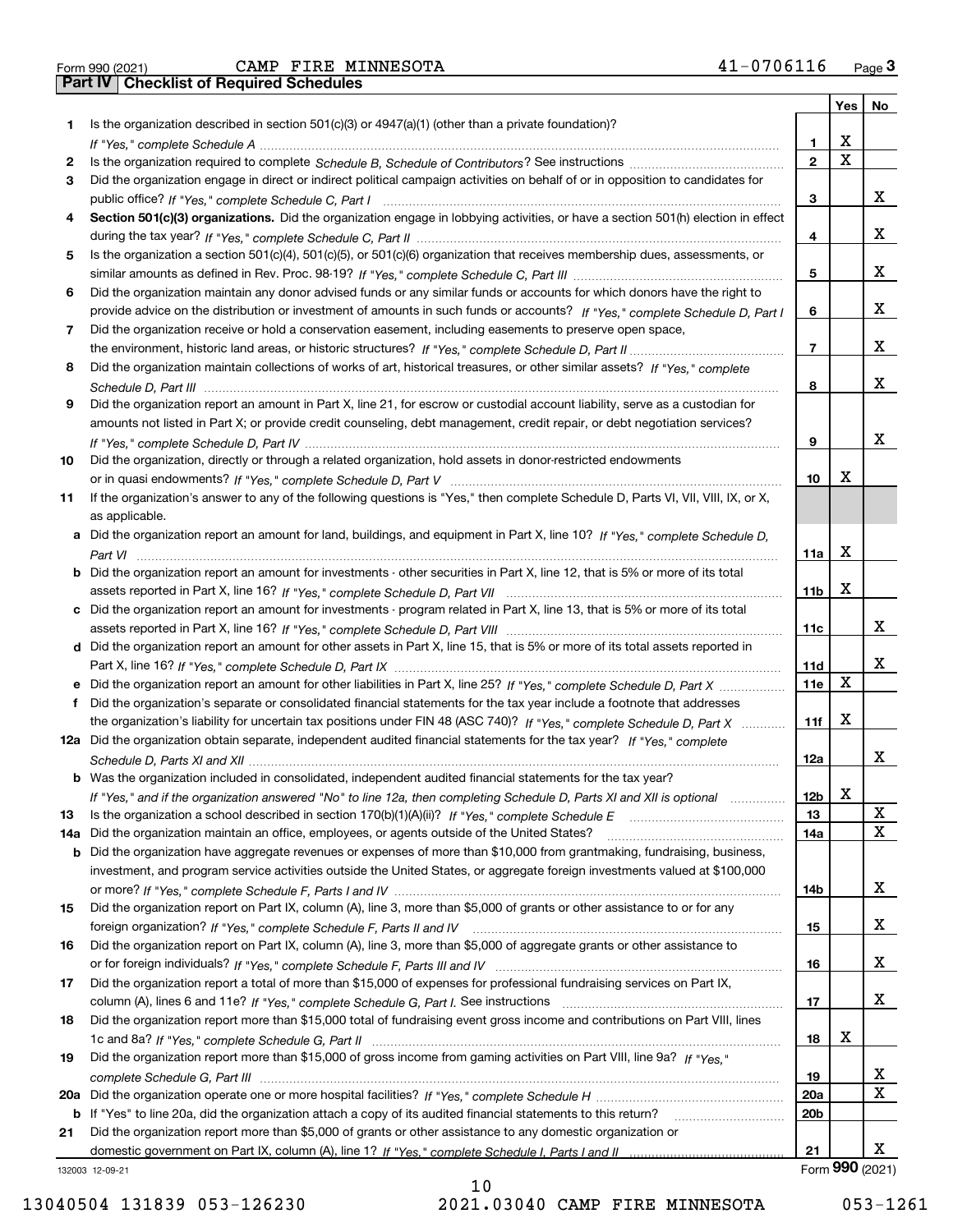Form 990 (2021) CAMP FIRE MINNESOTA 41-0706116 Page 3

## Part IV Checklist of Required Schedules

| | | | Yes | No |
|---|---|---|---|---|
| 1 | Is the organization described in section 501(c)(3) or 4947(a)(1) (other than a private foundation)? *If "Yes," complete Schedule A* | 1 | X | |
| 2 | Is the organization required to complete *Schedule B, Schedule of Contributors*? See instructions | 2 | X | |
| 3 | Did the organization engage in direct or indirect political campaign activities on behalf of or in opposition to candidates for public office? *If "Yes," complete Schedule C, Part I* | 3 | | X |
| 4 | **Section 501(c)(3) organizations.** Did the organization engage in lobbying activities, or have a section 501(h) election in effect during the tax year? *If "Yes," complete Schedule C, Part II* | 4 | | X |
| 5 | Is the organization a section 501(c)(4), 501(c)(5), or 501(c)(6) organization that receives membership dues, assessments, or similar amounts as defined in Rev. Proc. 98-19? *If "Yes," complete Schedule C, Part III* | 5 | | X |
| 6 | Did the organization maintain any donor advised funds or any similar funds or accounts for which donors have the right to provide advice on the distribution or investment of amounts in such funds or accounts? *If "Yes," complete Schedule D, Part I* | 6 | | X |
| 7 | Did the organization receive or hold a conservation easement, including easements to preserve open space, the environment, historic land areas, or historic structures? *If "Yes," complete Schedule D, Part II* | 7 | | X |
| 8 | Did the organization maintain collections of works of art, historical treasures, or other similar assets? *If "Yes," complete Schedule D, Part III* | 8 | | X |
| 9 | Did the organization report an amount in Part X, line 21, for escrow or custodial account liability, serve as a custodian for amounts not listed in Part X; or provide credit counseling, debt management, credit repair, or debt negotiation services? *If "Yes," complete Schedule D, Part IV* | 9 | | X |
| 10 | Did the organization, directly or through a related organization, hold assets in donor-restricted endowments or in quasi endowments? *If "Yes," complete Schedule D, Part V* | 10 | X | |
| 11 | If the organization's answer to any of the following questions is "Yes," then complete Schedule D, Parts VI, VII, VIII, IX, or X, as applicable. | | | |
| a | Did the organization report an amount for land, buildings, and equipment in Part X, line 10? *If "Yes," complete Schedule D, Part VI* | 11a | X | |
| b | Did the organization report an amount for investments - other securities in Part X, line 12, that is 5% or more of its total assets reported in Part X, line 16? *If "Yes," complete Schedule D, Part VII* | 11b | X | |
| c | Did the organization report an amount for investments - program related in Part X, line 13, that is 5% or more of its total assets reported in Part X, line 16? *If "Yes," complete Schedule D, Part VIII* | 11c | | X |
| d | Did the organization report an amount for other assets in Part X, line 15, that is 5% or more of its total assets reported in Part X, line 16? *If "Yes," complete Schedule D, Part IX* | 11d | | X |
| e | Did the organization report an amount for other liabilities in Part X, line 25? *If "Yes," complete Schedule D, Part X* | 11e | X | |
| f | Did the organization's separate or consolidated financial statements for the tax year include a footnote that addresses the organization's liability for uncertain tax positions under FIN 48 (ASC 740)? *If "Yes," complete Schedule D, Part X* | 11f | X | |
| 12a | Did the organization obtain separate, independent audited financial statements for the tax year? *If "Yes," complete Schedule D, Parts XI and XII* | 12a | | X |
| b | Was the organization included in consolidated, independent audited financial statements for the tax year? *If "Yes," and if the organization answered "No" to line 12a, then completing Schedule D, Parts XI and XII is optional* | 12b | X | |
| 13 | Is the organization a school described in section 170(b)(1)(A)(ii)? *If "Yes," complete Schedule E* | 13 | | X |
| 14a | Did the organization maintain an office, employees, or agents outside of the United States? | 14a | | X |
| b | Did the organization have aggregate revenues or expenses of more than $10,000 from grantmaking, fundraising, business, investment, and program service activities outside the United States, or aggregate foreign investments valued at $100,000 or more? *If "Yes," complete Schedule F, Parts I and IV* | 14b | | X |
| 15 | Did the organization report on Part IX, column (A), line 3, more than $5,000 of grants or other assistance to or for any foreign organization? *If "Yes," complete Schedule F, Parts II and IV* | 15 | | X |
| 16 | Did the organization report on Part IX, column (A), line 3, more than $5,000 of aggregate grants or other assistance to or for foreign individuals? *If "Yes," complete Schedule F, Parts III and IV* | 16 | | X |
| 17 | Did the organization report a total of more than $15,000 of expenses for professional fundraising services on Part IX, column (A), lines 6 and 11e? *If "Yes," complete Schedule G, Part I.* See instructions | 17 | | X |
| 18 | Did the organization report more than $15,000 total of fundraising event gross income and contributions on Part VIII, lines 1c and 8a? *If "Yes," complete Schedule G, Part II* | 18 | X | |
| 19 | Did the organization report more than $15,000 of gross income from gaming activities on Part VIII, line 9a? *If "Yes," complete Schedule G, Part III* | 19 | | X |
| 20a | Did the organization operate one or more hospital facilities? *If "Yes," complete Schedule H* | 20a | | X |
| b | If "Yes" to line 20a, did the organization attach a copy of its audited financial statements to this return? | 20b | | |
| 21 | Did the organization report more than $5,000 of grants or other assistance to any domestic organization or domestic government on Part IX, column (A), line 1? *If "Yes," complete Schedule I, Parts I and II* | 21 | | X |

132003 12-09-21

Form **990** (2021)

13040504 131839 053-126230 2021.03040 CAMP FIRE MINNESOTA 053-1261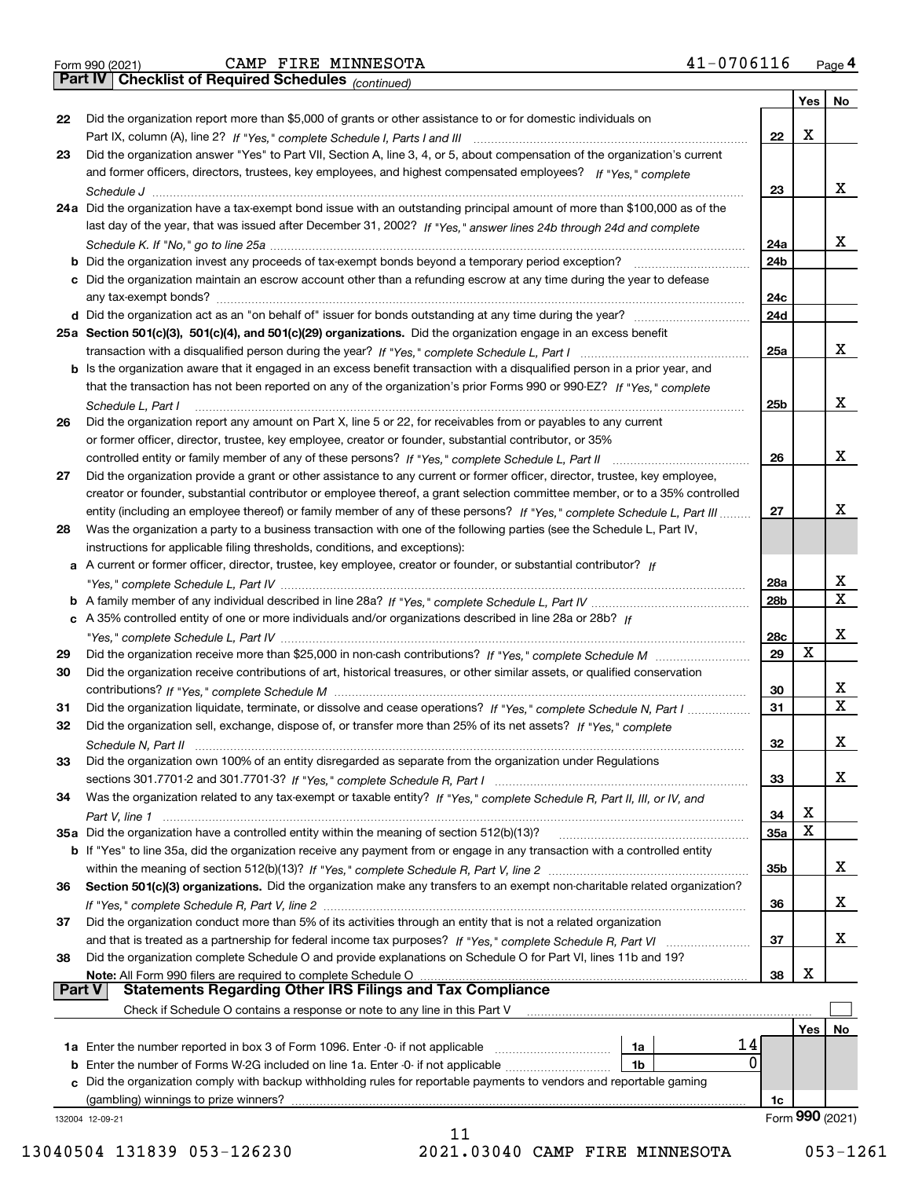Form 990 (2021) CAMP FIRE MINNESOTA 41-0706116

## Part IV Checklist of Required Schedules *(continued)*

| | | | Yes | No |
|---|---|---|---|---|
| 22 | Did the organization report more than $5,000 of grants or other assistance to or for domestic individuals on Part IX, column (A), line 2? *If "Yes," complete Schedule I, Parts I and III* | 22 | X | |
| 23 | Did the organization answer "Yes" to Part VII, Section A, line 3, 4, or 5, about compensation of the organization's current and former officers, directors, trustees, key employees, and highest compensated employees? *If "Yes," complete Schedule J* | 23 | | X |
| 24a | Did the organization have a tax-exempt bond issue with an outstanding principal amount of more than $100,000 as of the last day of the year, that was issued after December 31, 2002? *If "Yes," answer lines 24b through 24d and complete Schedule K. If "No," go to line 25a* | 24a | | X |
| b | Did the organization invest any proceeds of tax-exempt bonds beyond a temporary period exception? | 24b | | |
| c | Did the organization maintain an escrow account other than a refunding escrow at any time during the year to defease any tax-exempt bonds? | 24c | | |
| d | Did the organization act as an "on behalf of" issuer for bonds outstanding at any time during the year? | 24d | | |
| 25a | **Section 501(c)(3), 501(c)(4), and 501(c)(29) organizations.** Did the organization engage in an excess benefit transaction with a disqualified person during the year? *If "Yes," complete Schedule L, Part I* | 25a | | X |
| b | Is the organization aware that it engaged in an excess benefit transaction with a disqualified person in a prior year, and that the transaction has not been reported on any of the organization's prior Forms 990 or 990-EZ? *If "Yes," complete Schedule L, Part I* | 25b | | X |
| 26 | Did the organization report any amount on Part X, line 5 or 22, for receivables from or payables to any current or former officer, director, trustee, key employee, creator or founder, substantial contributor, or 35% controlled entity or family member of any of these persons? *If "Yes," complete Schedule L, Part II* | 26 | | X |
| 27 | Did the organization provide a grant or other assistance to any current or former officer, director, trustee, key employee, creator or founder, substantial contributor or employee thereof, a grant selection committee member, or to a 35% controlled entity (including an employee thereof) or family member of any of these persons? *If "Yes," complete Schedule L, Part III* | 27 | | X |
| 28 | Was the organization a party to a business transaction with one of the following parties (see the Schedule L, Part IV, instructions for applicable filing thresholds, conditions, and exceptions): | | | |
| a | A current or former officer, director, trustee, key employee, creator or founder, or substantial contributor? *If "Yes," complete Schedule L, Part IV* | 28a | | X |
| b | A family member of any individual described in line 28a? *If "Yes," complete Schedule L, Part IV* | 28b | | X |
| c | A 35% controlled entity of one or more individuals and/or organizations described in line 28a or 28b? *If "Yes," complete Schedule L, Part IV* | 28c | | X |
| 29 | Did the organization receive more than $25,000 in non-cash contributions? *If "Yes," complete Schedule M* | 29 | X | |
| 30 | Did the organization receive contributions of art, historical treasures, or other similar assets, or qualified conservation contributions? *If "Yes," complete Schedule M* | 30 | | X |
| 31 | Did the organization liquidate, terminate, or dissolve and cease operations? *If "Yes," complete Schedule N, Part I* | 31 | | X |
| 32 | Did the organization sell, exchange, dispose of, or transfer more than 25% of its net assets? *If "Yes," complete Schedule N, Part II* | 32 | | X |
| 33 | Did the organization own 100% of an entity disregarded as separate from the organization under Regulations sections 301.7701-2 and 301.7701-3? *If "Yes," complete Schedule R, Part I* | 33 | | X |
| 34 | Was the organization related to any tax-exempt or taxable entity? *If "Yes," complete Schedule R, Part II, III, or IV, and Part V, line 1* | 34 | X | |
| 35a | Did the organization have a controlled entity within the meaning of section 512(b)(13)? | 35a | X | |
| b | If "Yes" to line 35a, did the organization receive any payment from or engage in any transaction with a controlled entity within the meaning of section 512(b)(13)? *If "Yes," complete Schedule R, Part V, line 2* | 35b | | X |
| 36 | **Section 501(c)(3) organizations.** Did the organization make any transfers to an exempt non-charitable related organization? *If "Yes," complete Schedule R, Part V, line 2* | 36 | | X |
| 37 | Did the organization conduct more than 5% of its activities through an entity that is not a related organization and that is treated as a partnership for federal income tax purposes? *If "Yes," complete Schedule R, Part VI* | 37 | | X |
| 38 | Did the organization complete Schedule O and provide explanations on Schedule O for Part VI, lines 11b and 19? **Note:** All Form 990 filers are required to complete Schedule O | 38 | X | |

## Part V Statements Regarding Other IRS Filings and Tax Compliance

Check if Schedule O contains a response or note to any line in this Part V ☐

| | | | | Yes | No |
|---|---|---|---|---|---|
| 1a | Enter the number reported in box 3 of Form 1096. Enter -0- if not applicable | 1a | 14 | | |
| b | Enter the number of Forms W-2G included on line 1a. Enter -0- if not applicable | 1b | 0 | | |
| c | Did the organization comply with backup withholding rules for reportable payments to vendors and reportable gaming (gambling) winnings to prize winners? | | 1c | | |

132004 12-09-21 Form **990** (2021)

13040504 131839 053-126230 2021.03040 CAMP FIRE MINNESOTA 053-1261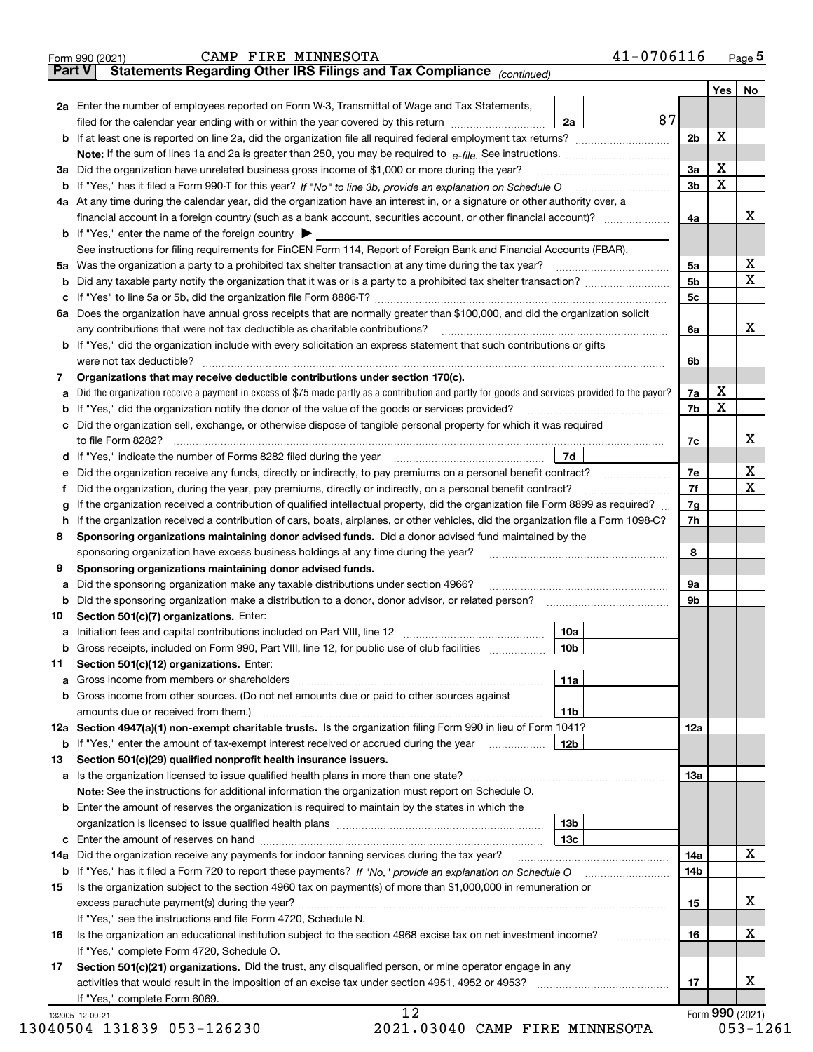Form 990 (2021) CAMP FIRE MINNESOTA 41-0706116 Page 5

## Part V Statements Regarding Other IRS Filings and Tax Compliance *(continued)*

| | | | | Line | Yes | No |
|---|---|---|---|---|---|---|
| **2a** | Enter the number of employees reported on Form W-3, Transmittal of Wage and Tax Statements, filed for the calendar year ending with or within the year covered by this return | 2a | 87 | | | |
| **b** | If at least one is reported on line 2a, did the organization file all required federal employment tax returns? | | | 2b | X | |
| | **Note:** If the sum of lines 1a and 2a is greater than 250, you may be required to *e-file.* See instructions. | | | | | |
| **3a** | Did the organization have unrelated business gross income of $1,000 or more during the year? | | | 3a | X | |
| **b** | If "Yes," has it filed a Form 990-T for this year? *If "No" to line 3b, provide an explanation on Schedule O* | | | 3b | X | |
| **4a** | At any time during the calendar year, did the organization have an interest in, or a signature or other authority over, a financial account in a foreign country (such as a bank account, securities account, or other financial account)? | | | 4a | | X |
| **b** | If "Yes," enter the name of the foreign country ▶ | | | | | |
| | See instructions for filing requirements for FinCEN Form 114, Report of Foreign Bank and Financial Accounts (FBAR). | | | | | |
| **5a** | Was the organization a party to a prohibited tax shelter transaction at any time during the tax year? | | | 5a | | X |
| **b** | Did any taxable party notify the organization that it was or is a party to a prohibited tax shelter transaction? | | | 5b | | X |
| **c** | If "Yes" to line 5a or 5b, did the organization file Form 8886-T? | | | 5c | | |
| **6a** | Does the organization have annual gross receipts that are normally greater than $100,000, and did the organization solicit any contributions that were not tax deductible as charitable contributions? | | | 6a | | X |
| **b** | If "Yes," did the organization include with every solicitation an express statement that such contributions or gifts were not tax deductible? | | | 6b | | |
| **7** | **Organizations that may receive deductible contributions under section 170(c).** | | | | | |
| **a** | Did the organization receive a payment in excess of $75 made partly as a contribution and partly for goods and services provided to the payor? | | | 7a | X | |
| **b** | If "Yes," did the organization notify the donor of the value of the goods or services provided? | | | 7b | X | |
| **c** | Did the organization sell, exchange, or otherwise dispose of tangible personal property for which it was required to file Form 8282? | | | 7c | | X |
| **d** | If "Yes," indicate the number of Forms 8282 filed during the year | 7d | | | | |
| **e** | Did the organization receive any funds, directly or indirectly, to pay premiums on a personal benefit contract? | | | 7e | | X |
| **f** | Did the organization, during the year, pay premiums, directly or indirectly, on a personal benefit contract? | | | 7f | | X |
| **g** | If the organization received a contribution of qualified intellectual property, did the organization file Form 8899 as required? | | | 7g | | |
| **h** | If the organization received a contribution of cars, boats, airplanes, or other vehicles, did the organization file a Form 1098-C? | | | 7h | | |
| **8** | **Sponsoring organizations maintaining donor advised funds.** Did a donor advised fund maintained by the sponsoring organization have excess business holdings at any time during the year? | | | 8 | | |
| **9** | **Sponsoring organizations maintaining donor advised funds.** | | | | | |
| **a** | Did the sponsoring organization make any taxable distributions under section 4966? | | | 9a | | |
| **b** | Did the sponsoring organization make a distribution to a donor, donor advisor, or related person? | | | 9b | | |
| **10** | **Section 501(c)(7) organizations.** Enter: | | | | | |
| **a** | Initiation fees and capital contributions included on Part VIII, line 12 | 10a | | | | |
| **b** | Gross receipts, included on Form 990, Part VIII, line 12, for public use of club facilities | 10b | | | | |
| **11** | **Section 501(c)(12) organizations.** Enter: | | | | | |
| **a** | Gross income from members or shareholders | 11a | | | | |
| **b** | Gross income from other sources. (Do not net amounts due or paid to other sources against amounts due or received from them.) | 11b | | | | |
| **12a** | **Section 4947(a)(1) non-exempt charitable trusts.** Is the organization filing Form 990 in lieu of Form 1041? | | | 12a | | |
| **b** | If "Yes," enter the amount of tax-exempt interest received or accrued during the year | 12b | | | | |
| **13** | **Section 501(c)(29) qualified nonprofit health insurance issuers.** | | | | | |
| **a** | Is the organization licensed to issue qualified health plans in more than one state? | | | 13a | | |
| | **Note:** See the instructions for additional information the organization must report on Schedule O. | | | | | |
| **b** | Enter the amount of reserves the organization is required to maintain by the states in which the organization is licensed to issue qualified health plans | 13b | | | | |
| **c** | Enter the amount of reserves on hand | 13c | | | | |
| **14a** | Did the organization receive any payments for indoor tanning services during the tax year? | | | 14a | | X |
| **b** | If "Yes," has it filed a Form 720 to report these payments? *If "No," provide an explanation on Schedule O* | | | 14b | | |
| **15** | Is the organization subject to the section 4960 tax on payment(s) of more than $1,000,000 in remuneration or excess parachute payment(s) during the year? | | | 15 | | X |
| | If "Yes," see the instructions and file Form 4720, Schedule N. | | | | | |
| **16** | Is the organization an educational institution subject to the section 4968 excise tax on net investment income? | | | 16 | | X |
| | If "Yes," complete Form 4720, Schedule O. | | | | | |
| **17** | **Section 501(c)(21) organizations.** Did the trust, any disqualified person, or mine operator engage in any activities that would result in the imposition of an excise tax under section 4951, 4952 or 4953? | | | 17 | | X |
| | If "Yes," complete Form 6069. | | | | | |

132005 12-09-21 12 Form **990** (2021)

13040504 131839 053-126230 2021.03040 CAMP FIRE MINNESOTA 053-1261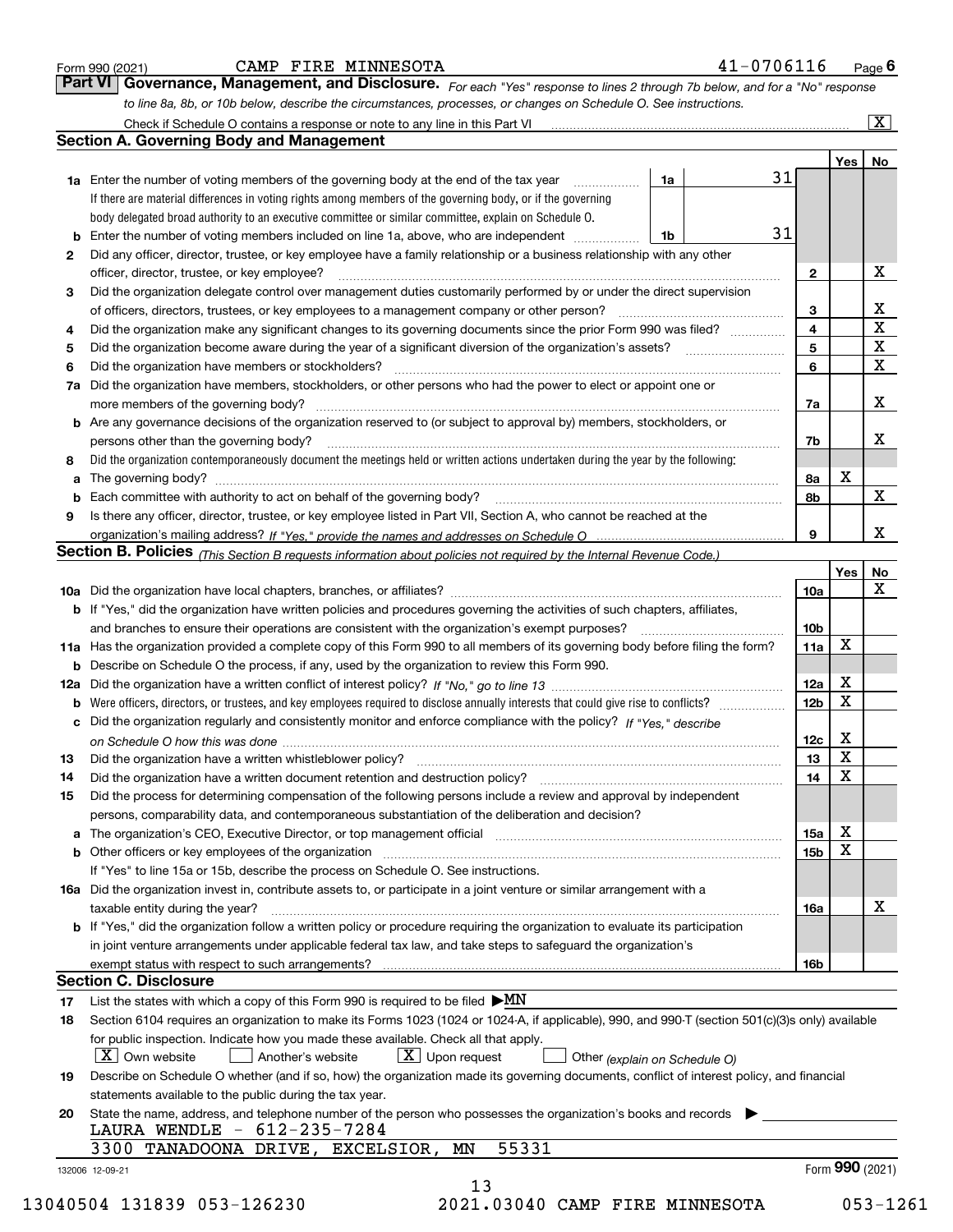Form 990 (2021) CAMP FIRE MINNESOTA 41-0706116 Page 6

## Part VI Governance, Management, and Disclosure.

*For each "Yes" response to lines 2 through 7b below, and for a "No" response to line 8a, 8b, or 10b below, describe the circumstances, processes, or changes on Schedule O. See instructions.*

Check if Schedule O contains a response or note to any line in this Part VI ... [X]

### Section A. Governing Body and Management

| | | | | Yes | No |
|---|---|---|---|---|---|
| **1a** | Enter the number of voting members of the governing body at the end of the tax year ... **1a** 31 | | | | |
| | If there are material differences in voting rights among members of the governing body, or if the governing body delegated broad authority to an executive committee or similar committee, explain on Schedule O. | | | | |
| **b** | Enter the number of voting members included on line 1a, above, who are independent ... **1b** 31 | | | | |
| **2** | Did any officer, director, trustee, or key employee have a family relationship or a business relationship with any other officer, director, trustee, or key employee? | | 2 | | X |
| **3** | Did the organization delegate control over management duties customarily performed by or under the direct supervision of officers, directors, trustees, or key employees to a management company or other person? | | 3 | | X |
| **4** | Did the organization make any significant changes to its governing documents since the prior Form 990 was filed? | | 4 | | X |
| **5** | Did the organization become aware during the year of a significant diversion of the organization's assets? | | 5 | | X |
| **6** | Did the organization have members or stockholders? | | 6 | | X |
| **7a** | Did the organization have members, stockholders, or other persons who had the power to elect or appoint one or more members of the governing body? | | 7a | | X |
| **b** | Are any governance decisions of the organization reserved to (or subject to approval by) members, stockholders, or persons other than the governing body? | | 7b | | X |
| **8** | Did the organization contemporaneously document the meetings held or written actions undertaken during the year by the following: | | | | |
| **a** | The governing body? | | 8a | X | |
| **b** | Each committee with authority to act on behalf of the governing body? | | 8b | | X |
| **9** | Is there any officer, director, trustee, or key employee listed in Part VII, Section A, who cannot be reached at the organization's mailing address? *If "Yes," provide the names and addresses on Schedule O* | | 9 | | X |

### Section B. Policies *(This Section B requests information about policies not required by the Internal Revenue Code.)*

| | | | Yes | No |
|---|---|---|---|---|
| **10a** | Did the organization have local chapters, branches, or affiliates? | 10a | | X |
| **b** | If "Yes," did the organization have written policies and procedures governing the activities of such chapters, affiliates, and branches to ensure their operations are consistent with the organization's exempt purposes? | 10b | | |
| **11a** | Has the organization provided a complete copy of this Form 990 to all members of its governing body before filing the form? | 11a | X | |
| **b** | Describe on Schedule O the process, if any, used by the organization to review this Form 990. | | | |
| **12a** | Did the organization have a written conflict of interest policy? *If "No," go to line 13* | 12a | X | |
| **b** | Were officers, directors, or trustees, and key employees required to disclose annually interests that could give rise to conflicts? | 12b | X | |
| **c** | Did the organization regularly and consistently monitor and enforce compliance with the policy? *If "Yes," describe on Schedule O how this was done* | 12c | X | |
| **13** | Did the organization have a written whistleblower policy? | 13 | X | |
| **14** | Did the organization have a written document retention and destruction policy? | 14 | X | |
| **15** | Did the process for determining compensation of the following persons include a review and approval by independent persons, comparability data, and contemporaneous substantiation of the deliberation and decision? | | | |
| **a** | The organization's CEO, Executive Director, or top management official | 15a | X | |
| **b** | Other officers or key employees of the organization | 15b | X | |
| | If "Yes" to line 15a or 15b, describe the process on Schedule O. See instructions. | | | |
| **16a** | Did the organization invest in, contribute assets to, or participate in a joint venture or similar arrangement with a taxable entity during the year? | 16a | | X |
| **b** | If "Yes," did the organization follow a written policy or procedure requiring the organization to evaluate its participation in joint venture arrangements under applicable federal tax law, and take steps to safeguard the organization's exempt status with respect to such arrangements? | 16b | | |

### Section C. Disclosure

**17** List the states with which a copy of this Form 990 is required to be filed ▶ MN

**18** Section 6104 requires an organization to make its Forms 1023 (1024 or 1024-A, if applicable), 990, and 990-T (section 501(c)(3)s only) available for public inspection. Indicate how you made these available. Check all that apply.

[X] Own website  [ ] Another's website  [X] Upon request  [ ] Other *(explain on Schedule O)*

**19** Describe on Schedule O whether (and if so, how) the organization made its governing documents, conflict of interest policy, and financial statements available to the public during the tax year.

**20** State the name, address, and telephone number of the person who possesses the organization's books and records ▶

LAURA WENDLE - 612-235-7284

3300 TANADOONA DRIVE, EXCELSIOR, MN 55331

132006 12-09-21

Form **990** (2021)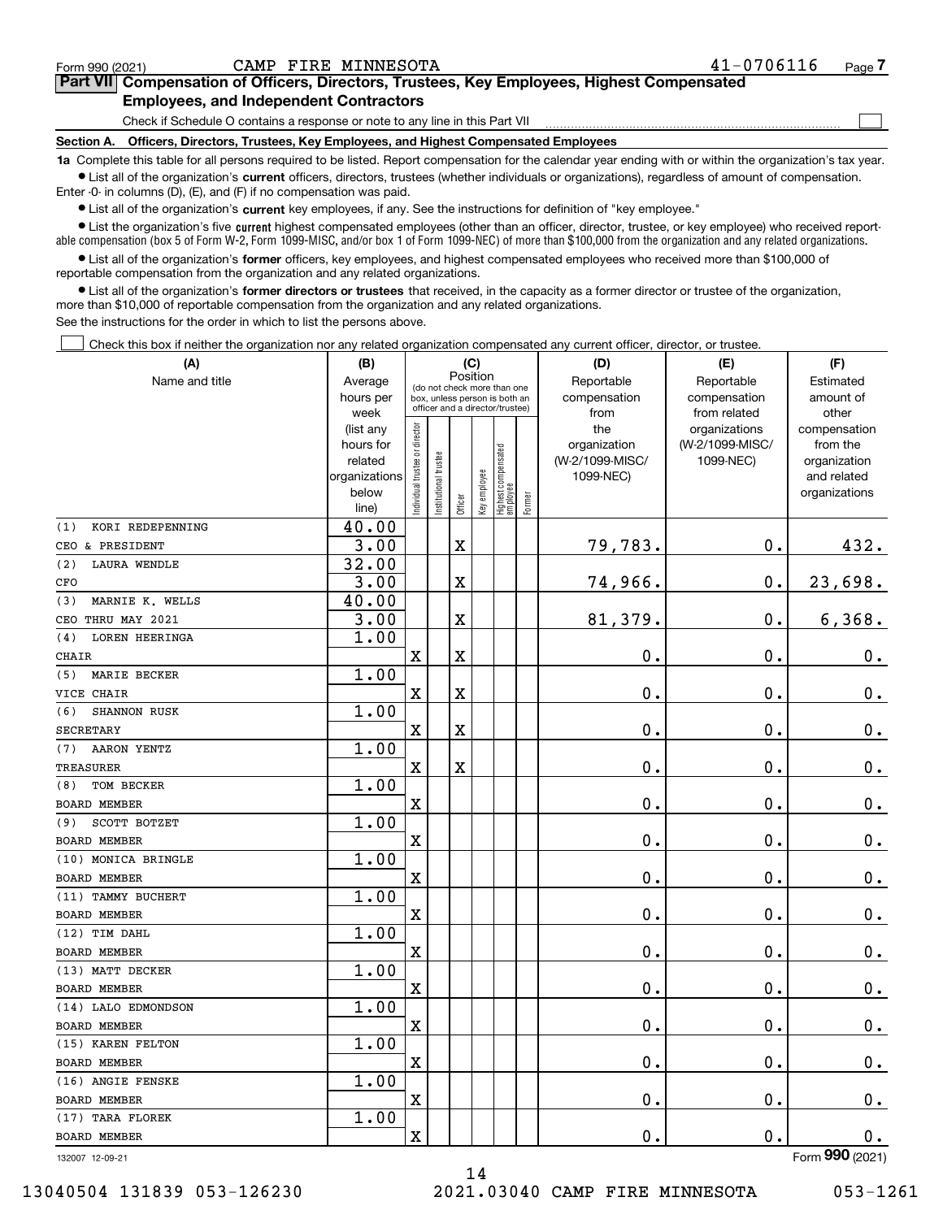Form 990 (2021) CAMP FIRE MINNESOTA 41-0706116 Page 7

**Part VII Compensation of Officers, Directors, Trustees, Key Employees, Highest Compensated Employees, and Independent Contractors**

Check if Schedule O contains a response or note to any line in this Part VII

**Section A. Officers, Directors, Trustees, Key Employees, and Highest Compensated Employees**

**1a** Complete this table for all persons required to be listed. Report compensation for the calendar year ending with or within the organization's tax year.

- List all of the organization's **current** officers, directors, trustees (whether individuals or organizations), regardless of amount of compensation. Enter -0- in columns (D), (E), and (F) if no compensation was paid.
- List all of the organization's **current** key employees, if any. See the instructions for definition of "key employee."
- List the organization's five **current** highest compensated employees (other than an officer, director, trustee, or key employee) who received reportable compensation (box 5 of Form W-2, Form 1099-MISC, and/or box 1 of Form 1099-NEC) of more than $100,000 from the organization and any related organizations.
- List all of the organization's **former** officers, key employees, and highest compensated employees who received more than $100,000 of reportable compensation from the organization and any related organizations.
- List all of the organization's **former directors or trustees** that received, in the capacity as a former director or trustee of the organization, more than $10,000 of reportable compensation from the organization and any related organizations.

See the instructions for the order in which to list the persons above.

Check this box if neither the organization nor any related organization compensated any current officer, director, or trustee.

| (A) Name and title | (B) Average hours per week (list any hours for related organizations below line) | (C) Position: Individual trustee or director | Institutional trustee | Officer | Key employee | Highest compensated employee | Former | (D) Reportable compensation from the organization (W-2/1099-MISC/1099-NEC) | (E) Reportable compensation from related organizations (W-2/1099-MISC/1099-NEC) | (F) Estimated amount of other compensation from the organization and related organizations |
|---|---|---|---|---|---|---|---|---|---|---|
| (1) KORI REDEPENNING<br>CEO & PRESIDENT | 40.00<br>3.00 | | | X | | | | 79,783. | 0. | 432. |
| (2) LAURA WENDLE<br>CFO | 32.00<br>3.00 | | | X | | | | 74,966. | 0. | 23,698. |
| (3) MARNIE K. WELLS<br>CEO THRU MAY 2021 | 40.00<br>3.00 | | | X | | | | 81,379. | 0. | 6,368. |
| (4) LOREN HEERINGA<br>CHAIR | 1.00 | X | | X | | | | 0. | 0. | 0. |
| (5) MARIE BECKER<br>VICE CHAIR | 1.00 | X | | X | | | | 0. | 0. | 0. |
| (6) SHANNON RUSK<br>SECRETARY | 1.00 | X | | X | | | | 0. | 0. | 0. |
| (7) AARON YENTZ<br>TREASURER | 1.00 | X | | X | | | | 0. | 0. | 0. |
| (8) TOM BECKER<br>BOARD MEMBER | 1.00 | X | | | | | | 0. | 0. | 0. |
| (9) SCOTT BOTZET<br>BOARD MEMBER | 1.00 | X | | | | | | 0. | 0. | 0. |
| (10) MONICA BRINGLE<br>BOARD MEMBER | 1.00 | X | | | | | | 0. | 0. | 0. |
| (11) TAMMY BUCHERT<br>BOARD MEMBER | 1.00 | X | | | | | | 0. | 0. | 0. |
| (12) TIM DAHL<br>BOARD MEMBER | 1.00 | X | | | | | | 0. | 0. | 0. |
| (13) MATT DECKER<br>BOARD MEMBER | 1.00 | X | | | | | | 0. | 0. | 0. |
| (14) LALO EDMONDSON<br>BOARD MEMBER | 1.00 | X | | | | | | 0. | 0. | 0. |
| (15) KAREN FELTON<br>BOARD MEMBER | 1.00 | X | | | | | | 0. | 0. | 0. |
| (16) ANGIE FENSKE<br>BOARD MEMBER | 1.00 | X | | | | | | 0. | 0. | 0. |
| (17) TARA FLOREK<br>BOARD MEMBER | 1.00 | X | | | | | | 0. | 0. | 0. |

132007 12-09-21 Form **990** (2021)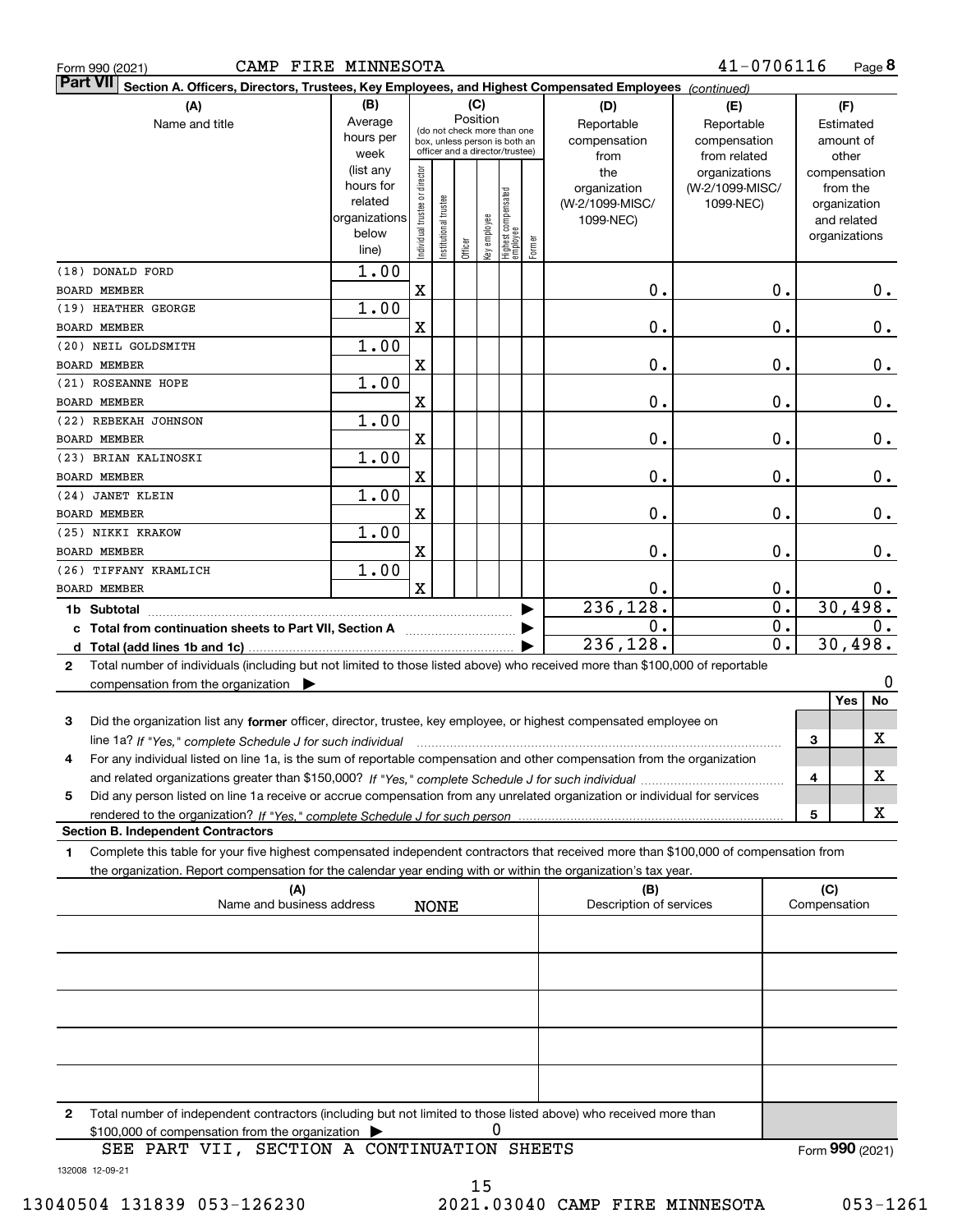Form 990 (2021) CAMP FIRE MINNESOTA 41-0706116 Page **8**

**Part VII** Section A. Officers, Directors, Trustees, Key Employees, and Highest Compensated Employees *(continued)*

| (A) Name and title | (B) Average hours per week (list any hours for related organizations below line) | (C) Position: Individual trustee or director | Institutional trustee | Officer | Key employee | Highest compensated employee | Former | (D) Reportable compensation from the organization (W-2/1099-MISC/ 1099-NEC) | (E) Reportable compensation from related organizations (W-2/1099-MISC/ 1099-NEC) | (F) Estimated amount of other compensation from the organization and related organizations |
|---|---|---|---|---|---|---|---|---|---|---|
| (18) DONALD FORD<br>BOARD MEMBER | 1.00 | X | | | | | | 0. | 0. | 0. |
| (19) HEATHER GEORGE<br>BOARD MEMBER | 1.00 | X | | | | | | 0. | 0. | 0. |
| (20) NEIL GOLDSMITH<br>BOARD MEMBER | 1.00 | X | | | | | | 0. | 0. | 0. |
| (21) ROSEANNE HOPE<br>BOARD MEMBER | 1.00 | X | | | | | | 0. | 0. | 0. |
| (22) REBEKAH JOHNSON<br>BOARD MEMBER | 1.00 | X | | | | | | 0. | 0. | 0. |
| (23) BRIAN KALINOSKI<br>BOARD MEMBER | 1.00 | X | | | | | | 0. | 0. | 0. |
| (24) JANET KLEIN<br>BOARD MEMBER | 1.00 | X | | | | | | 0. | 0. | 0. |
| (25) NIKKI KRAKOW<br>BOARD MEMBER | 1.00 | X | | | | | | 0. | 0. | 0. |
| (26) TIFFANY KRAMLICH<br>BOARD MEMBER | 1.00 | X | | | | | | 0. | 0. | 0. |
| **1b Subtotal** | | | | | | | | 236,128. | 0. | 30,498. |
| **c Total from continuation sheets to Part VII, Section A** | | | | | | | | 0. | 0. | 0. |
| **d Total (add lines 1b and 1c)** | | | | | | | | 236,128. | 0. | 30,498. |

**2** Total number of individuals (including but not limited to those listed above) who received more than $100,000 of reportable compensation from the organization ▶ 0

| | | | Yes | No |
|---|---|---|---|---|
| **3** | Did the organization list any **former** officer, director, trustee, key employee, or highest compensated employee on line 1a? *If "Yes," complete Schedule J for such individual* | 3 | | X |
| **4** | For any individual listed on line 1a, is the sum of reportable compensation and other compensation from the organization and related organizations greater than $150,000? *If "Yes," complete Schedule J for such individual* | 4 | | X |
| **5** | Did any person listed on line 1a receive or accrue compensation from any unrelated organization or individual for services rendered to the organization? *If "Yes," complete Schedule J for such person* | 5 | | X |

**Section B. Independent Contractors**

**1** Complete this table for your five highest compensated independent contractors that received more than $100,000 of compensation from the organization. Report compensation for the calendar year ending with or within the organization's tax year.

| (A) Name and business address | (B) Description of services | (C) Compensation |
|---|---|---|
| NONE | | |
| | | |
| | | |
| | | |
| | | |

**2** Total number of independent contractors (including but not limited to those listed above) who received more than $100,000 of compensation from the organization ▶ 0

SEE PART VII, SECTION A CONTINUATION SHEETS

Form **990** (2021)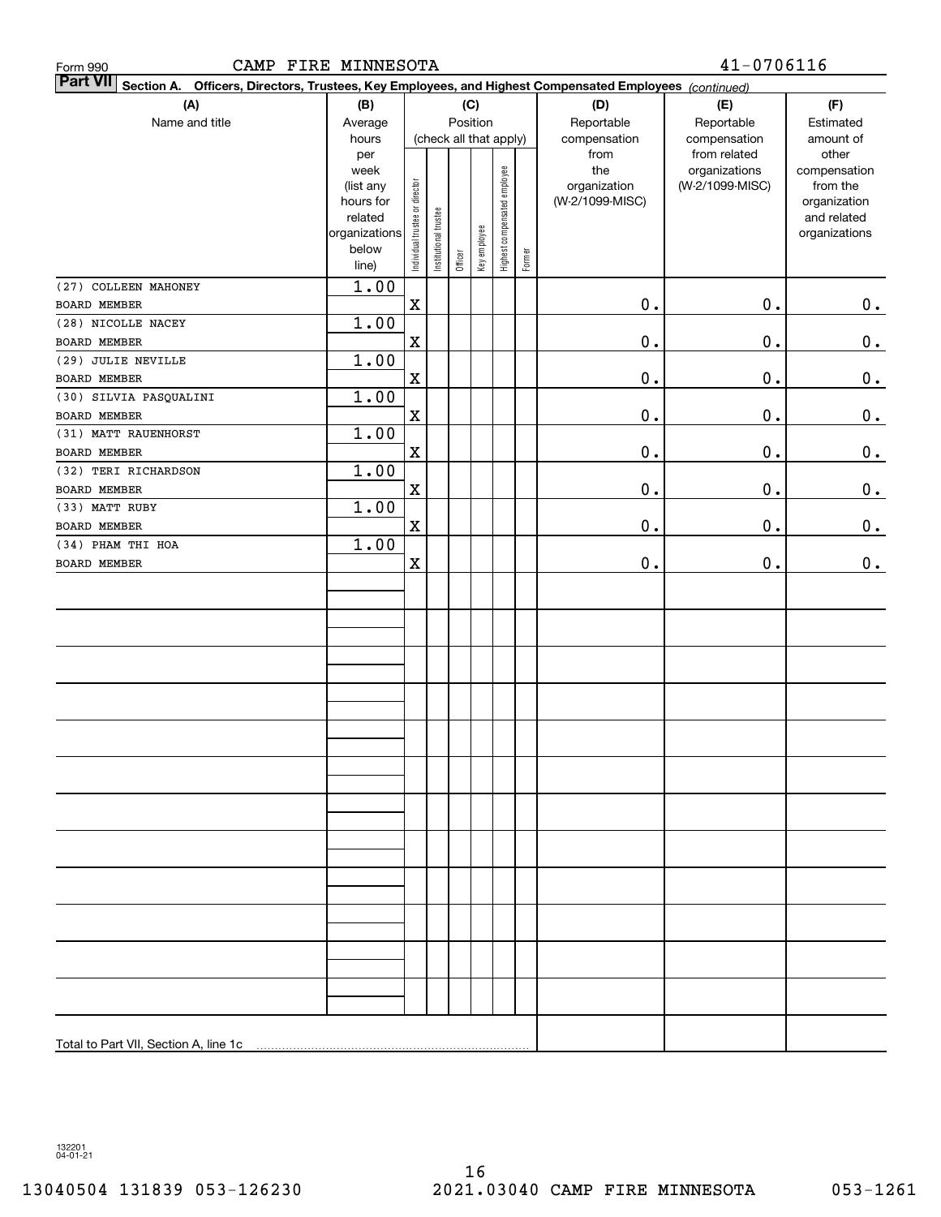Form 990 CAMP FIRE MINNESOTA 41-0706116

**Part VII** Section A. Officers, Directors, Trustees, Key Employees, and Highest Compensated Employees *(continued)*

| (A) Name and title | (B) Average hours per week (list any hours for related organizations below line) | (C) Position: Individual trustee or director | Institutional trustee | Officer | Key employee | Highest compensated employee | Former | (D) Reportable compensation from the organization (W-2/1099-MISC) | (E) Reportable compensation from related organizations (W-2/1099-MISC) | (F) Estimated amount of other compensation from the organization and related organizations |
|---|---|---|---|---|---|---|---|---|---|---|
| (27) COLLEEN MAHONEY<br>BOARD MEMBER | 1.00 | X | | | | | | 0. | 0. | 0. |
| (28) NICOLLE NACEY<br>BOARD MEMBER | 1.00 | X | | | | | | 0. | 0. | 0. |
| (29) JULIE NEVILLE<br>BOARD MEMBER | 1.00 | X | | | | | | 0. | 0. | 0. |
| (30) SILVIA PASQUALINI<br>BOARD MEMBER | 1.00 | X | | | | | | 0. | 0. | 0. |
| (31) MATT RAUENHORST<br>BOARD MEMBER | 1.00 | X | | | | | | 0. | 0. | 0. |
| (32) TERI RICHARDSON<br>BOARD MEMBER | 1.00 | X | | | | | | 0. | 0. | 0. |
| (33) MATT RUBY<br>BOARD MEMBER | 1.00 | X | | | | | | 0. | 0. | 0. |
| (34) PHAM THI HOA<br>BOARD MEMBER | 1.00 | X | | | | | | 0. | 0. | 0. |
| Total to Part VII, Section A, line 1c | | | | | | | | | | |

132201 04-01-21

13040504 131839 053-126230 2021.03040 CAMP FIRE MINNESOTA 053-1261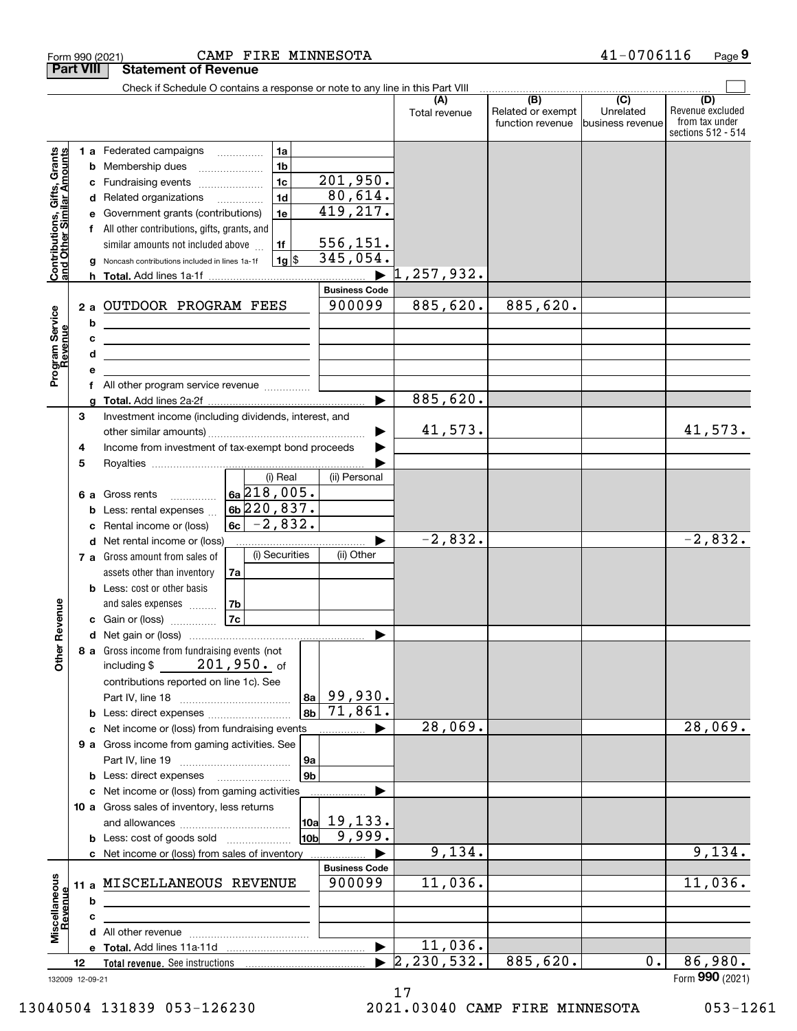Form 990 (2021) CAMP FIRE MINNESOTA 41-0706116 Page 9

## Part VIII Statement of Revenue

Check if Schedule O contains a response or note to any line in this Part VIII

| | | | | (A) Total revenue | (B) Related or exempt function revenue | (C) Unrelated business revenue | (D) Revenue excluded from tax under sections 512 - 514 |
|---|---|---|---|---|---|---|---|
| **Contributions, Gifts, Grants and Other Similar Amounts** | 1 a Federated campaigns | 1a | | | | | |
| | b Membership dues | 1b | | | | | |
| | c Fundraising events | 1c | 201,950. | | | | |
| | d Related organizations | 1d | 80,614. | | | | |
| | e Government grants (contributions) | 1e | 419,217. | | | | |
| | f All other contributions, gifts, grants, and similar amounts not included above | 1f | 556,151. | | | | |
| | g Noncash contributions included in lines 1a-1f | 1g $ | 345,054. | | | | |
| | h **Total.** Add lines 1a-1f | | | 1,257,932. | | | |
| **Program Service Revenue** | | | **Business Code** | | | | |
| | 2 a OUTDOOR PROGRAM FEES | | 900099 | 885,620. | 885,620. | | |
| | b | | | | | | |
| | c | | | | | | |
| | d | | | | | | |
| | e | | | | | | |
| | f All other program service revenue | | | | | | |
| | g **Total.** Add lines 2a-2f | | | 885,620. | | | |
| **Other Revenue** | 3 Investment income (including dividends, interest, and other similar amounts) | | | 41,573. | | | 41,573. |
| | 4 Income from investment of tax-exempt bond proceeds | | | | | | |
| | 5 Royalties | | | | | | |
| | | | (i) Real / (ii) Personal | | | | |
| | 6 a Gross rents | 6a | 218,005. | | | | |
| | b Less: rental expenses | 6b | 220,837. | | | | |
| | c Rental income or (loss) | 6c | -2,832. | | | | |
| | d Net rental income or (loss) | | | -2,832. | | | -2,832. |
| | | | (i) Securities / (ii) Other | | | | |
| | 7 a Gross amount from sales of assets other than inventory | 7a | | | | | |
| | b Less: cost or other basis and sales expenses | 7b | | | | | |
| | c Gain or (loss) | 7c | | | | | |
| | d Net gain or (loss) | | | | | | |
| | 8 a Gross income from fundraising events (not including $ 201,950. of contributions reported on line 1c). See Part IV, line 18 | 8a | 99,930. | | | | |
| | b Less: direct expenses | 8b | 71,861. | | | | |
| | c Net income or (loss) from fundraising events | | | 28,069. | | | 28,069. |
| | 9 a Gross income from gaming activities. See Part IV, line 19 | 9a | | | | | |
| | b Less: direct expenses | 9b | | | | | |
| | c Net income or (loss) from gaming activities | | | | | | |
| | 10 a Gross sales of inventory, less returns and allowances | 10a | 19,133. | | | | |
| | b Less: cost of goods sold | 10b | 9,999. | | | | |
| | c Net income or (loss) from sales of inventory | | | 9,134. | | | 9,134. |
| **Miscellaneous Revenue** | | | **Business Code** | | | | |
| | 11 a MISCELLANEOUS REVENUE | | 900099 | 11,036. | | | 11,036. |
| | b | | | | | | |
| | c | | | | | | |
| | d All other revenue | | | | | | |
| | e **Total.** Add lines 11a-11d | | | 11,036. | | | |
| | 12 **Total revenue.** See instructions | | | 2,230,532. | 885,620. | 0. | 86,980. |

132009 12-09-21 Form **990** (2021)

13040504 131839 053-126230 2021.03040 CAMP FIRE MINNESOTA 053-1261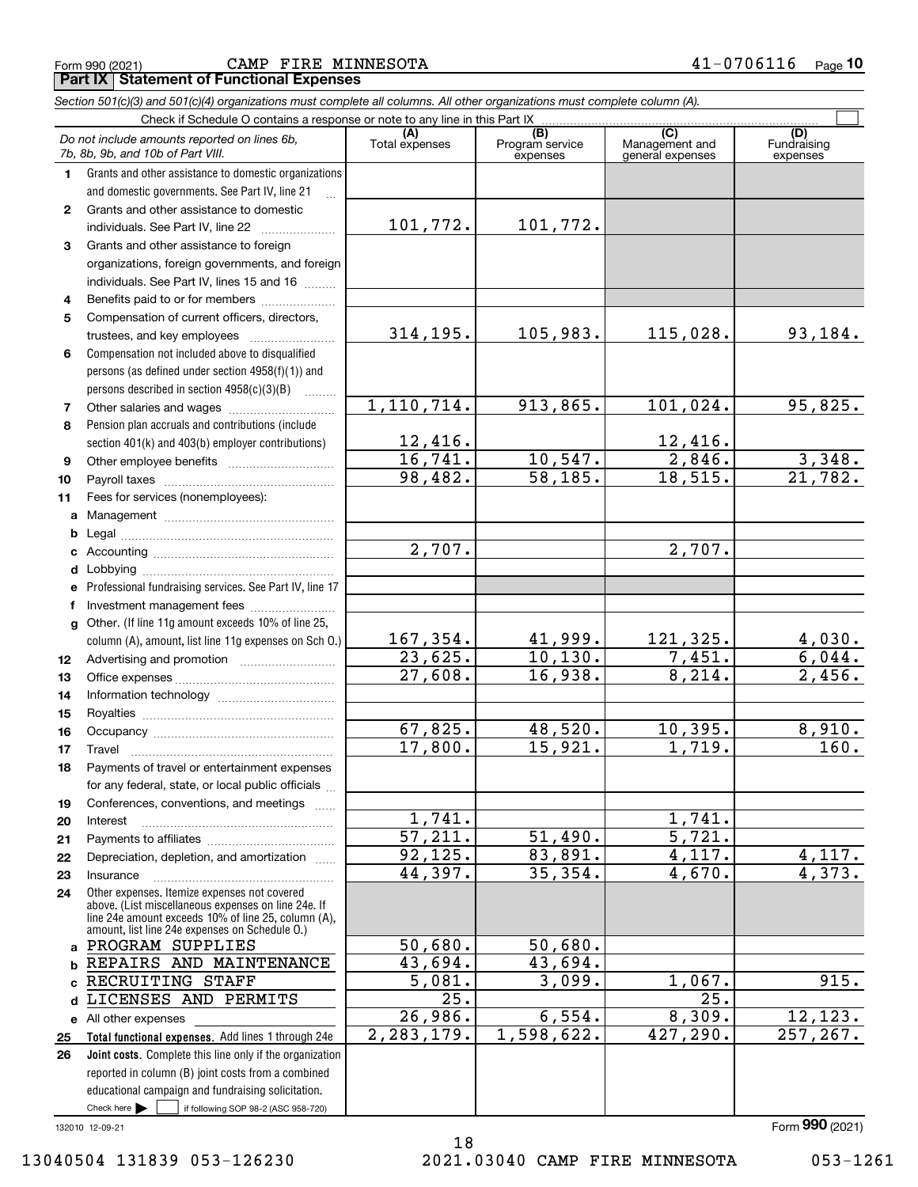Form 990 (2021) CAMP FIRE MINNESOTA 41-0706116 Page **10**

## Part IX Statement of Functional Expenses

*Section 501(c)(3) and 501(c)(4) organizations must complete all columns. All other organizations must complete column (A).*

Check if Schedule O contains a response or note to any line in this Part IX ☐

| | *Do not include amounts reported on lines 6b, 7b, 8b, 9b, and 10b of Part VIII.* | (A) Total expenses | (B) Program service expenses | (C) Management and general expenses | (D) Fundraising expenses |
|---|---|---|---|---|---|
| 1 | Grants and other assistance to domestic organizations and domestic governments. See Part IV, line 21 | | | | |
| 2 | Grants and other assistance to domestic individuals. See Part IV, line 22 | 101,772. | 101,772. | | |
| 3 | Grants and other assistance to foreign organizations, foreign governments, and foreign individuals. See Part IV, lines 15 and 16 | | | | |
| 4 | Benefits paid to or for members | | | | |
| 5 | Compensation of current officers, directors, trustees, and key employees | 314,195. | 105,983. | 115,028. | 93,184. |
| 6 | Compensation not included above to disqualified persons (as defined under section 4958(f)(1)) and persons described in section 4958(c)(3)(B) | | | | |
| 7 | Other salaries and wages | 1,110,714. | 913,865. | 101,024. | 95,825. |
| 8 | Pension plan accruals and contributions (include section 401(k) and 403(b) employer contributions) | 12,416. | | 12,416. | |
| 9 | Other employee benefits | 16,741. | 10,547. | 2,846. | 3,348. |
| 10 | Payroll taxes | 98,482. | 58,185. | 18,515. | 21,782. |
| 11 | Fees for services (nonemployees): | | | | |
| a | Management | | | | |
| b | Legal | | | | |
| c | Accounting | 2,707. | | 2,707. | |
| d | Lobbying | | | | |
| e | Professional fundraising services. See Part IV, line 17 | | | | |
| f | Investment management fees | | | | |
| g | Other. (If line 11g amount exceeds 10% of line 25, column (A), amount, list line 11g expenses on Sch O.) | 167,354. | 41,999. | 121,325. | 4,030. |
| 12 | Advertising and promotion | 23,625. | 10,130. | 7,451. | 6,044. |
| 13 | Office expenses | 27,608. | 16,938. | 8,214. | 2,456. |
| 14 | Information technology | | | | |
| 15 | Royalties | | | | |
| 16 | Occupancy | 67,825. | 48,520. | 10,395. | 8,910. |
| 17 | Travel | 17,800. | 15,921. | 1,719. | 160. |
| 18 | Payments of travel or entertainment expenses for any federal, state, or local public officials | | | | |
| 19 | Conferences, conventions, and meetings | | | | |
| 20 | Interest | 1,741. | | 1,741. | |
| 21 | Payments to affiliates | 57,211. | 51,490. | 5,721. | |
| 22 | Depreciation, depletion, and amortization | 92,125. | 83,891. | 4,117. | 4,117. |
| 23 | Insurance | 44,397. | 35,354. | 4,670. | 4,373. |
| 24 | Other expenses. Itemize expenses not covered above. (List miscellaneous expenses on line 24e. If line 24e amount exceeds 10% of line 25, column (A), amount, list line 24e expenses on Schedule O.) | | | | |
| a | PROGRAM SUPPLIES | 50,680. | 50,680. | | |
| b | REPAIRS AND MAINTENANCE | 43,694. | 43,694. | | |
| c | RECRUITING STAFF | 5,081. | 3,099. | 1,067. | 915. |
| d | LICENSES AND PERMITS | 25. | | 25. | |
| e | All other expenses | 26,986. | 6,554. | 8,309. | 12,123. |
| 25 | **Total functional expenses.** Add lines 1 through 24e | 2,283,179. | 1,598,622. | 427,290. | 257,267. |
| 26 | **Joint costs.** Complete this line only if the organization reported in column (B) joint costs from a combined educational campaign and fundraising solicitation. Check here ☐ if following SOP 98-2 (ASC 958-720) | | | | |

132010 12-09-21 Form **990** (2021)

13040504 131839 053-126230 2021.03040 CAMP FIRE MINNESOTA 053-1261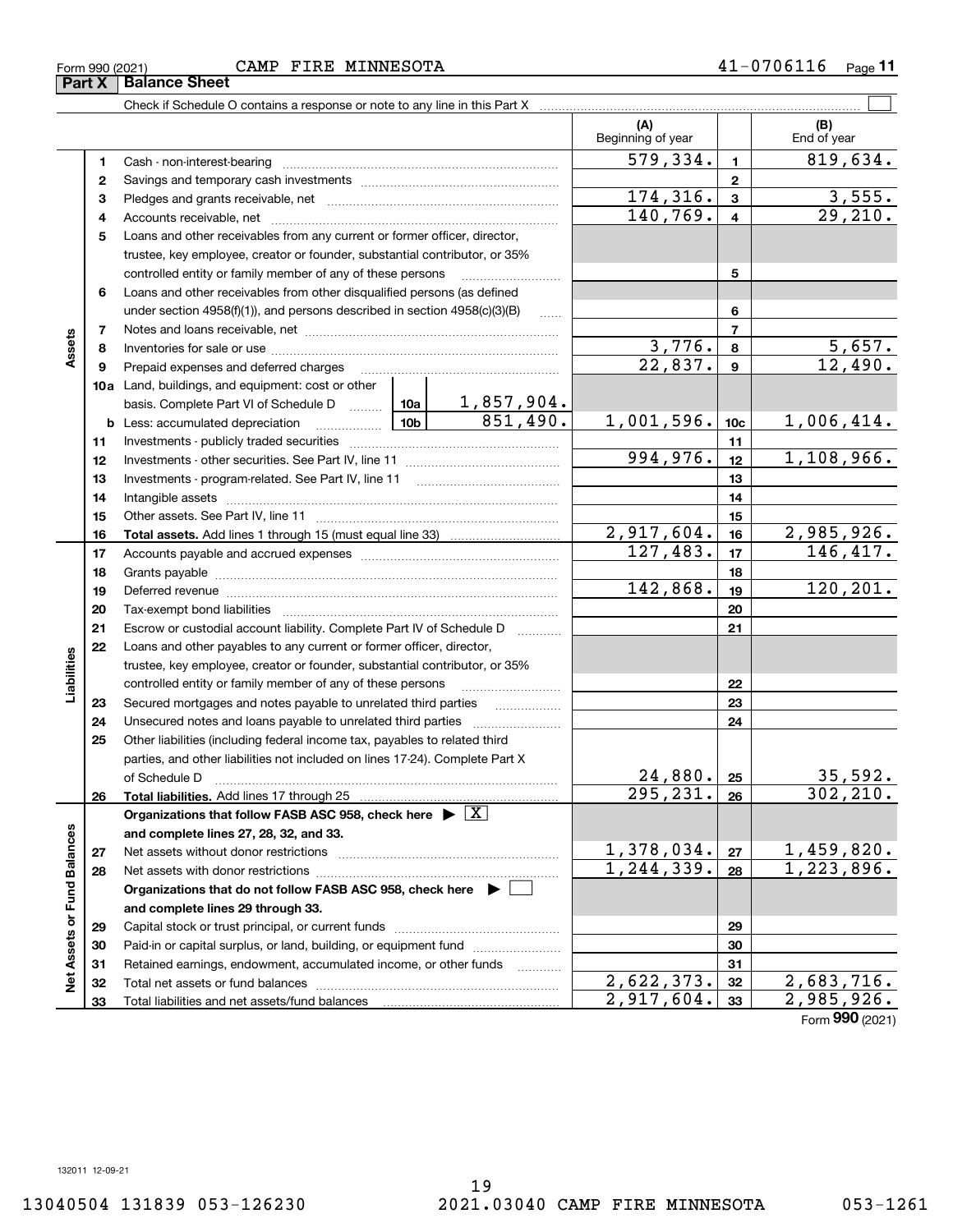Form 990 (2021) CAMP FIRE MINNESOTA 41-0706116

## Part X Balance Sheet

Check if Schedule O contains a response or note to any line in this Part X

| | | | (A) Beginning of year | | (B) End of year |
|---|---|---|---|---|---|
| Assets | 1 | Cash - non-interest-bearing | 579,334. | 1 | 819,634. |
| | 2 | Savings and temporary cash investments | | 2 | |
| | 3 | Pledges and grants receivable, net | 174,316. | 3 | 3,555. |
| | 4 | Accounts receivable, net | 140,769. | 4 | 29,210. |
| | 5 | Loans and other receivables from any current or former officer, director, trustee, key employee, creator or founder, substantial contributor, or 35% controlled entity or family member of any of these persons | | 5 | |
| | 6 | Loans and other receivables from other disqualified persons (as defined under section 4958(f)(1)), and persons described in section 4958(c)(3)(B) | | 6 | |
| | 7 | Notes and loans receivable, net | | 7 | |
| | 8 | Inventories for sale or use | 3,776. | 8 | 5,657. |
| | 9 | Prepaid expenses and deferred charges | 22,837. | 9 | 12,490. |
| | 10a | Land, buildings, and equipment: cost or other basis. Complete Part VI of Schedule D — 10a: 1,857,904. | | | |
| | b | Less: accumulated depreciation — 10b: 851,490. | 1,001,596. | 10c | 1,006,414. |
| | 11 | Investments - publicly traded securities | | 11 | |
| | 12 | Investments - other securities. See Part IV, line 11 | 994,976. | 12 | 1,108,966. |
| | 13 | Investments - program-related. See Part IV, line 11 | | 13 | |
| | 14 | Intangible assets | | 14 | |
| | 15 | Other assets. See Part IV, line 11 | | 15 | |
| | 16 | **Total assets.** Add lines 1 through 15 (must equal line 33) | 2,917,604. | 16 | 2,985,926. |
| Liabilities | 17 | Accounts payable and accrued expenses | 127,483. | 17 | 146,417. |
| | 18 | Grants payable | | 18 | |
| | 19 | Deferred revenue | 142,868. | 19 | 120,201. |
| | 20 | Tax-exempt bond liabilities | | 20 | |
| | 21 | Escrow or custodial account liability. Complete Part IV of Schedule D | | 21 | |
| | 22 | Loans and other payables to any current or former officer, director, trustee, key employee, creator or founder, substantial contributor, or 35% controlled entity or family member of any of these persons | | 22 | |
| | 23 | Secured mortgages and notes payable to unrelated third parties | | 23 | |
| | 24 | Unsecured notes and loans payable to unrelated third parties | | 24 | |
| | 25 | Other liabilities (including federal income tax, payables to related third parties, and other liabilities not included on lines 17-24). Complete Part X of Schedule D | 24,880. | 25 | 35,592. |
| | 26 | **Total liabilities.** Add lines 17 through 25 | 295,231. | 26 | 302,210. |
| Net Assets or Fund Balances | | **Organizations that follow FASB ASC 958, check here** ▶ [X] **and complete lines 27, 28, 32, and 33.** | | | |
| | 27 | Net assets without donor restrictions | 1,378,034. | 27 | 1,459,820. |
| | 28 | Net assets with donor restrictions | 1,244,339. | 28 | 1,223,896. |
| | | **Organizations that do not follow FASB ASC 958, check here** ▶ [ ] **and complete lines 29 through 33.** | | | |
| | 29 | Capital stock or trust principal, or current funds | | 29 | |
| | 30 | Paid-in or capital surplus, or land, building, or equipment fund | | 30 | |
| | 31 | Retained earnings, endowment, accumulated income, or other funds | | 31 | |
| | 32 | Total net assets or fund balances | 2,622,373. | 32 | 2,683,716. |
| | 33 | Total liabilities and net assets/fund balances | 2,917,604. | 33 | 2,985,926. |

Form 990 (2021)

132011 12-09-21

13040504 131839 053-126230 2021.03040 CAMP FIRE MINNESOTA 053-1261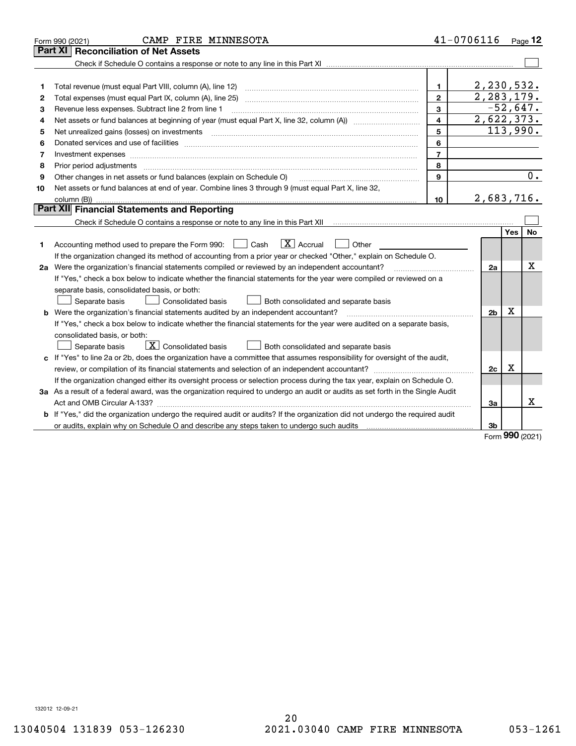Form 990 (2021) CAMP FIRE MINNESOTA 41-0706116 Page 12

## Part XI Reconciliation of Net Assets

Check if Schedule O contains a response or note to any line in this Part XI ☐

| | | | |
|---|---|---|---|
| 1 | Total revenue (must equal Part VIII, column (A), line 12) | 1 | 2,230,532. |
| 2 | Total expenses (must equal Part IX, column (A), line 25) | 2 | 2,283,179. |
| 3 | Revenue less expenses. Subtract line 2 from line 1 | 3 | -52,647. |
| 4 | Net assets or fund balances at beginning of year (must equal Part X, line 32, column (A)) | 4 | 2,622,373. |
| 5 | Net unrealized gains (losses) on investments | 5 | 113,990. |
| 6 | Donated services and use of facilities | 6 | |
| 7 | Investment expenses | 7 | |
| 8 | Prior period adjustments | 8 | |
| 9 | Other changes in net assets or fund balances (explain on Schedule O) | 9 | 0. |
| 10 | Net assets or fund balances at end of year. Combine lines 3 through 9 (must equal Part X, line 32, column (B)) | 10 | 2,683,716. |

## Part XII Financial Statements and Reporting

Check if Schedule O contains a response or note to any line in this Part XII ☐

| | | | Yes | No |
|---|---|---|---|---|
| 1 | Accounting method used to prepare the Form 990: ☐ Cash ☒ Accrual ☐ Other<br>If the organization changed its method of accounting from a prior year or checked "Other," explain on Schedule O. | | | |
| 2a | Were the organization's financial statements compiled or reviewed by an independent accountant?<br>If "Yes," check a box below to indicate whether the financial statements for the year were compiled or reviewed on a separate basis, consolidated basis, or both:<br>☐ Separate basis ☐ Consolidated basis ☐ Both consolidated and separate basis | 2a | | X |
| b | Were the organization's financial statements audited by an independent accountant?<br>If "Yes," check a box below to indicate whether the financial statements for the year were audited on a separate basis, consolidated basis, or both:<br>☐ Separate basis ☒ Consolidated basis ☐ Both consolidated and separate basis | 2b | X | |
| c | If "Yes" to line 2a or 2b, does the organization have a committee that assumes responsibility for oversight of the audit, review, or compilation of its financial statements and selection of an independent accountant?<br>If the organization changed either its oversight process or selection process during the tax year, explain on Schedule O. | 2c | X | |
| 3a | As a result of a federal award, was the organization required to undergo an audit or audits as set forth in the Single Audit Act and OMB Circular A-133? | 3a | | X |
| b | If "Yes," did the organization undergo the required audit or audits? If the organization did not undergo the required audit or audits, explain why on Schedule O and describe any steps taken to undergo such audits | 3b | | |

Form **990** (2021)

132012 12-09-21

13040504 131839 053-126230 2021.03040 CAMP FIRE MINNESOTA 053-1261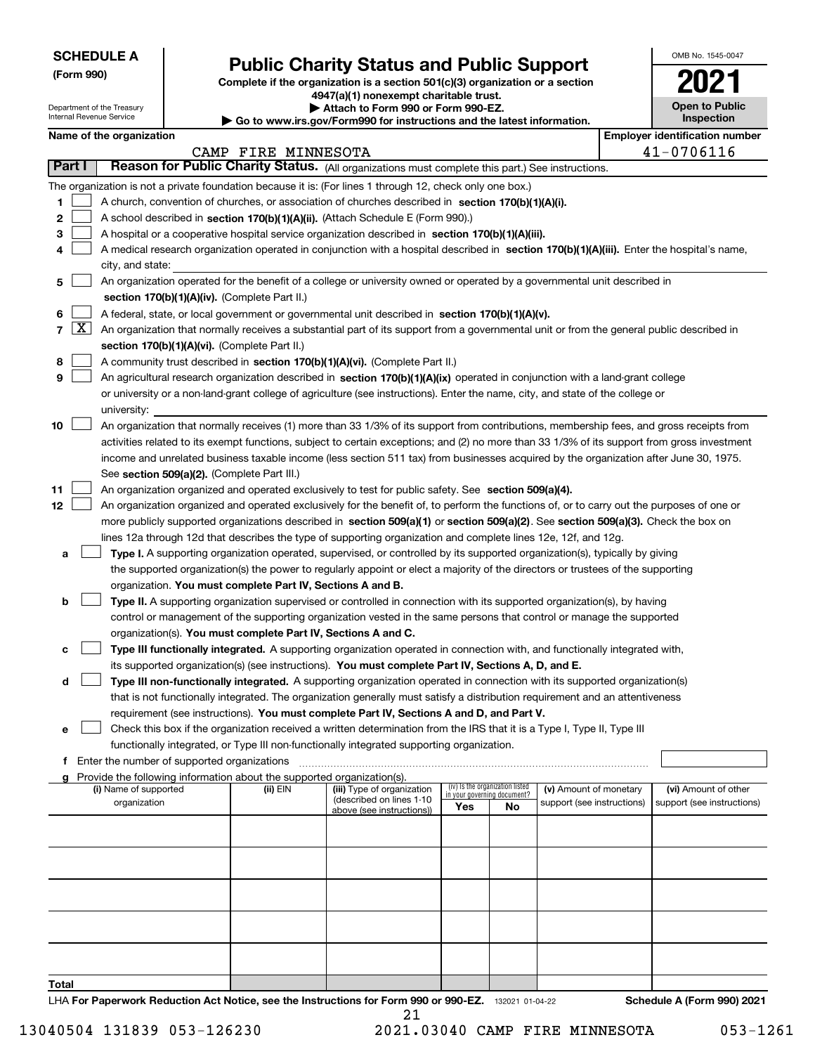**SCHEDULE A**
**(Form 990)**

Department of the Treasury
Internal Revenue Service

# Public Charity Status and Public Support

**Complete if the organization is a section 501(c)(3) organization or a section 4947(a)(1) nonexempt charitable trust.**
**▶ Attach to Form 990 or Form 990-EZ.**
**▶ Go to www.irs.gov/Form990 for instructions and the latest information.**

OMB No. 1545-0047

**2021**

**Open to Public Inspection**

**Name of the organization**
CAMP FIRE MINNESOTA

**Employer identification number**
41-0706116

## Part I Reason for Public Charity Status. (All organizations must complete this part.) See instructions.

The organization is not a private foundation because it is: (For lines 1 through 12, check only one box.)

1 ☐ A church, convention of churches, or association of churches described in **section 170(b)(1)(A)(i).**

2 ☐ A school described in **section 170(b)(1)(A)(ii).** (Attach Schedule E (Form 990).)

3 ☐ A hospital or a cooperative hospital service organization described in **section 170(b)(1)(A)(iii).**

4 ☐ A medical research organization operated in conjunction with a hospital described in **section 170(b)(1)(A)(iii).** Enter the hospital's name, city, and state:

5 ☐ An organization operated for the benefit of a college or university owned or operated by a governmental unit described in **section 170(b)(1)(A)(iv).** (Complete Part II.)

6 ☐ A federal, state, or local government or governmental unit described in **section 170(b)(1)(A)(v).**

7 ☒ An organization that normally receives a substantial part of its support from a governmental unit or from the general public described in **section 170(b)(1)(A)(vi).** (Complete Part II.)

8 ☐ A community trust described in **section 170(b)(1)(A)(vi).** (Complete Part II.)

9 ☐ An agricultural research organization described in **section 170(b)(1)(A)(ix)** operated in conjunction with a land-grant college or university or a non-land-grant college of agriculture (see instructions). Enter the name, city, and state of the college or university:

10 ☐ An organization that normally receives (1) more than 33 1/3% of its support from contributions, membership fees, and gross receipts from activities related to its exempt functions, subject to certain exceptions; and (2) no more than 33 1/3% of its support from gross investment income and unrelated business taxable income (less section 511 tax) from businesses acquired by the organization after June 30, 1975. See **section 509(a)(2).** (Complete Part III.)

11 ☐ An organization organized and operated exclusively to test for public safety. See **section 509(a)(4).**

12 ☐ An organization organized and operated exclusively for the benefit of, to perform the functions of, or to carry out the purposes of one or more publicly supported organizations described in **section 509(a)(1)** or **section 509(a)(2)**. See **section 509(a)(3).** Check the box on lines 12a through 12d that describes the type of supporting organization and complete lines 12e, 12f, and 12g.

**a** ☐ **Type I.** A supporting organization operated, supervised, or controlled by its supported organization(s), typically by giving the supported organization(s) the power to regularly appoint or elect a majority of the directors or trustees of the supporting organization. **You must complete Part IV, Sections A and B.**

**b** ☐ **Type II.** A supporting organization supervised or controlled in connection with its supported organization(s), by having control or management of the supporting organization vested in the same persons that control or manage the supported organization(s). **You must complete Part IV, Sections A and C.**

**c** ☐ **Type III functionally integrated.** A supporting organization operated in connection with, and functionally integrated with, its supported organization(s) (see instructions). **You must complete Part IV, Sections A, D, and E.**

**d** ☐ **Type III non-functionally integrated.** A supporting organization operated in connection with its supported organization(s) that is not functionally integrated. The organization generally must satisfy a distribution requirement and an attentiveness requirement (see instructions). **You must complete Part IV, Sections A and D, and Part V.**

**e** ☐ Check this box if the organization received a written determination from the IRS that it is a Type I, Type II, Type III functionally integrated, or Type III non-functionally integrated supporting organization.

**f** Enter the number of supported organizations

**g** Provide the following information about the supported organization(s).

| (i) Name of supported organization | (ii) EIN | (iii) Type of organization (described on lines 1-10 above (see instructions)) | (iv) Is the organization listed in your governing document? Yes | No | (v) Amount of monetary support (see instructions) | (vi) Amount of other support (see instructions) |
|---|---|---|---|---|---|---|
| | | | | | | |
| | | | | | | |
| | | | | | | |
| | | | | | | |
| | | | | | | |
| **Total** | | | | | | |

LHA **For Paperwork Reduction Act Notice, see the Instructions for Form 990 or 990-EZ.** 132021 01-04-22 **Schedule A (Form 990) 2021**

13040504 131839 053-126230 2021.03040 CAMP FIRE MINNESOTA 053-1261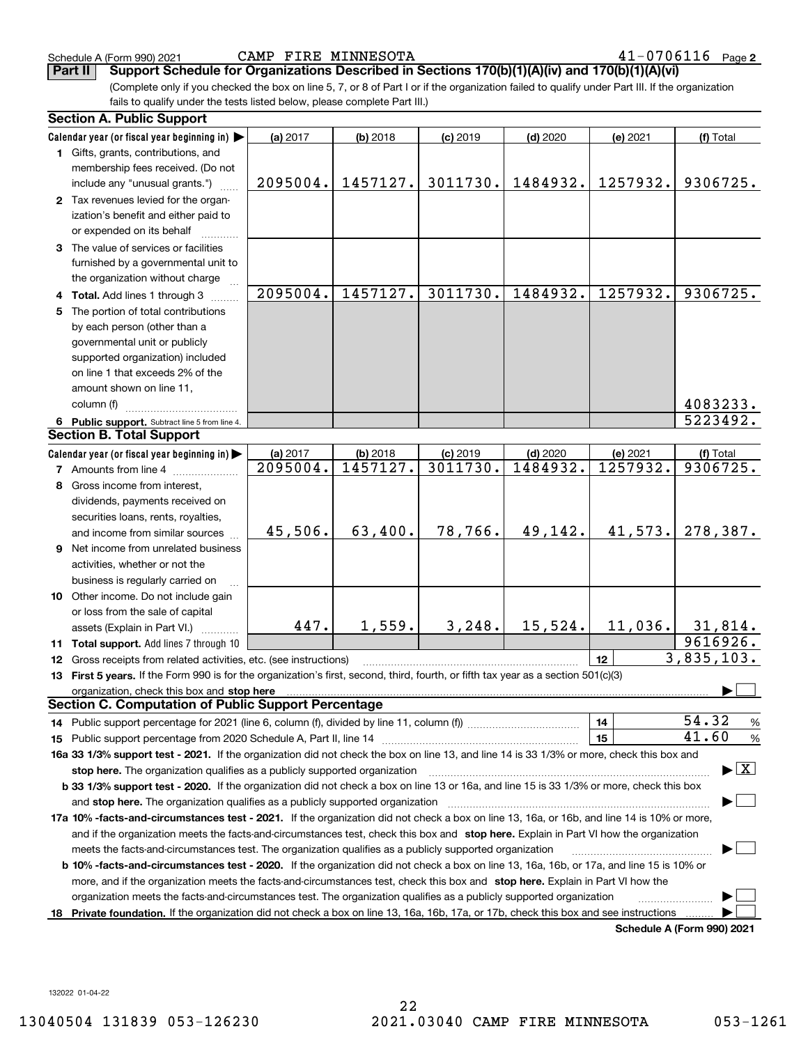Schedule A (Form 990) 2021 CAMP FIRE MINNESOTA 41-0706116 Page 2

**Part II Support Schedule for Organizations Described in Sections 170(b)(1)(A)(iv) and 170(b)(1)(A)(vi)**

(Complete only if you checked the box on line 5, 7, or 8 of Part I or if the organization failed to qualify under Part III. If the organization fails to qualify under the tests listed below, please complete Part III.)

## Section A. Public Support

| Calendar year (or fiscal year beginning in) ▶ | (a) 2017 | (b) 2018 | (c) 2019 | (d) 2020 | (e) 2021 | (f) Total |
|---|---|---|---|---|---|---|
| **1** Gifts, grants, contributions, and membership fees received. (Do not include any "unusual grants.") | 2095004. | 1457127. | 3011730. | 1484932. | 1257932. | 9306725. |
| **2** Tax revenues levied for the organization's benefit and either paid to or expended on its behalf | | | | | | |
| **3** The value of services or facilities furnished by a governmental unit to the organization without charge | | | | | | |
| **4 Total.** Add lines 1 through 3 | 2095004. | 1457127. | 3011730. | 1484932. | 1257932. | 9306725. |
| **5** The portion of total contributions by each person (other than a governmental unit or publicly supported organization) included on line 1 that exceeds 2% of the amount shown on line 11, column (f) | | | | | | 4083233. |
| **6 Public support.** Subtract line 5 from line 4. | | | | | | 5223492. |

## Section B. Total Support

| Calendar year (or fiscal year beginning in) ▶ | (a) 2017 | (b) 2018 | (c) 2019 | (d) 2020 | (e) 2021 | (f) Total |
|---|---|---|---|---|---|---|
| **7** Amounts from line 4 | 2095004. | 1457127. | 3011730. | 1484932. | 1257932. | 9306725. |
| **8** Gross income from interest, dividends, payments received on securities loans, rents, royalties, and income from similar sources | 45,506. | 63,400. | 78,766. | 49,142. | 41,573. | 278,387. |
| **9** Net income from unrelated business activities, whether or not the business is regularly carried on | | | | | | |
| **10** Other income. Do not include gain or loss from the sale of capital assets (Explain in Part VI.) | 447. | 1,559. | 3,248. | 15,524. | 11,036. | 31,814. |
| **11 Total support.** Add lines 7 through 10 | | | | | | 9616926. |

**12** Gross receipts from related activities, etc. (see instructions) ..... **12** 3,835,103.

**13 First 5 years.** If the Form 990 is for the organization's first, second, third, fourth, or fifth tax year as a section 501(c)(3) organization, check this box and **stop here** ▶ ☐

## Section C. Computation of Public Support Percentage

**14** Public support percentage for 2021 (line 6, column (f), divided by line 11, column (f)) ..... **14** 54.32 %

**15** Public support percentage from 2020 Schedule A, Part II, line 14 ..... **15** 41.60 %

**16a 33 1/3% support test - 2021.** If the organization did not check the box on line 13, and line 14 is 33 1/3% or more, check this box and **stop here.** The organization qualifies as a publicly supported organization ▶ ☒

**b 33 1/3% support test - 2020.** If the organization did not check a box on line 13 or 16a, and line 15 is 33 1/3% or more, check this box and **stop here.** The organization qualifies as a publicly supported organization ▶ ☐

**17a 10% -facts-and-circumstances test - 2021.** If the organization did not check a box on line 13, 16a, or 16b, and line 14 is 10% or more, and if the organization meets the facts-and-circumstances test, check this box and **stop here.** Explain in Part VI how the organization meets the facts-and-circumstances test. The organization qualifies as a publicly supported organization ▶ ☐

**b 10% -facts-and-circumstances test - 2020.** If the organization did not check a box on line 13, 16a, 16b, or 17a, and line 15 is 10% or more, and if the organization meets the facts-and-circumstances test, check this box and **stop here.** Explain in Part VI how the organization meets the facts-and-circumstances test. The organization qualifies as a publicly supported organization ▶ ☐

**18 Private foundation.** If the organization did not check a box on line 13, 16a, 16b, 17a, or 17b, check this box and see instructions ▶ ☐

**Schedule A (Form 990) 2021**

132022 01-04-22

13040504 131839 053-126230 2021.03040 CAMP FIRE MINNESOTA 053-1261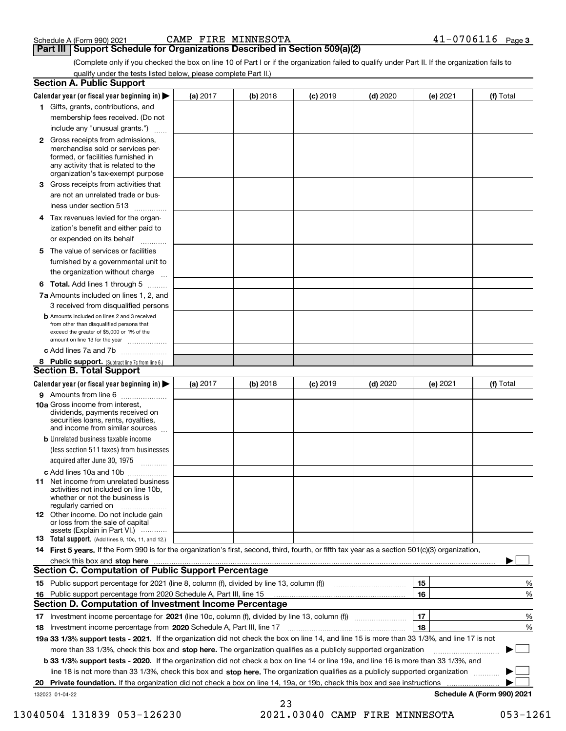Schedule A (Form 990) 2021 CAMP FIRE MINNESOTA 41-0706116 Page 3

## Part III Support Schedule for Organizations Described in Section 509(a)(2)

(Complete only if you checked the box on line 10 of Part I or if the organization failed to qualify under Part II. If the organization fails to qualify under the tests listed below, please complete Part II.)

### Section A. Public Support

| Calendar year (or fiscal year beginning in) ▶ | (a) 2017 | (b) 2018 | (c) 2019 | (d) 2020 | (e) 2021 | (f) Total |
|---|---|---|---|---|---|---|
| 1 Gifts, grants, contributions, and membership fees received. (Do not include any "unusual grants.") | | | | | | |
| 2 Gross receipts from admissions, merchandise sold or services performed, or facilities furnished in any activity that is related to the organization's tax-exempt purpose | | | | | | |
| 3 Gross receipts from activities that are not an unrelated trade or business under section 513 | | | | | | |
| 4 Tax revenues levied for the organization's benefit and either paid to or expended on its behalf | | | | | | |
| 5 The value of services or facilities furnished by a governmental unit to the organization without charge | | | | | | |
| 6 Total. Add lines 1 through 5 | | | | | | |
| 7a Amounts included on lines 1, 2, and 3 received from disqualified persons | | | | | | |
| b Amounts included on lines 2 and 3 received from other than disqualified persons that exceed the greater of $5,000 or 1% of the amount on line 13 for the year | | | | | | |
| c Add lines 7a and 7b | | | | | | |
| 8 Public support. (Subtract line 7c from line 6.) | | | | | | |

### Section B. Total Support

| Calendar year (or fiscal year beginning in) ▶ | (a) 2017 | (b) 2018 | (c) 2019 | (d) 2020 | (e) 2021 | (f) Total |
|---|---|---|---|---|---|---|
| 9 Amounts from line 6 | | | | | | |
| 10a Gross income from interest, dividends, payments received on securities loans, rents, royalties, and income from similar sources | | | | | | |
| b Unrelated business taxable income (less section 511 taxes) from businesses acquired after June 30, 1975 | | | | | | |
| c Add lines 10a and 10b | | | | | | |
| 11 Net income from unrelated business activities not included on line 10b, whether or not the business is regularly carried on | | | | | | |
| 12 Other income. Do not include gain or loss from the sale of capital assets (Explain in Part VI.) | | | | | | |
| 13 Total support. (Add lines 9, 10c, 11, and 12.) | | | | | | |

**14 First 5 years.** If the Form 990 is for the organization's first, second, third, fourth, or fifth tax year as a section 501(c)(3) organization, check this box and **stop here** ▶ ☐

### Section C. Computation of Public Support Percentage

| | | | |
|---|---|---|---|
| 15 | Public support percentage for 2021 (line 8, column (f), divided by line 13, column (f)) | 15 | % |
| 16 | Public support percentage from 2020 Schedule A, Part III, line 15 | 16 | % |

### Section D. Computation of Investment Income Percentage

| | | | |
|---|---|---|---|
| 17 | Investment income percentage for **2021** (line 10c, column (f), divided by line 13, column (f)) | 17 | % |
| 18 | Investment income percentage from **2020** Schedule A, Part III, line 17 | 18 | % |

**19a 33 1/3% support tests - 2021.** If the organization did not check the box on line 14, and line 15 is more than 33 1/3%, and line 17 is not more than 33 1/3%, check this box and **stop here.** The organization qualifies as a publicly supported organization ▶ ☐

**b 33 1/3% support tests - 2020.** If the organization did not check a box on line 14 or line 19a, and line 16 is more than 33 1/3%, and line 18 is not more than 33 1/3%, check this box and **stop here.** The organization qualifies as a publicly supported organization ▶ ☐

**20 Private foundation.** If the organization did not check a box on line 14, 19a, or 19b, check this box and see instructions ▶ ☐

132023 01-04-22 **Schedule A (Form 990) 2021**

13040504 131839 053-126230 2021.03040 CAMP FIRE MINNESOTA 053-1261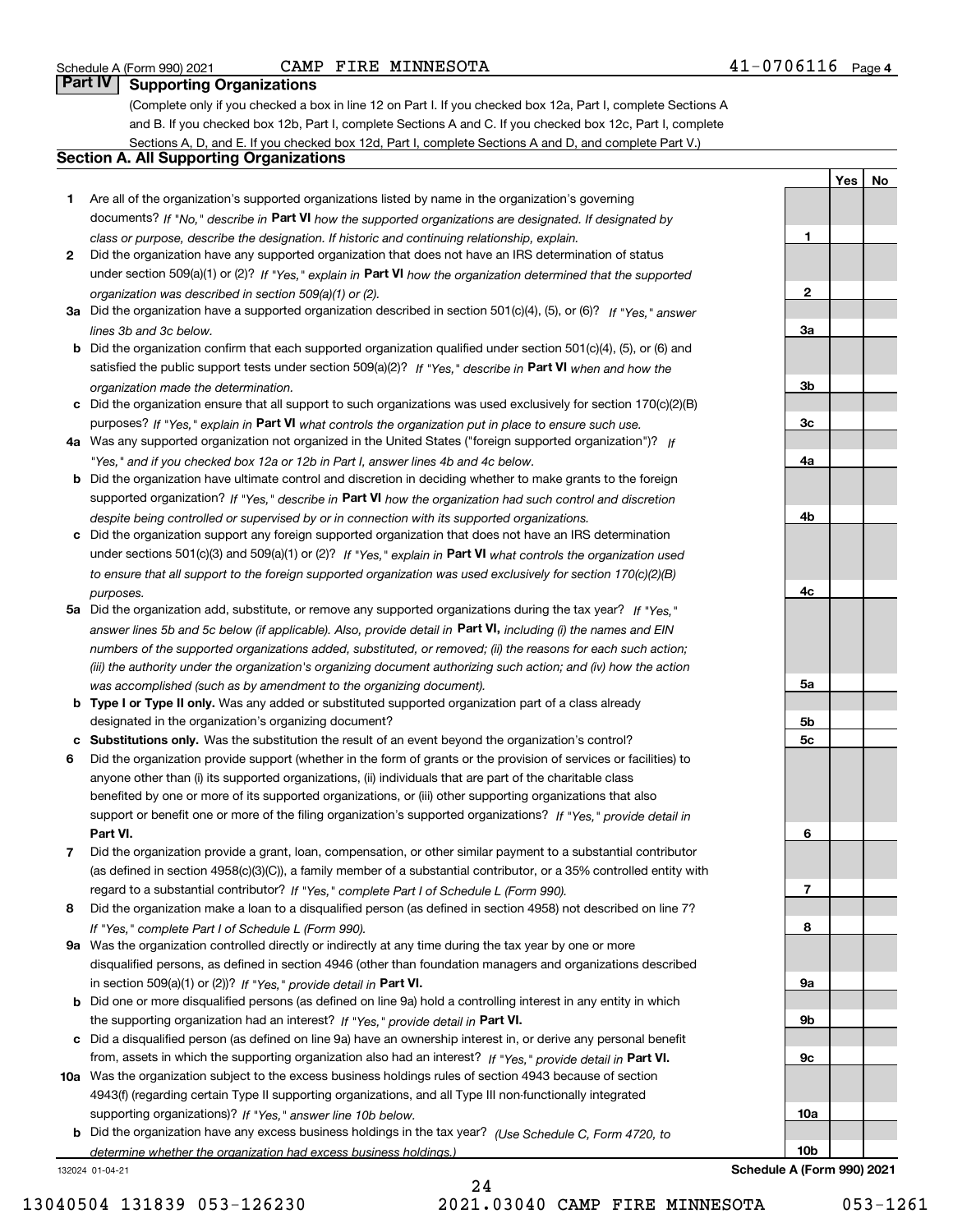Schedule A (Form 990) 2021 CAMP FIRE MINNESOTA 41-0706116 Page 4

## Part IV Supporting Organizations

(Complete only if you checked a box in line 12 on Part I. If you checked box 12a, Part I, complete Sections A and B. If you checked box 12b, Part I, complete Sections A and C. If you checked box 12c, Part I, complete Sections A, D, and E. If you checked box 12d, Part I, complete Sections A and D, and complete Part V.)

### Section A. All Supporting Organizations

| | | | Yes | No |
|---|---|---|---|---|
| **1** | Are all of the organization's supported organizations listed by name in the organization's governing documents? *If "No," describe in* **Part VI** *how the supported organizations are designated. If designated by class or purpose, describe the designation. If historic and continuing relationship, explain.* | **1** | | |
| **2** | Did the organization have any supported organization that does not have an IRS determination of status under section 509(a)(1) or (2)? *If "Yes," explain in* **Part VI** *how the organization determined that the supported organization was described in section 509(a)(1) or (2).* | **2** | | |
| **3a** | Did the organization have a supported organization described in section 501(c)(4), (5), or (6)? *If "Yes," answer lines 3b and 3c below.* | **3a** | | |
| **b** | Did the organization confirm that each supported organization qualified under section 501(c)(4), (5), or (6) and satisfied the public support tests under section 509(a)(2)? *If "Yes," describe in* **Part VI** *when and how the organization made the determination.* | **3b** | | |
| **c** | Did the organization ensure that all support to such organizations was used exclusively for section 170(c)(2)(B) purposes? *If "Yes," explain in* **Part VI** *what controls the organization put in place to ensure such use.* | **3c** | | |
| **4a** | Was any supported organization not organized in the United States ("foreign supported organization")? *If "Yes," and if you checked box 12a or 12b in Part I, answer lines 4b and 4c below.* | **4a** | | |
| **b** | Did the organization have ultimate control and discretion in deciding whether to make grants to the foreign supported organization? *If "Yes," describe in* **Part VI** *how the organization had such control and discretion despite being controlled or supervised by or in connection with its supported organizations.* | **4b** | | |
| **c** | Did the organization support any foreign supported organization that does not have an IRS determination under sections 501(c)(3) and 509(a)(1) or (2)? *If "Yes," explain in* **Part VI** *what controls the organization used to ensure that all support to the foreign supported organization was used exclusively for section 170(c)(2)(B) purposes.* | **4c** | | |
| **5a** | Did the organization add, substitute, or remove any supported organizations during the tax year? *If "Yes," answer lines 5b and 5c below (if applicable). Also, provide detail in* **Part VI,** *including (i) the names and EIN numbers of the supported organizations added, substituted, or removed; (ii) the reasons for each such action; (iii) the authority under the organization's organizing document authorizing such action; and (iv) how the action was accomplished (such as by amendment to the organizing document).* | **5a** | | |
| **b** | **Type I or Type II only.** Was any added or substituted supported organization part of a class already designated in the organization's organizing document? | **5b** | | |
| **c** | **Substitutions only.** Was the substitution the result of an event beyond the organization's control? | **5c** | | |
| **6** | Did the organization provide support (whether in the form of grants or the provision of services or facilities) to anyone other than (i) its supported organizations, (ii) individuals that are part of the charitable class benefited by one or more of its supported organizations, or (iii) other supporting organizations that also support or benefit one or more of the filing organization's supported organizations? *If "Yes," provide detail in* **Part VI.** | **6** | | |
| **7** | Did the organization provide a grant, loan, compensation, or other similar payment to a substantial contributor (as defined in section 4958(c)(3)(C)), a family member of a substantial contributor, or a 35% controlled entity with regard to a substantial contributor? *If "Yes," complete Part I of Schedule L (Form 990).* | **7** | | |
| **8** | Did the organization make a loan to a disqualified person (as defined in section 4958) not described on line 7? *If "Yes," complete Part I of Schedule L (Form 990).* | **8** | | |
| **9a** | Was the organization controlled directly or indirectly at any time during the tax year by one or more disqualified persons, as defined in section 4946 (other than foundation managers and organizations described in section 509(a)(1) or (2))? *If "Yes," provide detail in* **Part VI.** | **9a** | | |
| **b** | Did one or more disqualified persons (as defined on line 9a) hold a controlling interest in any entity in which the supporting organization had an interest? *If "Yes," provide detail in* **Part VI.** | **9b** | | |
| **c** | Did a disqualified person (as defined on line 9a) have an ownership interest in, or derive any personal benefit from, assets in which the supporting organization also had an interest? *If "Yes," provide detail in* **Part VI.** | **9c** | | |
| **10a** | Was the organization subject to the excess business holdings rules of section 4943 because of section 4943(f) (regarding certain Type II supporting organizations, and all Type III non-functionally integrated supporting organizations)? *If "Yes," answer line 10b below.* | **10a** | | |
| **b** | Did the organization have any excess business holdings in the tax year? *(Use Schedule C, Form 4720, to determine whether the organization had excess business holdings.)* | **10b** | | |

132024 01-04-21 **Schedule A (Form 990) 2021**

13040504 131839 053-126230 2021.03040 CAMP FIRE MINNESOTA 053-1261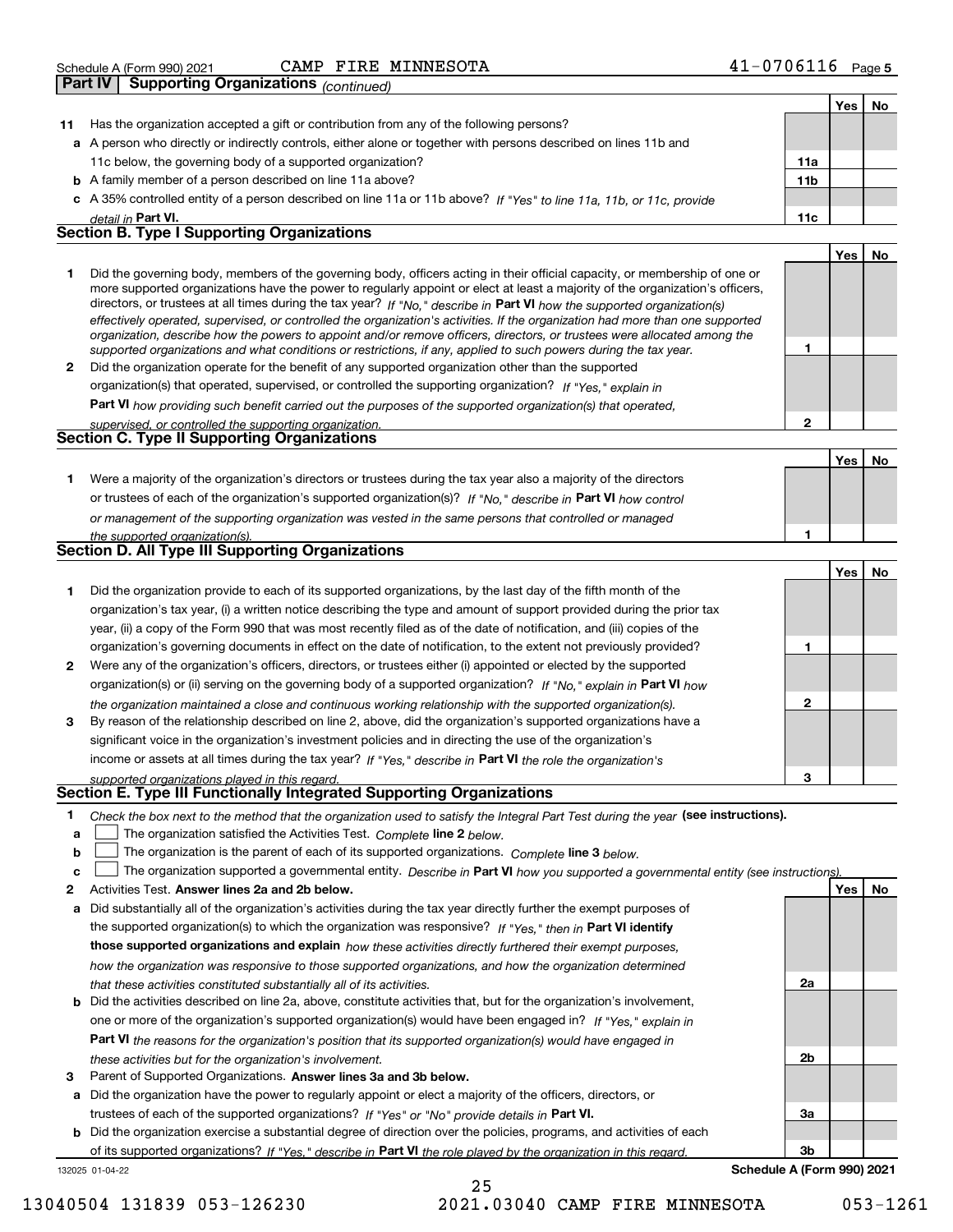Schedule A (Form 990) 2021 CAMP FIRE MINNESOTA 41-0706116 Page 5

**Part IV | Supporting Organizations** *(continued)*

| | | | Yes | No |
|---|---|---|---|---|
| **11** | Has the organization accepted a gift or contribution from any of the following persons? | | | |
| **a** | A person who directly or indirectly controls, either alone or together with persons described on lines 11b and 11c below, the governing body of a supported organization? | 11a | | |
| **b** | A family member of a person described on line 11a above? | 11b | | |
| **c** | A 35% controlled entity of a person described on line 11a or 11b above? *If "Yes" to line 11a, 11b, or 11c, provide detail in* **Part VI.** | 11c | | |

## Section B. Type I Supporting Organizations

| | | | Yes | No |
|---|---|---|---|---|
| **1** | Did the governing body, members of the governing body, officers acting in their official capacity, or membership of one or more supported organizations have the power to regularly appoint or elect at least a majority of the organization's officers, directors, or trustees at all times during the tax year? *If "No," describe in* **Part VI** *how the supported organization(s) effectively operated, supervised, or controlled the organization's activities. If the organization had more than one supported organization, describe how the powers to appoint and/or remove officers, directors, or trustees were allocated among the supported organizations and what conditions or restrictions, if any, applied to such powers during the tax year.* | 1 | | |
| **2** | Did the organization operate for the benefit of any supported organization other than the supported organization(s) that operated, supervised, or controlled the supporting organization? *If "Yes," explain in* **Part VI** *how providing such benefit carried out the purposes of the supported organization(s) that operated, supervised, or controlled the supporting organization.* | 2 | | |

## Section C. Type II Supporting Organizations

| | | | Yes | No |
|---|---|---|---|---|
| **1** | Were a majority of the organization's directors or trustees during the tax year also a majority of the directors or trustees of each of the organization's supported organization(s)? *If "No," describe in* **Part VI** *how control or management of the supporting organization was vested in the same persons that controlled or managed the supported organization(s).* | 1 | | |

## Section D. All Type III Supporting Organizations

| | | | Yes | No |
|---|---|---|---|---|
| **1** | Did the organization provide to each of its supported organizations, by the last day of the fifth month of the organization's tax year, (i) a written notice describing the type and amount of support provided during the prior tax year, (ii) a copy of the Form 990 that was most recently filed as of the date of notification, and (iii) copies of the organization's governing documents in effect on the date of notification, to the extent not previously provided? | 1 | | |
| **2** | Were any of the organization's officers, directors, or trustees either (i) appointed or elected by the supported organization(s) or (ii) serving on the governing body of a supported organization? *If "No," explain in* **Part VI** *how the organization maintained a close and continuous working relationship with the supported organization(s).* | 2 | | |
| **3** | By reason of the relationship described on line 2, above, did the organization's supported organizations have a significant voice in the organization's investment policies and in directing the use of the organization's income or assets at all times during the tax year? *If "Yes," describe in* **Part VI** *the role the organization's supported organizations played in this regard.* | 3 | | |

## Section E. Type III Functionally Integrated Supporting Organizations

**1** *Check the box next to the method that the organization used to satisfy the Integral Part Test during the year* **(see instructions).**

**a** ☐ The organization satisfied the Activities Test. *Complete* **line 2** *below.*

**b** ☐ The organization is the parent of each of its supported organizations. *Complete* **line 3** *below.*

**c** ☐ The organization supported a governmental entity. *Describe in* **Part VI** *how you supported a governmental entity (see instructions).*

| | | | Yes | No |
|---|---|---|---|---|
| **2** | Activities Test. **Answer lines 2a and 2b below.** | | | |
| **a** | Did substantially all of the organization's activities during the tax year directly further the exempt purposes of the supported organization(s) to which the organization was responsive? *If "Yes," then in* **Part VI identify those supported organizations and explain** *how these activities directly furthered their exempt purposes, how the organization was responsive to those supported organizations, and how the organization determined that these activities constituted substantially all of its activities.* | 2a | | |
| **b** | Did the activities described on line 2a, above, constitute activities that, but for the organization's involvement, one or more of the organization's supported organization(s) would have been engaged in? *If "Yes," explain in* **Part VI** *the reasons for the organization's position that its supported organization(s) would have engaged in these activities but for the organization's involvement.* | 2b | | |
| **3** | Parent of Supported Organizations. **Answer lines 3a and 3b below.** | | | |
| **a** | Did the organization have the power to regularly appoint or elect a majority of the officers, directors, or trustees of each of the supported organizations? *If "Yes" or "No" provide details in* **Part VI.** | 3a | | |
| **b** | Did the organization exercise a substantial degree of direction over the policies, programs, and activities of each of its supported organizations? *If "Yes," describe in* **Part VI** *the role played by the organization in this regard.* | 3b | | |

132025 01-04-22 **Schedule A (Form 990) 2021**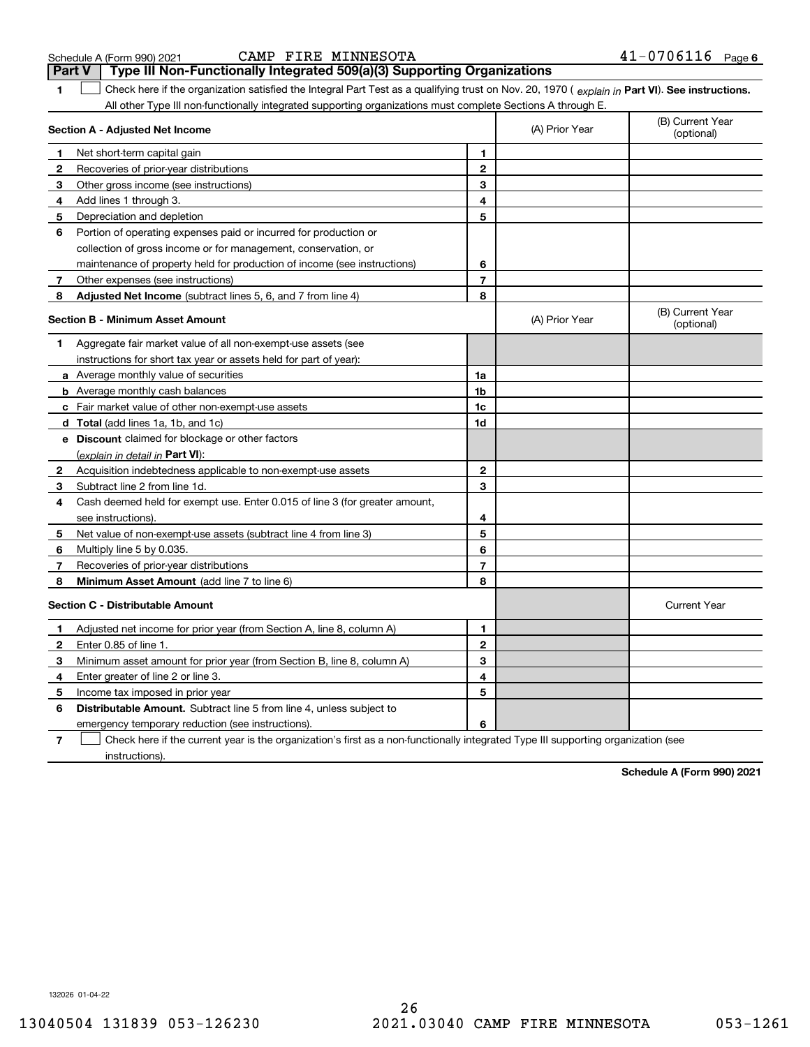Schedule A (Form 990) 2021 CAMP FIRE MINNESOTA 41-0706116 Page 6

## Part V Type III Non-Functionally Integrated 509(a)(3) Supporting Organizations

1 ☐ Check here if the organization satisfied the Integral Part Test as a qualifying trust on Nov. 20, 1970 ( *explain in* **Part VI**). **See instructions.** All other Type III non-functionally integrated supporting organizations must complete Sections A through E.

| **Section A - Adjusted Net Income** | | (A) Prior Year | (B) Current Year (optional) |
|---|---|---|---|
| 1 Net short-term capital gain | 1 | | |
| 2 Recoveries of prior-year distributions | 2 | | |
| 3 Other gross income (see instructions) | 3 | | |
| 4 Add lines 1 through 3. | 4 | | |
| 5 Depreciation and depletion | 5 | | |
| 6 Portion of operating expenses paid or incurred for production or collection of gross income or for management, conservation, or maintenance of property held for production of income (see instructions) | 6 | | |
| 7 Other expenses (see instructions) | 7 | | |
| 8 **Adjusted Net Income** (subtract lines 5, 6, and 7 from line 4) | 8 | | |

| **Section B - Minimum Asset Amount** | | (A) Prior Year | (B) Current Year (optional) |
|---|---|---|---|
| 1 Aggregate fair market value of all non-exempt-use assets (see instructions for short tax year or assets held for part of year): | | | |
| a Average monthly value of securities | 1a | | |
| b Average monthly cash balances | 1b | | |
| c Fair market value of other non-exempt-use assets | 1c | | |
| d **Total** (add lines 1a, 1b, and 1c) | 1d | | |
| e **Discount** claimed for blockage or other factors (*explain in detail in* **Part VI**): | | | |
| 2 Acquisition indebtedness applicable to non-exempt-use assets | 2 | | |
| 3 Subtract line 2 from line 1d. | 3 | | |
| 4 Cash deemed held for exempt use. Enter 0.015 of line 3 (for greater amount, see instructions). | 4 | | |
| 5 Net value of non-exempt-use assets (subtract line 4 from line 3) | 5 | | |
| 6 Multiply line 5 by 0.035. | 6 | | |
| 7 Recoveries of prior-year distributions | 7 | | |
| 8 **Minimum Asset Amount** (add line 7 to line 6) | 8 | | |

| **Section C - Distributable Amount** | | | Current Year |
|---|---|---|---|
| 1 Adjusted net income for prior year (from Section A, line 8, column A) | 1 | | |
| 2 Enter 0.85 of line 1. | 2 | | |
| 3 Minimum asset amount for prior year (from Section B, line 8, column A) | 3 | | |
| 4 Enter greater of line 2 or line 3. | 4 | | |
| 5 Income tax imposed in prior year | 5 | | |
| 6 **Distributable Amount.** Subtract line 5 from line 4, unless subject to emergency temporary reduction (see instructions). | 6 | | |

7 ☐ Check here if the current year is the organization's first as a non-functionally integrated Type III supporting organization (see instructions).

**Schedule A (Form 990) 2021**

132026 01-04-22

13040504 131839 053-126230 2021.03040 CAMP FIRE MINNESOTA 053-1261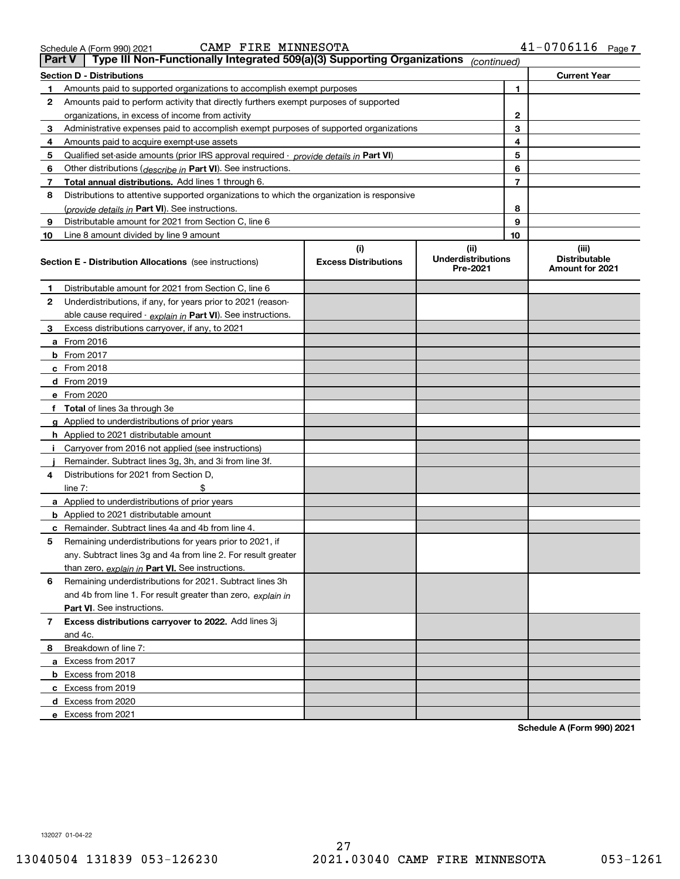Schedule A (Form 990) 2021 CAMP FIRE MINNESOTA 41-0706116 Page 7

## Part V Type III Non-Functionally Integrated 509(a)(3) Supporting Organizations *(continued)*

| Section D - Distributions | | | Current Year |
|---|---|---|---|
| 1 | Amounts paid to supported organizations to accomplish exempt purposes | 1 | |
| 2 | Amounts paid to perform activity that directly furthers exempt purposes of supported organizations, in excess of income from activity | 2 | |
| 3 | Administrative expenses paid to accomplish exempt purposes of supported organizations | 3 | |
| 4 | Amounts paid to acquire exempt-use assets | 4 | |
| 5 | Qualified set-aside amounts (prior IRS approval required - *provide details in* **Part VI**) | 5 | |
| 6 | Other distributions (*describe in* **Part VI**). See instructions. | 6 | |
| 7 | **Total annual distributions.** Add lines 1 through 6. | 7 | |
| 8 | Distributions to attentive supported organizations to which the organization is responsive (*provide details in* **Part VI**). See instructions. | 8 | |
| 9 | Distributable amount for 2021 from Section C, line 6 | 9 | |
| 10 | Line 8 amount divided by line 9 amount | 10 | |

| Section E - Distribution Allocations (see instructions) | (i) Excess Distributions | (ii) Underdistributions Pre-2021 | (iii) Distributable Amount for 2021 |
|---|---|---|---|
| **1** Distributable amount for 2021 from Section C, line 6 | | | |
| **2** Underdistributions, if any, for years prior to 2021 (reasonable cause required - *explain in* **Part VI**). See instructions. | | | |
| **3** Excess distributions carryover, if any, to 2021 | | | |
| **a** From 2016 | | | |
| **b** From 2017 | | | |
| **c** From 2018 | | | |
| **d** From 2019 | | | |
| **e** From 2020 | | | |
| **f** **Total** of lines 3a through 3e | | | |
| **g** Applied to underdistributions of prior years | | | |
| **h** Applied to 2021 distributable amount | | | |
| **i** Carryover from 2016 not applied (see instructions) | | | |
| **j** Remainder. Subtract lines 3g, 3h, and 3i from line 3f. | | | |
| **4** Distributions for 2021 from Section D, line 7: $ | | | |
| **a** Applied to underdistributions of prior years | | | |
| **b** Applied to 2021 distributable amount | | | |
| **c** Remainder. Subtract lines 4a and 4b from line 4. | | | |
| **5** Remaining underdistributions for years prior to 2021, if any. Subtract lines 3g and 4a from line 2. For result greater than zero, *explain in* **Part VI.** See instructions. | | | |
| **6** Remaining underdistributions for 2021. Subtract lines 3h and 4b from line 1. For result greater than zero, *explain in* **Part VI**. See instructions. | | | |
| **7** **Excess distributions carryover to 2022.** Add lines 3j and 4c. | | | |
| **8** Breakdown of line 7: | | | |
| **a** Excess from 2017 | | | |
| **b** Excess from 2018 | | | |
| **c** Excess from 2019 | | | |
| **d** Excess from 2020 | | | |
| **e** Excess from 2021 | | | |

**Schedule A (Form 990) 2021**

132027 01-04-22

13040504 131839 053-126230 2021.03040 CAMP FIRE MINNESOTA 053-1261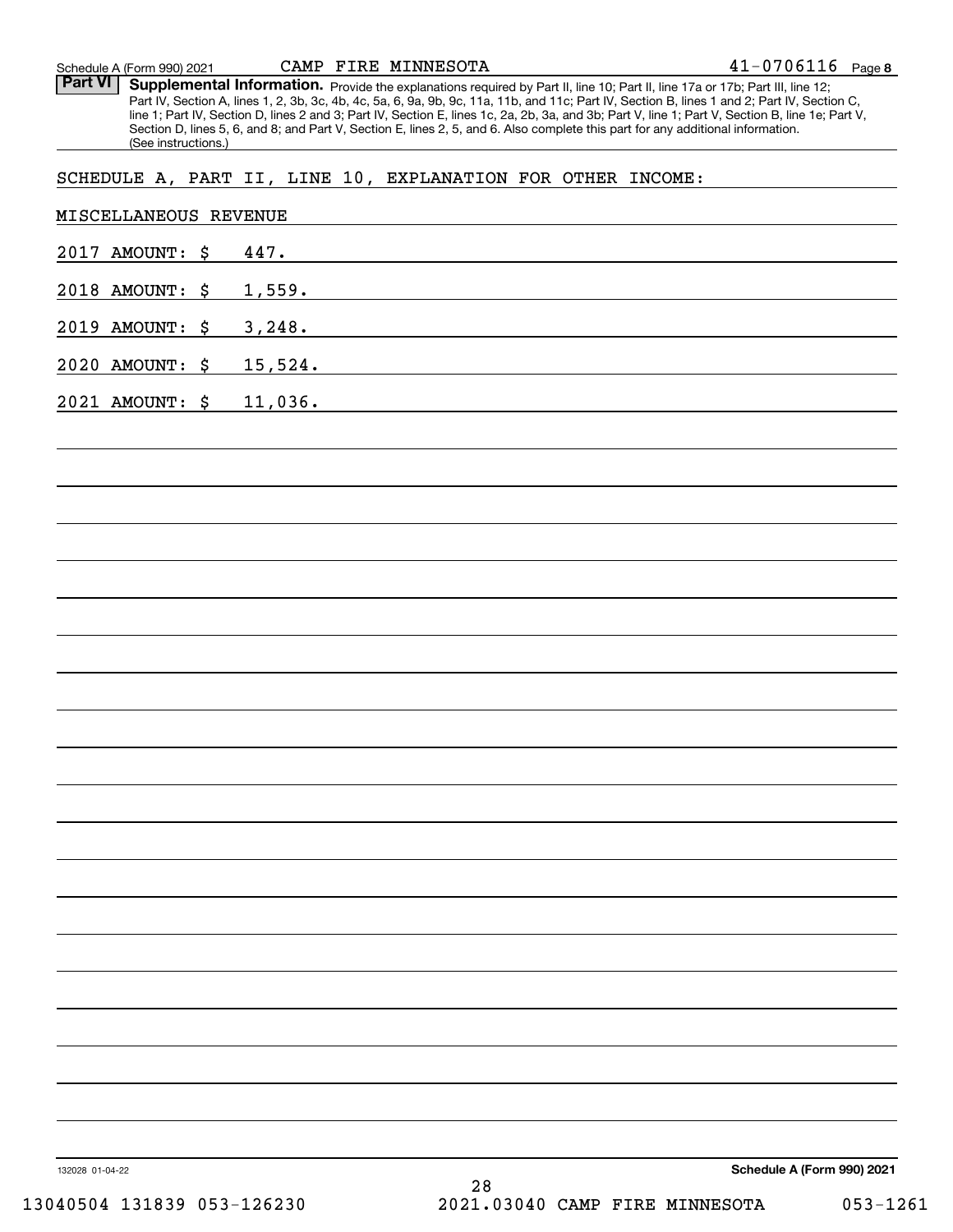**Part VI** **Supplemental Information.** Provide the explanations required by Part II, line 10; Part II, line 17a or 17b; Part III, line 12; Part IV, Section A, lines 1, 2, 3b, 3c, 4b, 4c, 5a, 6, 9a, 9b, 9c, 11a, 11b, and 11c; Part IV, Section B, lines 1 and 2; Part IV, Section C, line 1; Part IV, Section D, lines 2 and 3; Part IV, Section E, lines 1c, 2a, 2b, 3a, and 3b; Part V, line 1; Part V, Section B, line 1e; Part V, Section D, lines 5, 6, and 8; and Part V, Section E, lines 2, 5, and 6. Also complete this part for any additional information. (See instructions.)

SCHEDULE A, PART II, LINE 10, EXPLANATION FOR OTHER INCOME:

MISCELLANEOUS REVENUE

2017 AMOUNT: $ 447.

2018 AMOUNT: $ 1,559.

2019 AMOUNT: $ 3,248.

2020 AMOUNT: $ 15,524.

2021 AMOUNT: $ 11,036.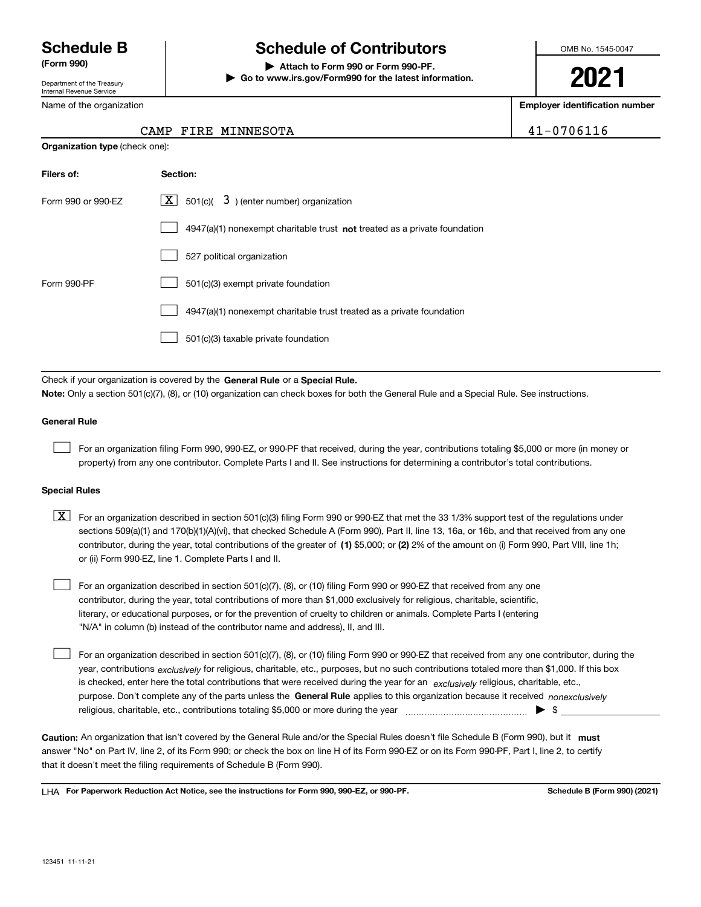# Schedule B

**(Form 990)**

Department of the Treasury
Internal Revenue Service

# Schedule of Contributors

▶ **Attach to Form 990 or Form 990-PF.**
▶ **Go to www.irs.gov/Form990 for the latest information.**

OMB No. 1545-0047

**2021**

Name of the organization: CAMP FIRE MINNESOTA

**Employer identification number:** 41-0706116

**Organization type** (check one):

| **Filers of:** | **Section:** |
|---|---|
| Form 990 or 990-EZ | [X] 501(c)( 3 ) (enter number) organization |
| | [ ] 4947(a)(1) nonexempt charitable trust **not** treated as a private foundation |
| | [ ] 527 political organization |
| Form 990-PF | [ ] 501(c)(3) exempt private foundation |
| | [ ] 4947(a)(1) nonexempt charitable trust treated as a private foundation |
| | [ ] 501(c)(3) taxable private foundation |

Check if your organization is covered by the **General Rule** or a **Special Rule.**

**Note:** Only a section 501(c)(7), (8), or (10) organization can check boxes for both the General Rule and a Special Rule. See instructions.

### General Rule

[ ] For an organization filing Form 990, 990-EZ, or 990-PF that received, during the year, contributions totaling $5,000 or more (in money or property) from any one contributor. Complete Parts I and II. See instructions for determining a contributor's total contributions.

### Special Rules

[X] For an organization described in section 501(c)(3) filing Form 990 or 990-EZ that met the 33 1/3% support test of the regulations under sections 509(a)(1) and 170(b)(1)(A)(vi), that checked Schedule A (Form 990), Part II, line 13, 16a, or 16b, and that received from any one contributor, during the year, total contributions of the greater of **(1)** $5,000; or **(2)** 2% of the amount on (i) Form 990, Part VIII, line 1h; or (ii) Form 990-EZ, line 1. Complete Parts I and II.

[ ] For an organization described in section 501(c)(7), (8), or (10) filing Form 990 or 990-EZ that received from any one contributor, during the year, total contributions of more than $1,000 exclusively for religious, charitable, scientific, literary, or educational purposes, or for the prevention of cruelty to children or animals. Complete Parts I (entering "N/A" in column (b) instead of the contributor name and address), II, and III.

[ ] For an organization described in section 501(c)(7), (8), or (10) filing Form 990 or 990-EZ that received from any one contributor, during the year, contributions *exclusively* for religious, charitable, etc., purposes, but no such contributions totaled more than $1,000. If this box is checked, enter here the total contributions that were received during the year for an *exclusively* religious, charitable, etc., purpose. Don't complete any of the parts unless the **General Rule** applies to this organization because it received *nonexclusively* religious, charitable, etc., contributions totaling $5,000 or more during the year ........ ▶ $

**Caution:** An organization that isn't covered by the General Rule and/or the Special Rules doesn't file Schedule B (Form 990), but it **must** answer "No" on Part IV, line 2, of its Form 990; or check the box on line H of its Form 990-EZ or on its Form 990-PF, Part I, line 2, to certify that it doesn't meet the filing requirements of Schedule B (Form 990).

LHA **For Paperwork Reduction Act Notice, see the instructions for Form 990, 990-EZ, or 990-PF.** **Schedule B (Form 990) (2021)**

123451 11-11-21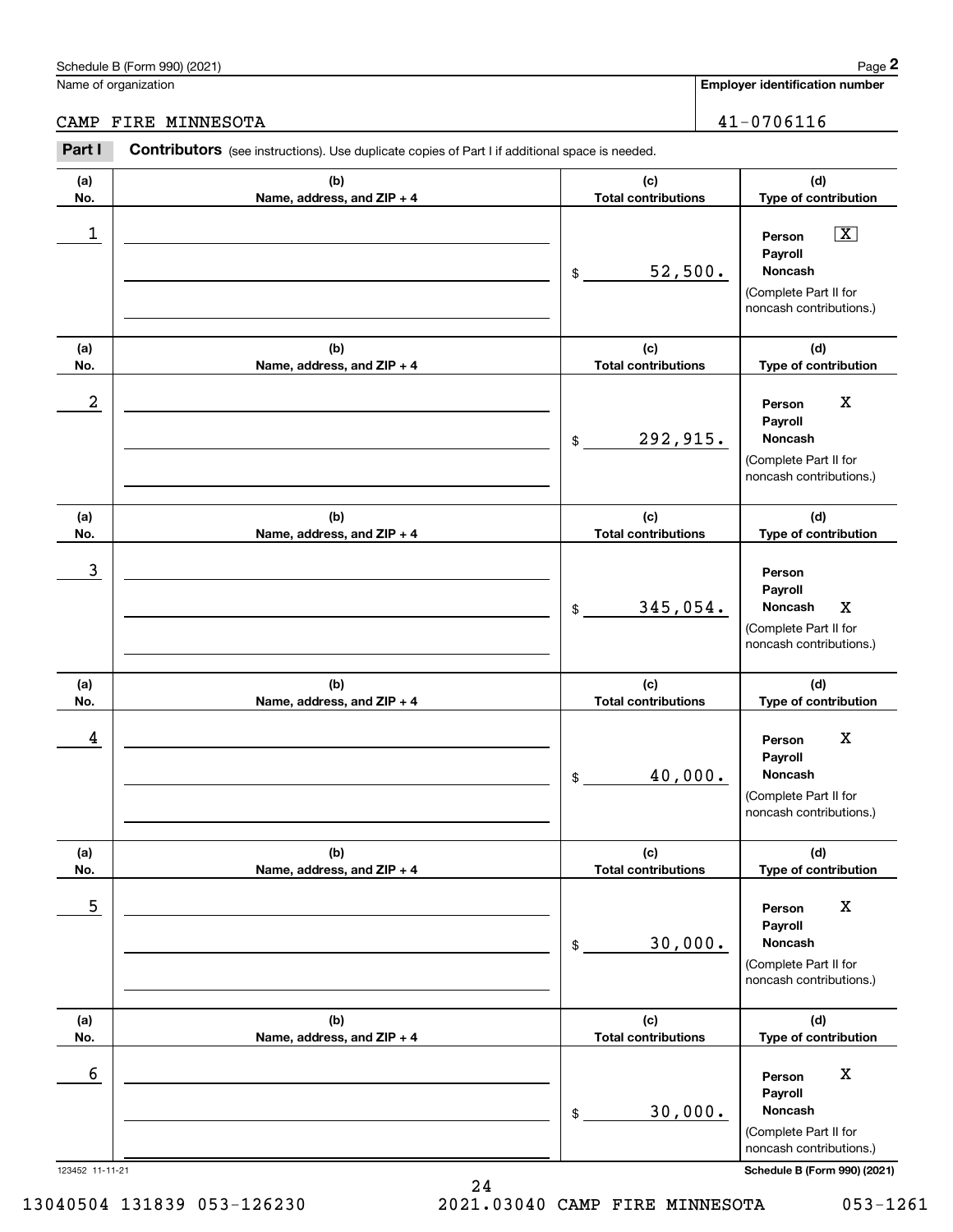Schedule B (Form 990) (2021)

Name of organization: CAMP FIRE MINNESOTA

Employer identification number: 41-0706116

**Part I** **Contributors** (see instructions). Use duplicate copies of Part I if additional space is needed.

| (a) No. | (b) Name, address, and ZIP + 4 | (c) Total contributions | (d) Type of contribution |
|---|---|---|---|
| 1 | | $ 52,500. | Person [X] Payroll Noncash (Complete Part II for noncash contributions.) |
| 2 | | $ 292,915. | Person X Payroll Noncash (Complete Part II for noncash contributions.) |
| 3 | | $ 345,054. | Person Payroll Noncash X (Complete Part II for noncash contributions.) |
| 4 | | $ 40,000. | Person X Payroll Noncash (Complete Part II for noncash contributions.) |
| 5 | | $ 30,000. | Person X Payroll Noncash (Complete Part II for noncash contributions.) |
| 6 | | $ 30,000. | Person X Payroll Noncash (Complete Part II for noncash contributions.) |

123452 11-11-21

Schedule B (Form 990) (2021)

13040504 131839 053-126230 2021.03040 CAMP FIRE MINNESOTA 053-1261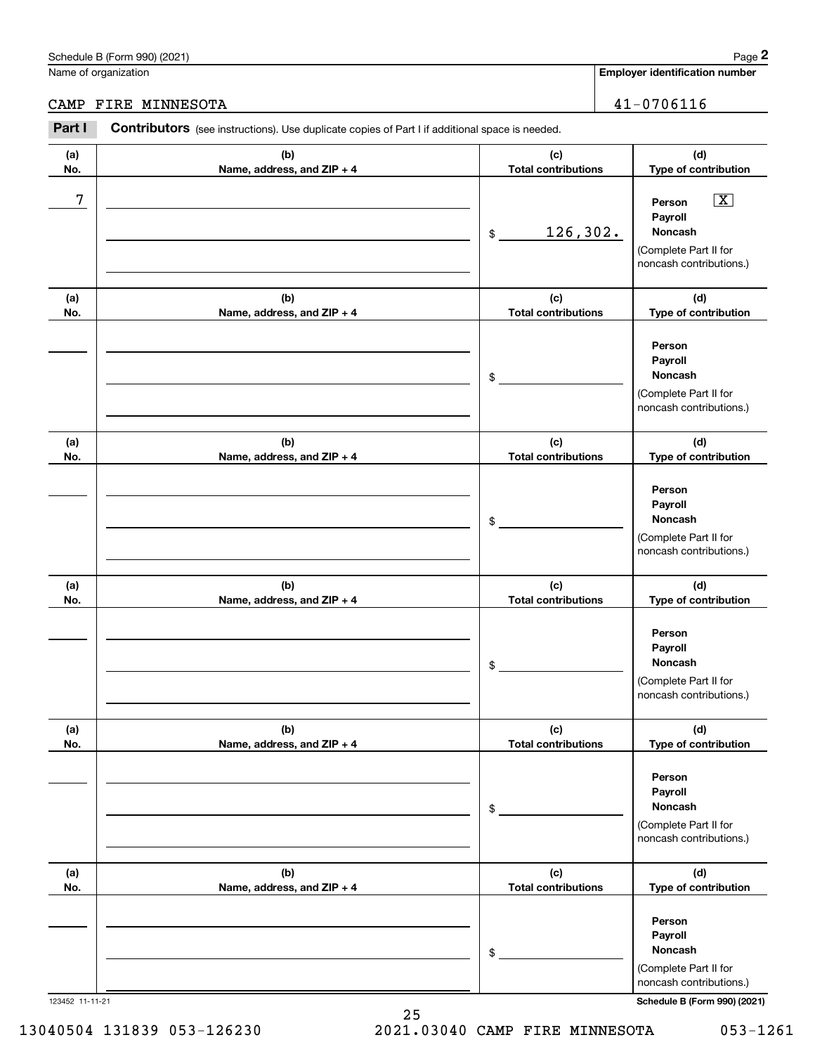Schedule B (Form 990) (2021)

| Name of organization | Employer identification number |
|---|---|
| CAMP FIRE MINNESOTA | 41-0706116 |

**Part I** **Contributors** (see instructions). Use duplicate copies of Part I if additional space is needed.

| (a) No. | (b) Name, address, and ZIP + 4 | (c) Total contributions | (d) Type of contribution |
|---|---|---|---|
| 7 | | $ 126,302. | Person [X] Payroll [ ] Noncash [ ] (Complete Part II for noncash contributions.) |
| | | $ | Person [ ] Payroll [ ] Noncash [ ] (Complete Part II for noncash contributions.) |
| | | $ | Person [ ] Payroll [ ] Noncash [ ] (Complete Part II for noncash contributions.) |
| | | $ | Person [ ] Payroll [ ] Noncash [ ] (Complete Part II for noncash contributions.) |
| | | $ | Person [ ] Payroll [ ] Noncash [ ] (Complete Part II for noncash contributions.) |
| | | $ | Person [ ] Payroll [ ] Noncash [ ] (Complete Part II for noncash contributions.) |

123452 11-11-21

Schedule B (Form 990) (2021)

13040504 131839 053-126230 2021.03040 CAMP FIRE MINNESOTA 053-1261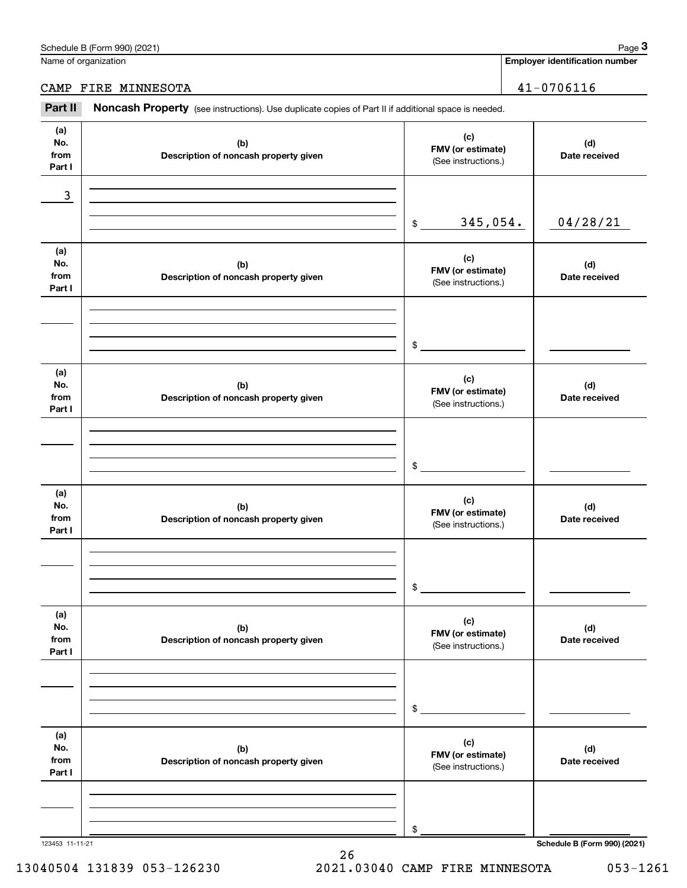Schedule B (Form 990) (2021)

Name of organization

CAMP FIRE MINNESOTA

Employer identification number

41-0706116

**Part II** **Noncash Property** (see instructions). Use duplicate copies of Part II if additional space is needed.

| (a) No. from Part I | (b) Description of noncash property given | (c) FMV (or estimate) (See instructions.) | (d) Date received |
|---|---|---|---|
| 3 | | $ 345,054. | 04/28/21 |

| (a) No. from Part I | (b) Description of noncash property given | (c) FMV (or estimate) (See instructions.) | (d) Date received |
|---|---|---|---|
| | | $ | |

| (a) No. from Part I | (b) Description of noncash property given | (c) FMV (or estimate) (See instructions.) | (d) Date received |
|---|---|---|---|
| | | $ | |

| (a) No. from Part I | (b) Description of noncash property given | (c) FMV (or estimate) (See instructions.) | (d) Date received |
|---|---|---|---|
| | | $ | |

| (a) No. from Part I | (b) Description of noncash property given | (c) FMV (or estimate) (See instructions.) | (d) Date received |
|---|---|---|---|
| | | $ | |

| (a) No. from Part I | (b) Description of noncash property given | (c) FMV (or estimate) (See instructions.) | (d) Date received |
|---|---|---|---|
| | | $ | |

123453 11-11-21

Schedule B (Form 990) (2021)

13040504 131839 053-126230 2021.03040 CAMP FIRE MINNESOTA 053-1261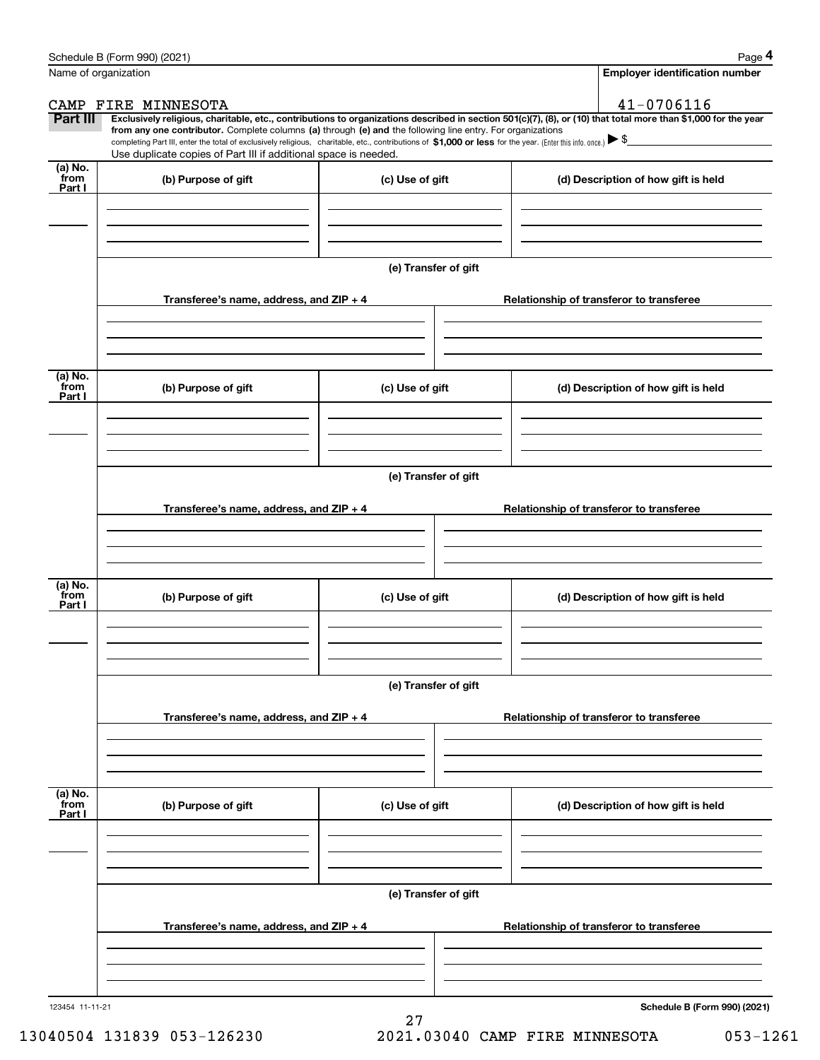Schedule B (Form 990) (2021) Page **4**

Name of organization: CAMP FIRE MINNESOTA

**Employer identification number**: 41-0706116

**Part III** **Exclusively religious, charitable, etc., contributions to organizations described in section 501(c)(7), (8), or (10) that total more than $1,000 for the year from any one contributor.** Complete columns **(a)** through **(e) and** the following line entry. For organizations completing Part III, enter the total of exclusively religious, charitable, etc., contributions of **$1,000 or less** for the year. (Enter this info. once.) ▶ $

Use duplicate copies of Part III if additional space is needed.

| (a) No. from Part I | (b) Purpose of gift | (c) Use of gift | (d) Description of how gift is held |
|---|---|---|---|
| | | | |

**(e) Transfer of gift**

| Transferee's name, address, and ZIP + 4 | Relationship of transferor to transferee |
|---|---|
| | |

| (a) No. from Part I | (b) Purpose of gift | (c) Use of gift | (d) Description of how gift is held |
|---|---|---|---|
| | | | |

**(e) Transfer of gift**

| Transferee's name, address, and ZIP + 4 | Relationship of transferor to transferee |
|---|---|
| | |

| (a) No. from Part I | (b) Purpose of gift | (c) Use of gift | (d) Description of how gift is held |
|---|---|---|---|
| | | | |

**(e) Transfer of gift**

| Transferee's name, address, and ZIP + 4 | Relationship of transferor to transferee |
|---|---|
| | |

| (a) No. from Part I | (b) Purpose of gift | (c) Use of gift | (d) Description of how gift is held |
|---|---|---|---|
| | | | |

**(e) Transfer of gift**

| Transferee's name, address, and ZIP + 4 | Relationship of transferor to transferee |
|---|---|
| | |

123454 11-11-21 **Schedule B (Form 990) (2021)**

13040504 131839 053-126230 2021.03040 CAMP FIRE MINNESOTA 053-1261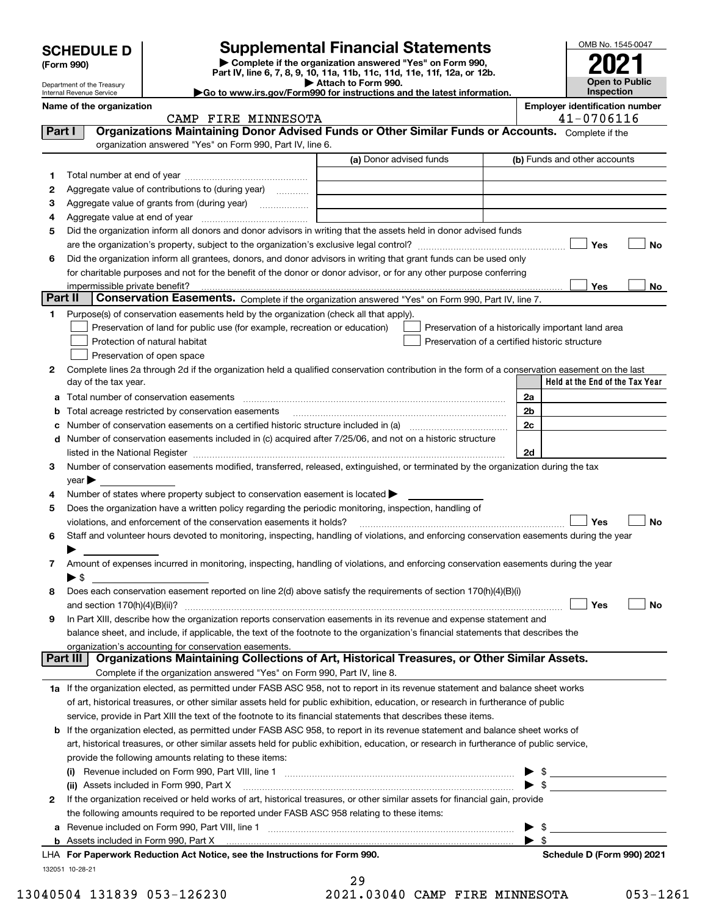# SCHEDULE D (Form 990)

Department of the Treasury
Internal Revenue Service

## Supplemental Financial Statements

▶ Complete if the organization answered "Yes" on Form 990, Part IV, line 6, 7, 8, 9, 10, 11a, 11b, 11c, 11d, 11e, 11f, 12a, or 12b.
▶ Attach to Form 990.
▶Go to www.irs.gov/Form990 for instructions and the latest information.

OMB No. 1545-0047

**2021**

**Open to Public Inspection**

**Name of the organization:** CAMP FIRE MINNESOTA

**Employer identification number:** 41-0706116

## Part I — Organizations Maintaining Donor Advised Funds or Other Similar Funds or Accounts.
Complete if the organization answered "Yes" on Form 990, Part IV, line 6.

| | | (a) Donor advised funds | (b) Funds and other accounts |
|---|---|---|---|
| 1 | Total number at end of year | | |
| 2 | Aggregate value of contributions to (during year) | | |
| 3 | Aggregate value of grants from (during year) | | |
| 4 | Aggregate value at end of year | | |

5 Did the organization inform all donors and donor advisors in writing that the assets held in donor advised funds are the organization's property, subject to the organization's exclusive legal control? ☐ Yes ☐ No

6 Did the organization inform all grantees, donors, and donor advisors in writing that grant funds can be used only for charitable purposes and not for the benefit of the donor or donor advisor, or for any other purpose conferring impermissible private benefit? ☐ Yes ☐ No

## Part II — Conservation Easements.
Complete if the organization answered "Yes" on Form 990, Part IV, line 7.

1 Purpose(s) of conservation easements held by the organization (check all that apply).
- ☐ Preservation of land for public use (for example, recreation or education)
- ☐ Protection of natural habitat
- ☐ Preservation of open space
- ☐ Preservation of a historically important land area
- ☐ Preservation of a certified historic structure

2 Complete lines 2a through 2d if the organization held a qualified conservation contribution in the form of a conservation easement on the last day of the tax year.

| | | | Held at the End of the Tax Year |
|---|---|---|---|
| a | Total number of conservation easements | 2a | |
| b | Total acreage restricted by conservation easements | 2b | |
| c | Number of conservation easements on a certified historic structure included in (a) | 2c | |
| d | Number of conservation easements included in (c) acquired after 7/25/06, and not on a historic structure listed in the National Register | 2d | |

3 Number of conservation easements modified, transferred, released, extinguished, or terminated by the organization during the tax year ▶

4 Number of states where property subject to conservation easement is located ▶

5 Does the organization have a written policy regarding the periodic monitoring, inspection, handling of violations, and enforcement of the conservation easements it holds? ☐ Yes ☐ No

6 Staff and volunteer hours devoted to monitoring, inspecting, handling of violations, and enforcing conservation easements during the year ▶

7 Amount of expenses incurred in monitoring, inspecting, handling of violations, and enforcing conservation easements during the year ▶ $

8 Does each conservation easement reported on line 2(d) above satisfy the requirements of section 170(h)(4)(B)(i) and section 170(h)(4)(B)(ii)? ☐ Yes ☐ No

9 In Part XIII, describe how the organization reports conservation easements in its revenue and expense statement and balance sheet, and include, if applicable, the text of the footnote to the organization's financial statements that describes the organization's accounting for conservation easements.

## Part III — Organizations Maintaining Collections of Art, Historical Treasures, or Other Similar Assets.
Complete if the organization answered "Yes" on Form 990, Part IV, line 8.

1a If the organization elected, as permitted under FASB ASC 958, not to report in its revenue statement and balance sheet works of art, historical treasures, or other similar assets held for public exhibition, education, or research in furtherance of public service, provide in Part XIII the text of the footnote to its financial statements that describes these items.

b If the organization elected, as permitted under FASB ASC 958, to report in its revenue statement and balance sheet works of art, historical treasures, or other similar assets held for public exhibition, education, or research in furtherance of public service, provide the following amounts relating to these items:

(i) Revenue included on Form 990, Part VIII, line 1 ▶ $

(ii) Assets included in Form 990, Part X ▶ $

2 If the organization received or held works of art, historical treasures, or other similar assets for financial gain, provide the following amounts required to be reported under FASB ASC 958 relating to these items:

a Revenue included on Form 990, Part VIII, line 1 ▶ $

b Assets included in Form 990, Part X ▶ $

LHA For Paperwork Reduction Act Notice, see the Instructions for Form 990. Schedule D (Form 990) 2021

132051 10-28-21

13040504 131839 053-126230 2021.03040 CAMP FIRE MINNESOTA 053-1261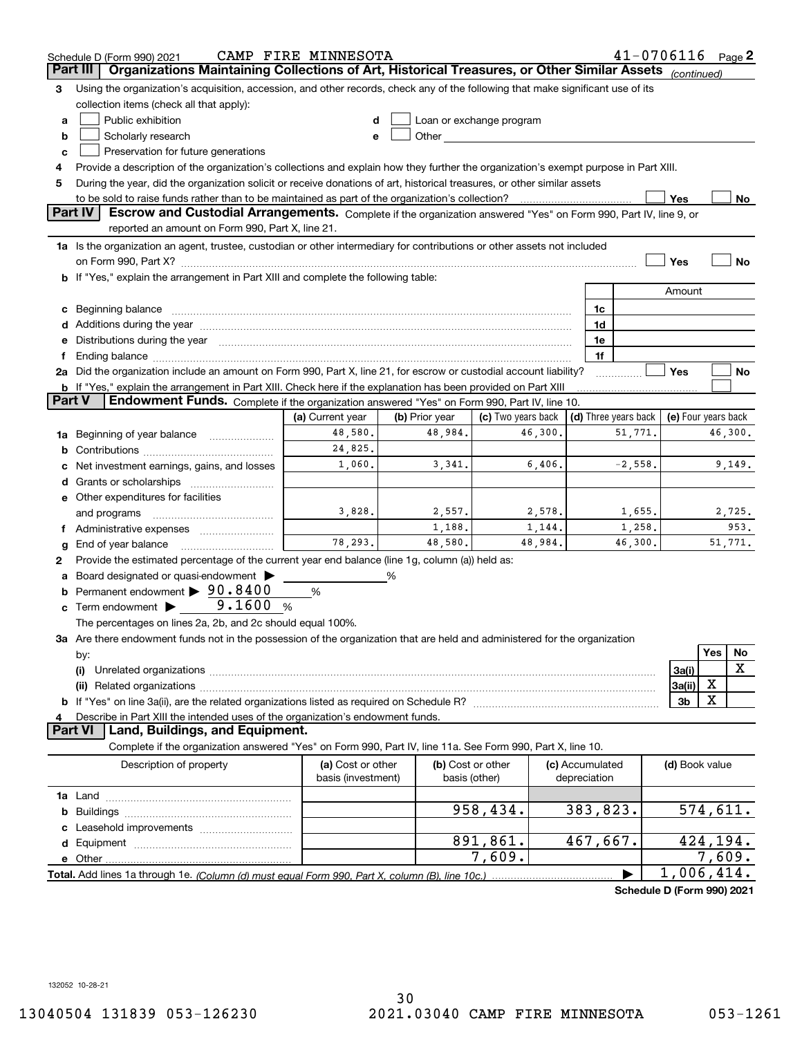Schedule D (Form 990) 2021 CAMP FIRE MINNESOTA 41-0706116 Page 2

## Part III Organizations Maintaining Collections of Art, Historical Treasures, or Other Similar Assets *(continued)*

3 Using the organization's acquisition, accession, and other records, check any of the following that make significant use of its collection items (check all that apply):

- a ☐ Public exhibition
- b ☐ Scholarly research
- c ☐ Preservation for future generations
- d ☐ Loan or exchange program
- e ☐ Other

4 Provide a description of the organization's collections and explain how they further the organization's exempt purpose in Part XIII.

5 During the year, did the organization solicit or receive donations of art, historical treasures, or other similar assets to be sold to raise funds rather than to be maintained as part of the organization's collection? ☐ Yes ☐ No

## Part IV Escrow and Custodial Arrangements.

Complete if the organization answered "Yes" on Form 990, Part IV, line 9, or reported an amount on Form 990, Part X, line 21.

1a Is the organization an agent, trustee, custodian or other intermediary for contributions or other assets not included on Form 990, Part X? ☐ Yes ☐ No

b If "Yes," explain the arrangement in Part XIII and complete the following table:

| | | Amount |
|---|---|---|
| c Beginning balance | 1c | |
| d Additions during the year | 1d | |
| e Distributions during the year | 1e | |
| f Ending balance | 1f | |

2a Did the organization include an amount on Form 990, Part X, line 21, for escrow or custodial account liability? ☐ Yes ☐ No

b If "Yes," explain the arrangement in Part XIII. Check here if the explanation has been provided on Part XIII ☐

## Part V Endowment Funds.

Complete if the organization answered "Yes" on Form 990, Part IV, line 10.

| | (a) Current year | (b) Prior year | (c) Two years back | (d) Three years back | (e) Four years back |
|---|---|---|---|---|---|
| 1a Beginning of year balance | 48,580. | 48,984. | 46,300. | 51,771. | 46,300. |
| b Contributions | 24,825. | | | | |
| c Net investment earnings, gains, and losses | 1,060. | 3,341. | 6,406. | -2,558. | 9,149. |
| d Grants or scholarships | | | | | |
| e Other expenditures for facilities and programs | 3,828. | 2,557. | 2,578. | 1,655. | 2,725. |
| f Administrative expenses | | 1,188. | 1,144. | 1,258. | 953. |
| g End of year balance | 78,293. | 48,580. | 48,984. | 46,300. | 51,771. |

2 Provide the estimated percentage of the current year end balance (line 1g, column (a)) held as:

- a Board designated or quasi-endowment ▶ ______ %
- b Permanent endowment ▶ 90.8400 %
- c Term endowment ▶ 9.1600 %

The percentages on lines 2a, 2b, and 2c should equal 100%.

3a Are there endowment funds not in the possession of the organization that are held and administered for the organization by:

| | | Yes | No |
|---|---|---|---|
| (i) Unrelated organizations | 3a(i) | | X |
| (ii) Related organizations | 3a(ii) | X | |
| b If "Yes" on line 3a(ii), are the related organizations listed as required on Schedule R? | 3b | X | |

4 Describe in Part XIII the intended uses of the organization's endowment funds.

## Part VI Land, Buildings, and Equipment.

Complete if the organization answered "Yes" on Form 990, Part IV, line 11a. See Form 990, Part X, line 10.

| Description of property | (a) Cost or other basis (investment) | (b) Cost or other basis (other) | (c) Accumulated depreciation | (d) Book value |
|---|---|---|---|---|
| 1a Land | | | | |
| b Buildings | | 958,434. | 383,823. | 574,611. |
| c Leasehold improvements | | | | |
| d Equipment | | 891,861. | 467,667. | 424,194. |
| e Other | | 7,609. | | 7,609. |
| **Total.** Add lines 1a through 1e. *(Column (d) must equal Form 990, Part X, column (B), line 10c.)* | | | ▶ | 1,006,414. |

**Schedule D (Form 990) 2021**

132052 10-28-21

13040504 131839 053-126230 2021.03040 CAMP FIRE MINNESOTA 053-1261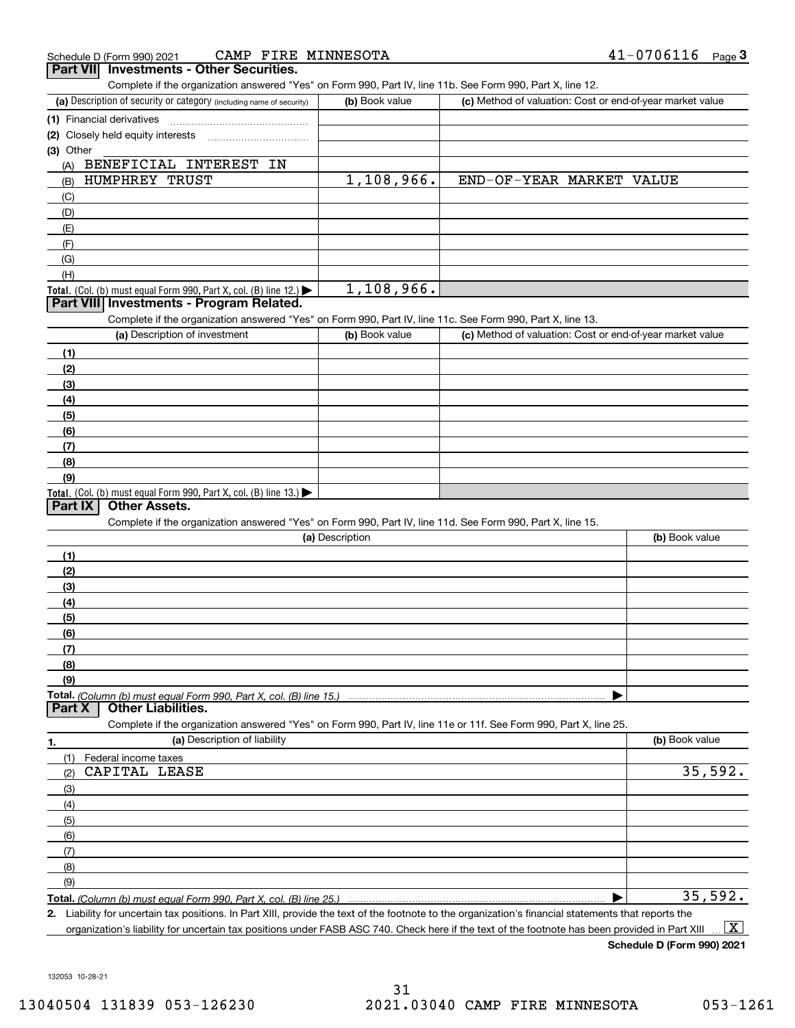Schedule D (Form 990) 2021 CAMP FIRE MINNESOTA 41-0706116 Page 3

## Part VII Investments - Other Securities.

Complete if the organization answered "Yes" on Form 990, Part IV, line 11b. See Form 990, Part X, line 12.

| (a) Description of security or category (including name of security) | (b) Book value | (c) Method of valuation: Cost or end-of-year market value |
|---|---|---|
| (1) Financial derivatives | | |
| (2) Closely held equity interests | | |
| (3) Other | | |
| (A) BENEFICIAL INTEREST IN | | |
| (B) HUMPHREY TRUST | 1,108,966. | END-OF-YEAR MARKET VALUE |
| (C) | | |
| (D) | | |
| (E) | | |
| (F) | | |
| (G) | | |
| (H) | | |
| **Total.** (Col. (b) must equal Form 990, Part X, col. (B) line 12.) ▶ | 1,108,966. | |

## Part VIII Investments - Program Related.

Complete if the organization answered "Yes" on Form 990, Part IV, line 11c. See Form 990, Part X, line 13.

| (a) Description of investment | (b) Book value | (c) Method of valuation: Cost or end-of-year market value |
|---|---|---|
| (1) | | |
| (2) | | |
| (3) | | |
| (4) | | |
| (5) | | |
| (6) | | |
| (7) | | |
| (8) | | |
| (9) | | |
| **Total.** (Col. (b) must equal Form 990, Part X, col. (B) line 13.) ▶ | | |

## Part IX Other Assets.

Complete if the organization answered "Yes" on Form 990, Part IV, line 11d. See Form 990, Part X, line 15.

| (a) Description | (b) Book value |
|---|---|
| (1) | |
| (2) | |
| (3) | |
| (4) | |
| (5) | |
| (6) | |
| (7) | |
| (8) | |
| (9) | |
| **Total.** *(Column (b) must equal Form 990, Part X, col. (B) line 15.)* ▶ | |

## Part X Other Liabilities.

Complete if the organization answered "Yes" on Form 990, Part IV, line 11e or 11f. See Form 990, Part X, line 25.

| 1. (a) Description of liability | (b) Book value |
|---|---|
| (1) Federal income taxes | |
| (2) CAPITAL LEASE | 35,592. |
| (3) | |
| (4) | |
| (5) | |
| (6) | |
| (7) | |
| (8) | |
| (9) | |
| **Total.** *(Column (b) must equal Form 990, Part X, col. (B) line 25.)* ▶ | 35,592. |

**2.** Liability for uncertain tax positions. In Part XIII, provide the text of the footnote to the organization's financial statements that reports the organization's liability for uncertain tax positions under FASB ASC 740. Check here if the text of the footnote has been provided in Part XIII ... [X]

**Schedule D (Form 990) 2021**

132053 10-28-21

13040504 131839 053-126230 2021.03040 CAMP FIRE MINNESOTA 053-1261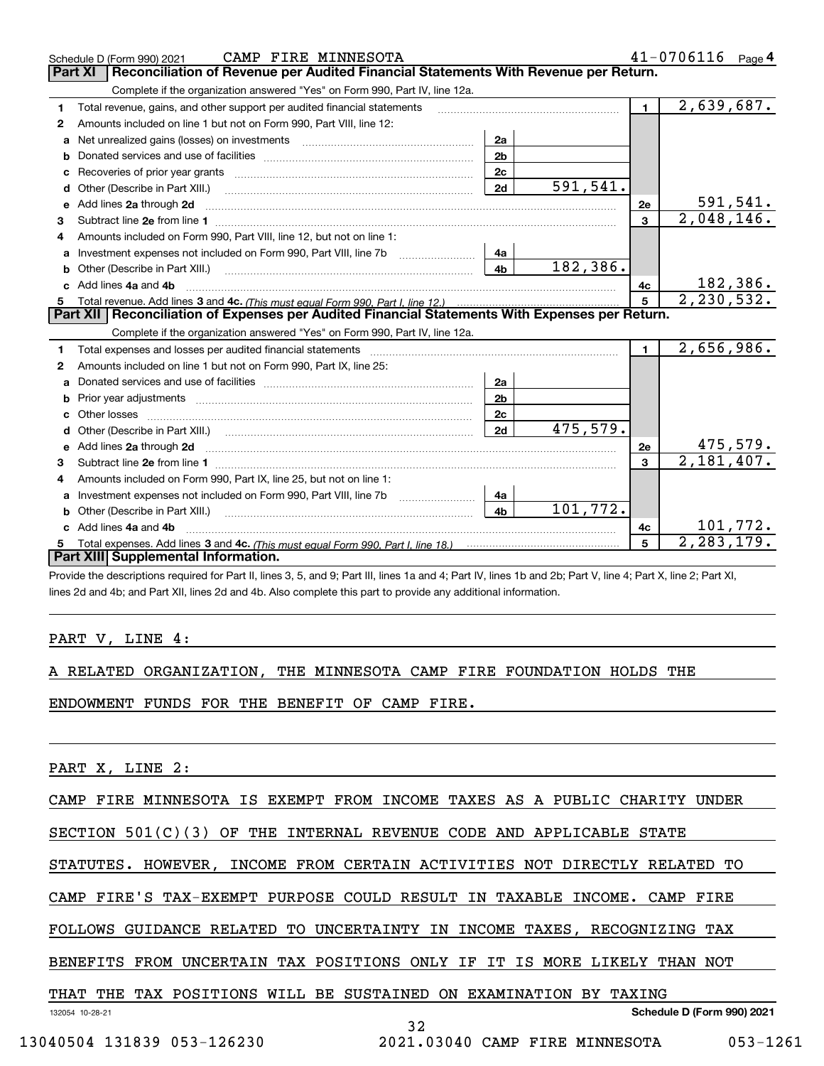Schedule D (Form 990) 2021 CAMP FIRE MINNESOTA 41-0706116 Page 4

## Part XI Reconciliation of Revenue per Audited Financial Statements With Revenue per Return.

Complete if the organization answered "Yes" on Form 990, Part IV, line 12a.

| | | | | | |
|---|---|---|---|---|---|
| 1 | Total revenue, gains, and other support per audited financial statements | | | 1 | 2,639,687. |
| 2 | Amounts included on line 1 but not on Form 990, Part VIII, line 12: | | | | |
| a | Net unrealized gains (losses) on investments | 2a | | | |
| b | Donated services and use of facilities | 2b | | | |
| c | Recoveries of prior year grants | 2c | | | |
| d | Other (Describe in Part XIII.) | 2d | 591,541. | | |
| e | Add lines 2a through 2d | | | 2e | 591,541. |
| 3 | Subtract line 2e from line 1 | | | 3 | 2,048,146. |
| 4 | Amounts included on Form 990, Part VIII, line 12, but not on line 1: | | | | |
| a | Investment expenses not included on Form 990, Part VIII, line 7b | 4a | | | |
| b | Other (Describe in Part XIII.) | 4b | 182,386. | | |
| c | Add lines 4a and 4b | | | 4c | 182,386. |
| 5 | Total revenue. Add lines 3 and 4c. *(This must equal Form 990, Part I, line 12.)* | | | 5 | 2,230,532. |

## Part XII Reconciliation of Expenses per Audited Financial Statements With Expenses per Return.

Complete if the organization answered "Yes" on Form 990, Part IV, line 12a.

| | | | | | |
|---|---|---|---|---|---|
| 1 | Total expenses and losses per audited financial statements | | | 1 | 2,656,986. |
| 2 | Amounts included on line 1 but not on Form 990, Part IX, line 25: | | | | |
| a | Donated services and use of facilities | 2a | | | |
| b | Prior year adjustments | 2b | | | |
| c | Other losses | 2c | | | |
| d | Other (Describe in Part XIII.) | 2d | 475,579. | | |
| e | Add lines 2a through 2d | | | 2e | 475,579. |
| 3 | Subtract line 2e from line 1 | | | 3 | 2,181,407. |
| 4 | Amounts included on Form 990, Part IX, line 25, but not on line 1: | | | | |
| a | Investment expenses not included on Form 990, Part VIII, line 7b | 4a | | | |
| b | Other (Describe in Part XIII.) | 4b | 101,772. | | |
| c | Add lines 4a and 4b | | | 4c | 101,772. |
| 5 | Total expenses. Add lines 3 and 4c. *(This must equal Form 990, Part I, line 18.)* | | | 5 | 2,283,179. |

## Part XIII Supplemental Information.

Provide the descriptions required for Part II, lines 3, 5, and 9; Part III, lines 1a and 4; Part IV, lines 1b and 2b; Part V, line 4; Part X, line 2; Part XI, lines 2d and 4b; and Part XII, lines 2d and 4b. Also complete this part to provide any additional information.

PART V, LINE 4:

A RELATED ORGANIZATION, THE MINNESOTA CAMP FIRE FOUNDATION HOLDS THE ENDOWMENT FUNDS FOR THE BENEFIT OF CAMP FIRE.

PART X, LINE 2:

CAMP FIRE MINNESOTA IS EXEMPT FROM INCOME TAXES AS A PUBLIC CHARITY UNDER SECTION 501(C)(3) OF THE INTERNAL REVENUE CODE AND APPLICABLE STATE STATUTES. HOWEVER, INCOME FROM CERTAIN ACTIVITIES NOT DIRECTLY RELATED TO CAMP FIRE'S TAX-EXEMPT PURPOSE COULD RESULT IN TAXABLE INCOME. CAMP FIRE FOLLOWS GUIDANCE RELATED TO UNCERTAINTY IN INCOME TAXES, RECOGNIZING TAX BENEFITS FROM UNCERTAIN TAX POSITIONS ONLY IF IT IS MORE LIKELY THAN NOT THAT THE TAX POSITIONS WILL BE SUSTAINED ON EXAMINATION BY TAXING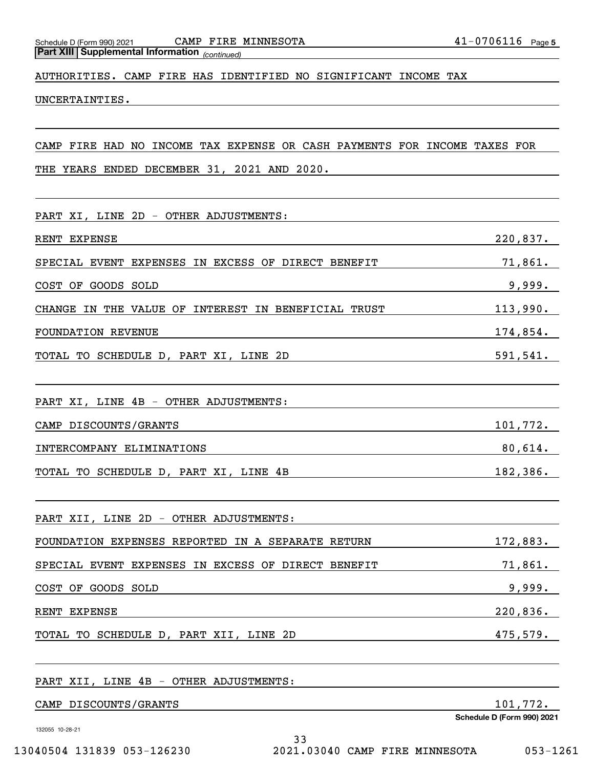**Part XIII Supplemental Information** *(continued)*

AUTHORITIES. CAMP FIRE HAS IDENTIFIED NO SIGNIFICANT INCOME TAX UNCERTAINTIES.

CAMP FIRE HAD NO INCOME TAX EXPENSE OR CASH PAYMENTS FOR INCOME TAXES FOR THE YEARS ENDED DECEMBER 31, 2021 AND 2020.

PART XI, LINE 2D - OTHER ADJUSTMENTS:

| | |
|---|---|
| RENT EXPENSE | 220,837. |
| SPECIAL EVENT EXPENSES IN EXCESS OF DIRECT BENEFIT | 71,861. |
| COST OF GOODS SOLD | 9,999. |
| CHANGE IN THE VALUE OF INTEREST IN BENEFICIAL TRUST | 113,990. |
| FOUNDATION REVENUE | 174,854. |
| TOTAL TO SCHEDULE D, PART XI, LINE 2D | 591,541. |

PART XI, LINE 4B - OTHER ADJUSTMENTS:

| | |
|---|---|
| CAMP DISCOUNTS/GRANTS | 101,772. |
| INTERCOMPANY ELIMINATIONS | 80,614. |
| TOTAL TO SCHEDULE D, PART XI, LINE 4B | 182,386. |

PART XII, LINE 2D - OTHER ADJUSTMENTS:

| | |
|---|---|
| FOUNDATION EXPENSES REPORTED IN A SEPARATE RETURN | 172,883. |
| SPECIAL EVENT EXPENSES IN EXCESS OF DIRECT BENEFIT | 71,861. |
| COST OF GOODS SOLD | 9,999. |
| RENT EXPENSE | 220,836. |
| TOTAL TO SCHEDULE D, PART XII, LINE 2D | 475,579. |

PART XII, LINE 4B - OTHER ADJUSTMENTS:

| | |
|---|---|
| CAMP DISCOUNTS/GRANTS | 101,772. |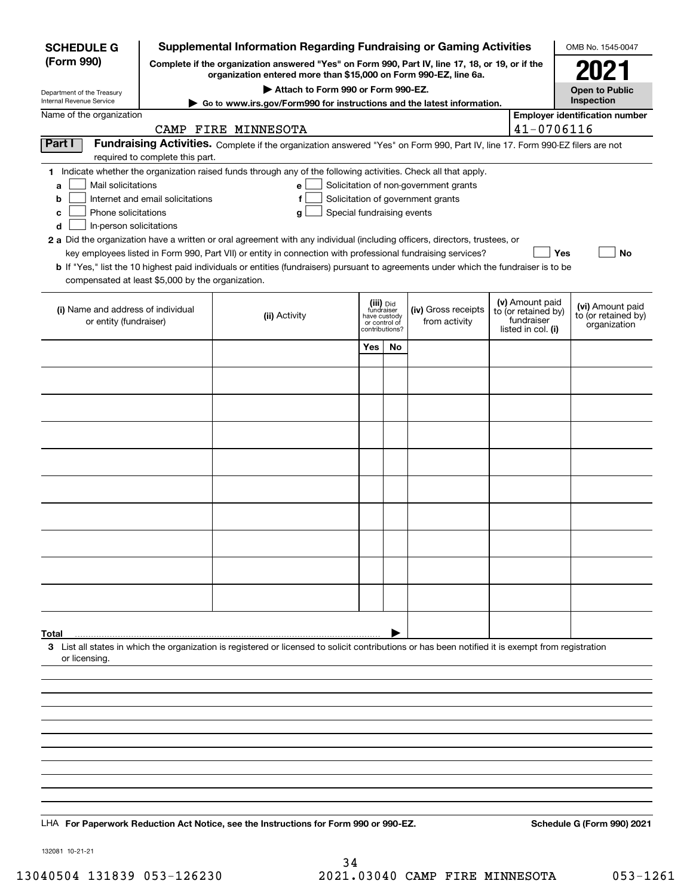**SCHEDULE G (Form 990)**

Department of the Treasury
Internal Revenue Service

# Supplemental Information Regarding Fundraising or Gaming Activities

**Complete if the organization answered "Yes" on Form 990, Part IV, line 17, 18, or 19, or if the organization entered more than $15,000 on Form 990-EZ, line 6a.**

**▶ Attach to Form 990 or Form 990-EZ.**

**▶ Go to www.irs.gov/Form990 for instructions and the latest information.**

OMB No. 1545-0047

**2021**

**Open to Public Inspection**

Name of the organization: CAMP FIRE MINNESOTA

**Employer identification number:** 41-0706116

**Part I Fundraising Activities.** Complete if the organization answered "Yes" on Form 990, Part IV, line 17. Form 990-EZ filers are not required to complete this part.

1 Indicate whether the organization raised funds through any of the following activities. Check all that apply.

- a ☐ Mail solicitations
- b ☐ Internet and email solicitations
- c ☐ Phone solicitations
- d ☐ In-person solicitations
- e ☐ Solicitation of non-government grants
- f ☐ Solicitation of government grants
- g ☐ Special fundraising events

**2 a** Did the organization have a written or oral agreement with any individual (including officers, directors, trustees, or key employees listed in Form 990, Part VII) or entity in connection with professional fundraising services? ☐ Yes ☐ No

**b** If "Yes," list the 10 highest paid individuals or entities (fundraisers) pursuant to agreements under which the fundraiser is to be compensated at least $5,000 by the organization.

| (i) Name and address of individual or entity (fundraiser) | (ii) Activity | (iii) Did fundraiser have custody or control of contributions? Yes | No | (iv) Gross receipts from activity | (v) Amount paid to (or retained by) fundraiser listed in col. (i) | (vi) Amount paid to (or retained by) organization |
|---|---|---|---|---|---|---|
| | | | | | | |
| | | | | | | |
| | | | | | | |
| | | | | | | |
| | | | | | | |
| | | | | | | |
| | | | | | | |
| | | | | | | |
| | | | | | | |
| | | | | | | |
| **Total** ▶ | | | | | | |

3 List all states in which the organization is registered or licensed to solicit contributions or has been notified it is exempt from registration or licensing.

LHA **For Paperwork Reduction Act Notice, see the Instructions for Form 990 or 990-EZ.**

**Schedule G (Form 990) 2021**

132081 10-21-21

13040504 131839 053-126230 2021.03040 CAMP FIRE MINNESOTA 053-1261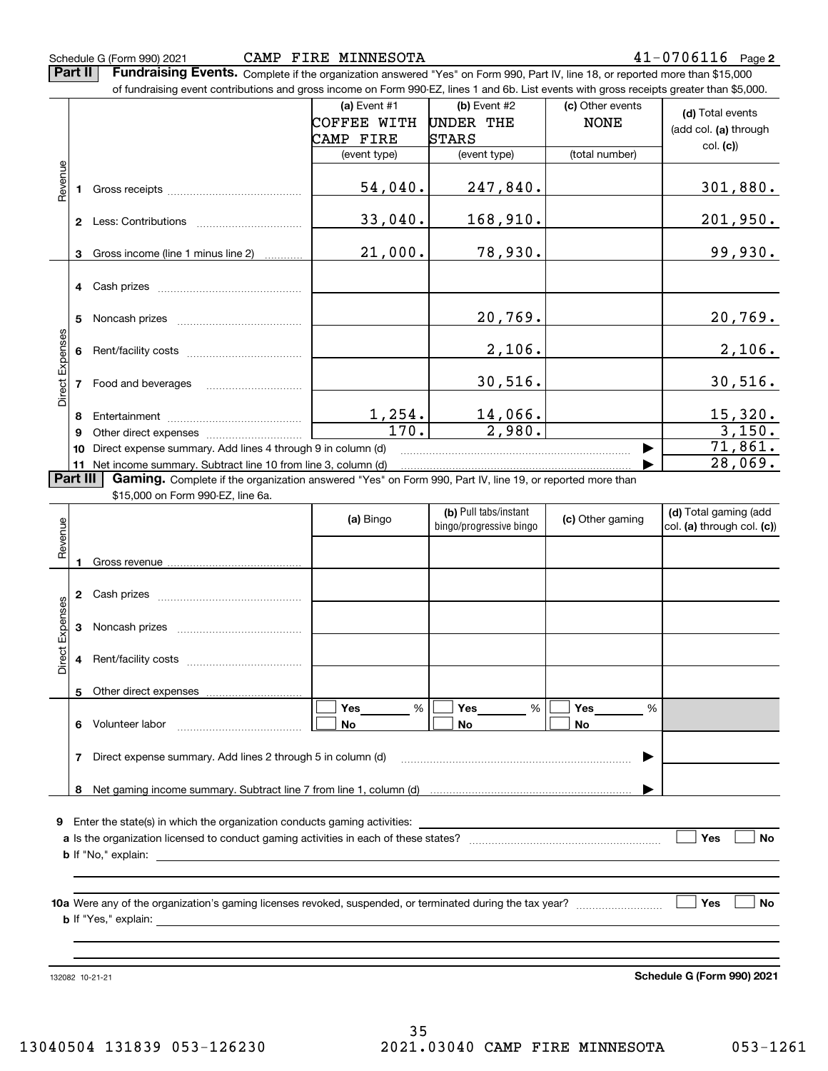Schedule G (Form 990) 2021 CAMP FIRE MINNESOTA 41-0706116 Page **2**

**Part II** **Fundraising Events.** Complete if the organization answered "Yes" on Form 990, Part IV, line 18, or reported more than $15,000 of fundraising event contributions and gross income on Form 990-EZ, lines 1 and 6b. List events with gross receipts greater than $5,000.

| | | (a) Event #1 COFFEE WITH CAMP FIRE (event type) | (b) Event #2 UNDER THE STARS (event type) | (c) Other events NONE (total number) | (d) Total events (add col. (a) through col. (c)) |
|---|---|---|---|---|---|
| Revenue | 1 Gross receipts | 54,040. | 247,840. | | 301,880. |
| | 2 Less: Contributions | 33,040. | 168,910. | | 201,950. |
| | 3 Gross income (line 1 minus line 2) | 21,000. | 78,930. | | 99,930. |
| Direct Expenses | 4 Cash prizes | | | | |
| | 5 Noncash prizes | | 20,769. | | 20,769. |
| | 6 Rent/facility costs | | 2,106. | | 2,106. |
| | 7 Food and beverages | | 30,516. | | 30,516. |
| | 8 Entertainment | 1,254. | 14,066. | | 15,320. |
| | 9 Other direct expenses | 170. | 2,980. | | 3,150. |
| | 10 Direct expense summary. Add lines 4 through 9 in column (d) | | | ▶ | 71,861. |
| | 11 Net income summary. Subtract line 10 from line 3, column (d) | | | ▶ | 28,069. |

**Part III** **Gaming.** Complete if the organization answered "Yes" on Form 990, Part IV, line 19, or reported more than $15,000 on Form 990-EZ, line 6a.

| | | (a) Bingo | (b) Pull tabs/instant bingo/progressive bingo | (c) Other gaming | (d) Total gaming (add col. (a) through col. (c)) |
|---|---|---|---|---|---|
| Revenue | 1 Gross revenue | | | | |
| Direct Expenses | 2 Cash prizes | | | | |
| | 3 Noncash prizes | | | | |
| | 4 Rent/facility costs | | | | |
| | 5 Other direct expenses | | | | |
| | 6 Volunteer labor | ☐ Yes ____ % ☐ No | ☐ Yes ____ % ☐ No | ☐ Yes ____ % ☐ No | |
| | 7 Direct expense summary. Add lines 2 through 5 in column (d) | | | ▶ | |
| | 8 Net gaming income summary. Subtract line 7 from line 1, column (d) | | | ▶ | |

**9** Enter the state(s) in which the organization conducts gaming activities: ____________

**a** Is the organization licensed to conduct gaming activities in each of these states? ☐ Yes ☐ No

**b** If "No," explain: ____________

**10a** Were any of the organization's gaming licenses revoked, suspended, or terminated during the tax year? ☐ Yes ☐ No

**b** If "Yes," explain: ____________

132082 10-21-21 **Schedule G (Form 990) 2021**

13040504 131839 053-126230 2021.03040 CAMP FIRE MINNESOTA 053-1261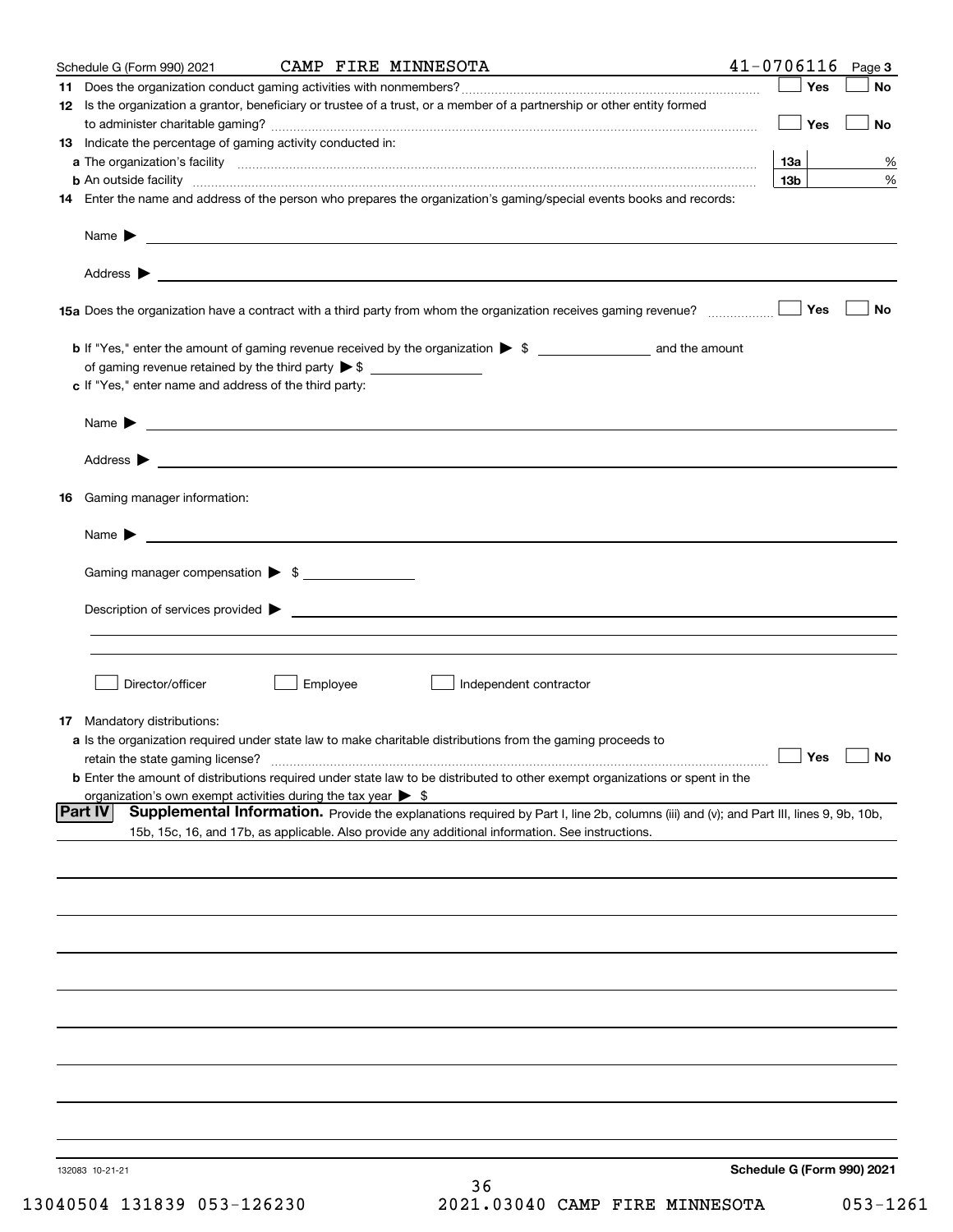Schedule G (Form 990) 2021 CAMP FIRE MINNESOTA 41-0706116 Page 3

**11** Does the organization conduct gaming activities with nonmembers? ☐ Yes ☐ No

**12** Is the organization a grantor, beneficiary or trustee of a trust, or a member of a partnership or other entity formed to administer charitable gaming? ☐ Yes ☐ No

**13** Indicate the percentage of gaming activity conducted in:

**a** The organization's facility **13a** %

**b** An outside facility **13b** %

**14** Enter the name and address of the person who prepares the organization's gaming/special events books and records:

Name ▶

Address ▶

**15a** Does the organization have a contract with a third party from whom the organization receives gaming revenue? ☐ Yes ☐ No

**b** If "Yes," enter the amount of gaming revenue received by the organization ▶ $ and the amount of gaming revenue retained by the third party ▶ $

**c** If "Yes," enter name and address of the third party:

Name ▶

Address ▶

**16** Gaming manager information:

Name ▶

Gaming manager compensation ▶ $

Description of services provided ▶

☐ Director/officer ☐ Employee ☐ Independent contractor

**17** Mandatory distributions:

**a** Is the organization required under state law to make charitable distributions from the gaming proceeds to retain the state gaming license? ☐ Yes ☐ No

**b** Enter the amount of distributions required under state law to be distributed to other exempt organizations or spent in the organization's own exempt activities during the tax year ▶ $

**Part IV** **Supplemental Information.** Provide the explanations required by Part I, line 2b, columns (iii) and (v); and Part III, lines 9, 9b, 10b, 15b, 15c, 16, and 17b, as applicable. Also provide any additional information. See instructions.

132083 10-21-21 **Schedule G (Form 990) 2021**

13040504 131839 053-126230 2021.03040 CAMP FIRE MINNESOTA 053-1261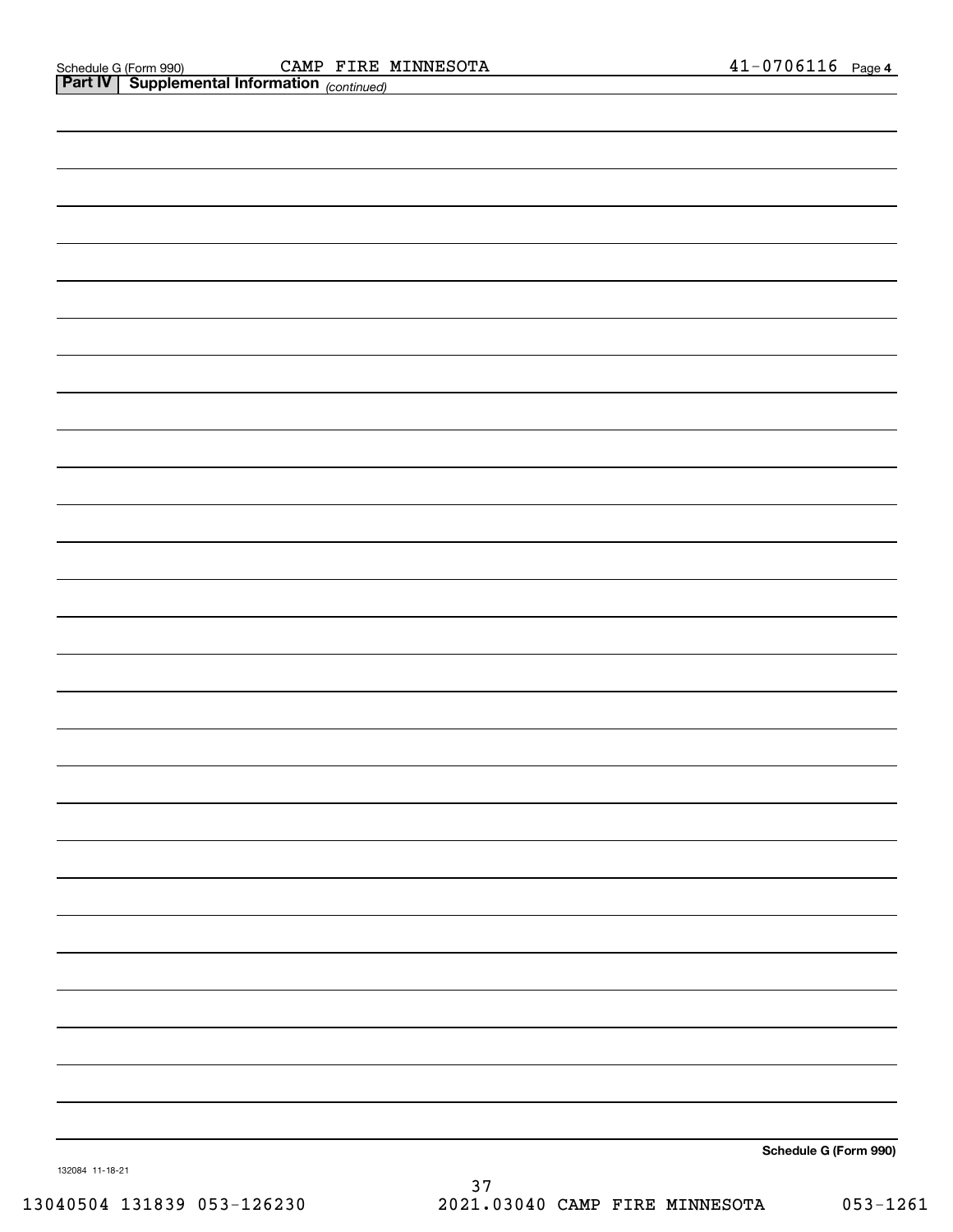Schedule G (Form 990) CAMP FIRE MINNESOTA 41-0706116 Page 4

**Part IV | Supplemental Information** *(continued)*

**Schedule G (Form 990)**

132084 11-18-21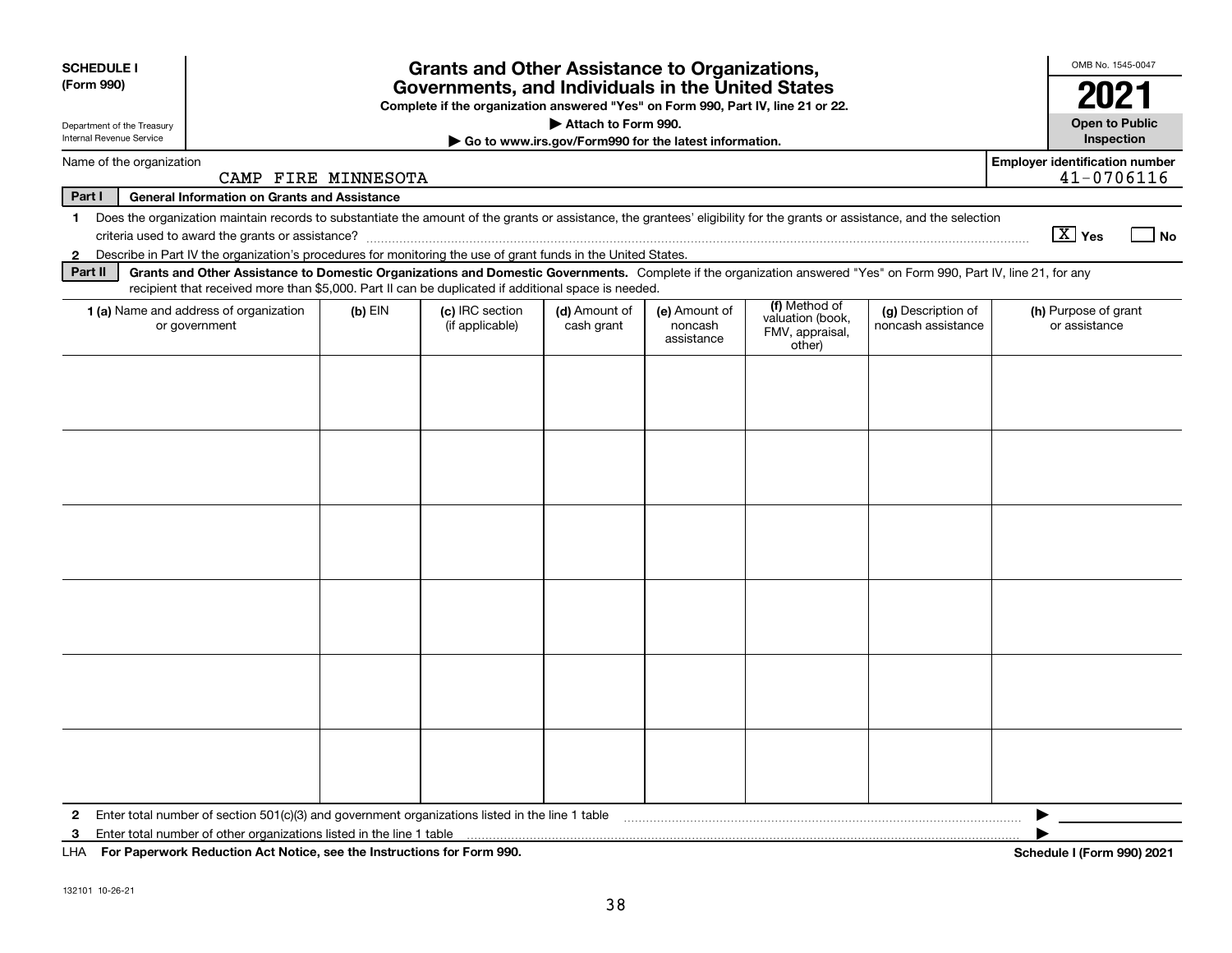**SCHEDULE I (Form 990)**

Department of the Treasury
Internal Revenue Service

# Grants and Other Assistance to Organizations, Governments, and Individuals in the United States

**Complete if the organization answered "Yes" on Form 990, Part IV, line 21 or 22.**

**▶ Attach to Form 990.**

**▶ Go to www.irs.gov/Form990 for the latest information.**

OMB No. 1545-0047

**2021**

**Open to Public Inspection**

Name of the organization: CAMP FIRE MINNESOTA

Employer identification number: 41-0706116

**Part I — General Information on Grants and Assistance**

1 Does the organization maintain records to substantiate the amount of the grants or assistance, the grantees' eligibility for the grants or assistance, and the selection criteria used to award the grants or assistance? [X] Yes [ ] No

2 Describe in Part IV the organization's procedures for monitoring the use of grant funds in the United States.

**Part II — Grants and Other Assistance to Domestic Organizations and Domestic Governments.** Complete if the organization answered "Yes" on Form 990, Part IV, line 21, for any recipient that received more than $5,000. Part II can be duplicated if additional space is needed.

| 1 (a) Name and address of organization or government | (b) EIN | (c) IRC section (if applicable) | (d) Amount of cash grant | (e) Amount of noncash assistance | (f) Method of valuation (book, FMV, appraisal, other) | (g) Description of noncash assistance | (h) Purpose of grant or assistance |
|---|---|---|---|---|---|---|---|
| | | | | | | | |
| | | | | | | | |
| | | | | | | | |
| | | | | | | | |
| | | | | | | | |
| | | | | | | | |

2 Enter total number of section 501(c)(3) and government organizations listed in the line 1 table ▶

3 Enter total number of other organizations listed in the line 1 table ▶

LHA For Paperwork Reduction Act Notice, see the Instructions for Form 990. Schedule I (Form 990) 2021

132101 10-26-21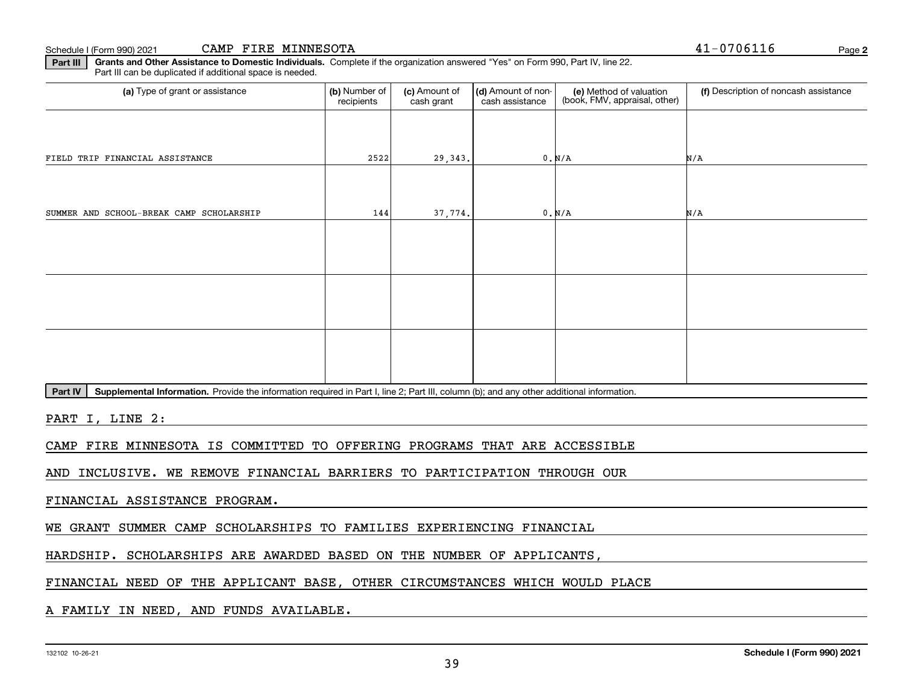Schedule I (Form 990) 2021 CAMP FIRE MINNESOTA 41-0706116 Page **2**

**Part III** **Grants and Other Assistance to Domestic Individuals.** Complete if the organization answered "Yes" on Form 990, Part IV, line 22. Part III can be duplicated if additional space is needed.

| (a) Type of grant or assistance | (b) Number of recipients | (c) Amount of cash grant | (d) Amount of non-cash assistance | (e) Method of valuation (book, FMV, appraisal, other) | (f) Description of noncash assistance |
|---|---|---|---|---|---|
| FIELD TRIP FINANCIAL ASSISTANCE | 2522 | 29,343. | 0. | N/A | N/A |
| SUMMER AND SCHOOL-BREAK CAMP SCHOLARSHIP | 144 | 37,774. | 0. | N/A | N/A |
| | | | | | |
| | | | | | |
| | | | | | |

**Part IV** **Supplemental Information.** Provide the information required in Part I, line 2; Part III, column (b); and any other additional information.

PART I, LINE 2:

CAMP FIRE MINNESOTA IS COMMITTED TO OFFERING PROGRAMS THAT ARE ACCESSIBLE AND INCLUSIVE. WE REMOVE FINANCIAL BARRIERS TO PARTICIPATION THROUGH OUR FINANCIAL ASSISTANCE PROGRAM.

WE GRANT SUMMER CAMP SCHOLARSHIPS TO FAMILIES EXPERIENCING FINANCIAL HARDSHIP. SCHOLARSHIPS ARE AWARDED BASED ON THE NUMBER OF APPLICANTS, FINANCIAL NEED OF THE APPLICANT BASE, OTHER CIRCUMSTANCES WHICH WOULD PLACE A FAMILY IN NEED, AND FUNDS AVAILABLE.

132102 10-26-21 **Schedule I (Form 990) 2021**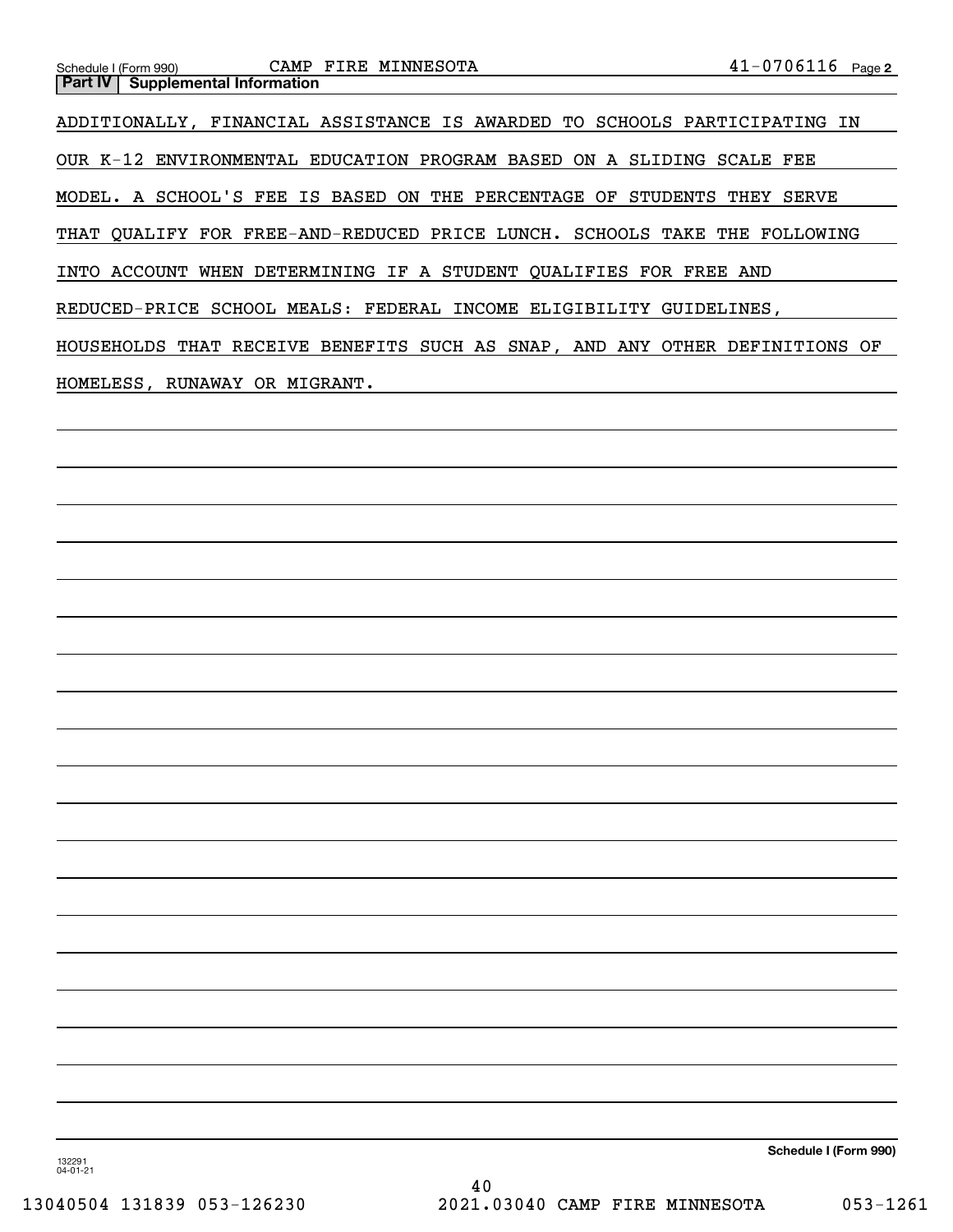Schedule I (Form 990) CAMP FIRE MINNESOTA 41-0706116 Page 2

**Part IV | Supplemental Information**

ADDITIONALLY, FINANCIAL ASSISTANCE IS AWARDED TO SCHOOLS PARTICIPATING IN OUR K-12 ENVIRONMENTAL EDUCATION PROGRAM BASED ON A SLIDING SCALE FEE MODEL. A SCHOOL'S FEE IS BASED ON THE PERCENTAGE OF STUDENTS THEY SERVE THAT QUALIFY FOR FREE-AND-REDUCED PRICE LUNCH. SCHOOLS TAKE THE FOLLOWING INTO ACCOUNT WHEN DETERMINING IF A STUDENT QUALIFIES FOR FREE AND REDUCED-PRICE SCHOOL MEALS: FEDERAL INCOME ELIGIBILITY GUIDELINES, HOUSEHOLDS THAT RECEIVE BENEFITS SUCH AS SNAP, AND ANY OTHER DEFINITIONS OF HOMELESS, RUNAWAY OR MIGRANT.

**Schedule I (Form 990)**

132291 04-01-21

13040504 131839 053-126230 2021.03040 CAMP FIRE MINNESOTA 053-1261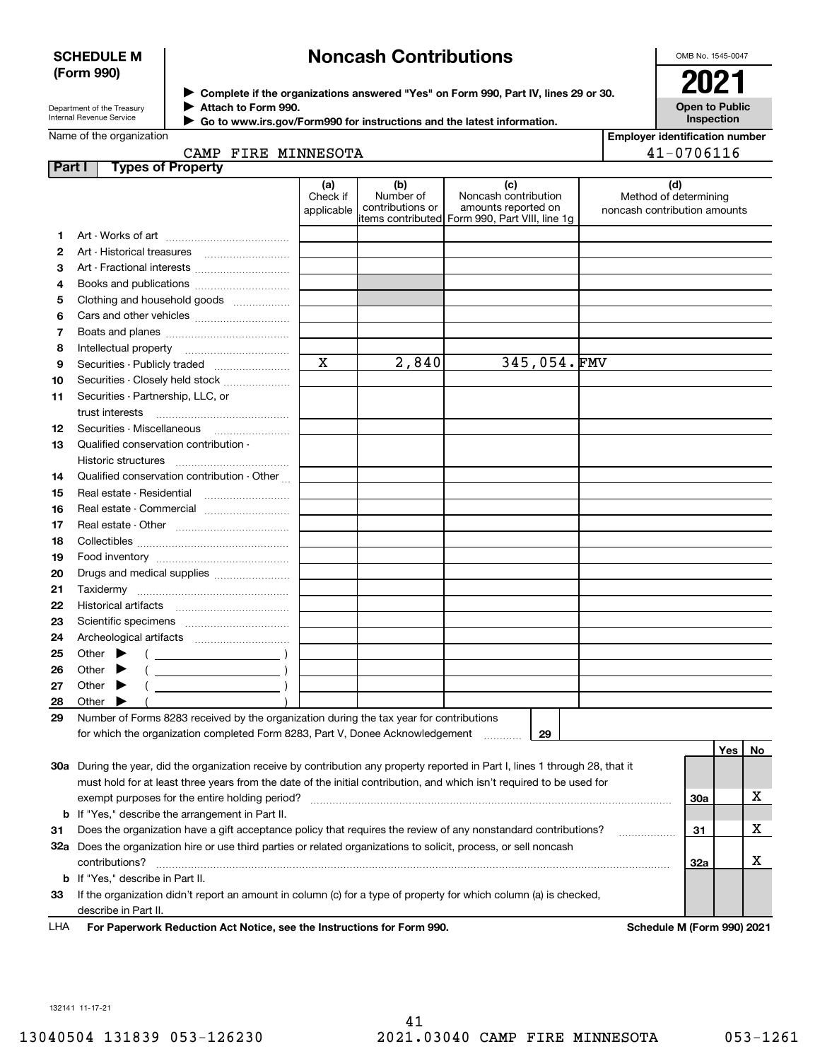**SCHEDULE M (Form 990)**

Department of the Treasury
Internal Revenue Service

# Noncash Contributions

▶ Complete if the organizations answered "Yes" on Form 990, Part IV, lines 29 or 30.
▶ Attach to Form 990.
▶ Go to www.irs.gov/Form990 for instructions and the latest information.

OMB No. 1545-0047

**2021**

**Open to Public Inspection**

Name of the organization: CAMP FIRE MINNESOTA

Employer identification number: 41-0706116

**Part I Types of Property**

| | | (a) Check if applicable | (b) Number of contributions or items contributed | (c) Noncash contribution amounts reported on Form 990, Part VIII, line 1g | (d) Method of determining noncash contribution amounts |
|---|---|---|---|---|---|
| 1 | Art - Works of art | | | | |
| 2 | Art - Historical treasures | | | | |
| 3 | Art - Fractional interests | | | | |
| 4 | Books and publications | | | | |
| 5 | Clothing and household goods | | | | |
| 6 | Cars and other vehicles | | | | |
| 7 | Boats and planes | | | | |
| 8 | Intellectual property | | | | |
| 9 | Securities - Publicly traded | X | 2,840 | 345,054. | FMV |
| 10 | Securities - Closely held stock | | | | |
| 11 | Securities - Partnership, LLC, or trust interests | | | | |
| 12 | Securities - Miscellaneous | | | | |
| 13 | Qualified conservation contribution - Historic structures | | | | |
| 14 | Qualified conservation contribution - Other | | | | |
| 15 | Real estate - Residential | | | | |
| 16 | Real estate - Commercial | | | | |
| 17 | Real estate - Other | | | | |
| 18 | Collectibles | | | | |
| 19 | Food inventory | | | | |
| 20 | Drugs and medical supplies | | | | |
| 21 | Taxidermy | | | | |
| 22 | Historical artifacts | | | | |
| 23 | Scientific specimens | | | | |
| 24 | Archeological artifacts | | | | |
| 25 | Other ▶ ( ) | | | | |
| 26 | Other ▶ ( ) | | | | |
| 27 | Other ▶ ( ) | | | | |
| 28 | Other ▶ ( ) | | | | |

29 Number of Forms 8283 received by the organization during the tax year for contributions for which the organization completed Form 8283, Part V, Donee Acknowledgement ..... 29

| | | | Yes | No |
|---|---|---|---|---|
| 30a | During the year, did the organization receive by contribution any property reported in Part I, lines 1 through 28, that it must hold for at least three years from the date of the initial contribution, and which isn't required to be used for exempt purposes for the entire holding period? | 30a | | X |
| b | If "Yes," describe the arrangement in Part II. | | | |
| 31 | Does the organization have a gift acceptance policy that requires the review of any nonstandard contributions? | 31 | | X |
| 32a | Does the organization hire or use third parties or related organizations to solicit, process, or sell noncash contributions? | 32a | | X |
| b | If "Yes," describe in Part II. | | | |
| 33 | If the organization didn't report an amount in column (c) for a type of property for which column (a) is checked, describe in Part II. | | | |

LHA For Paperwork Reduction Act Notice, see the Instructions for Form 990. Schedule M (Form 990) 2021

132141 11-17-21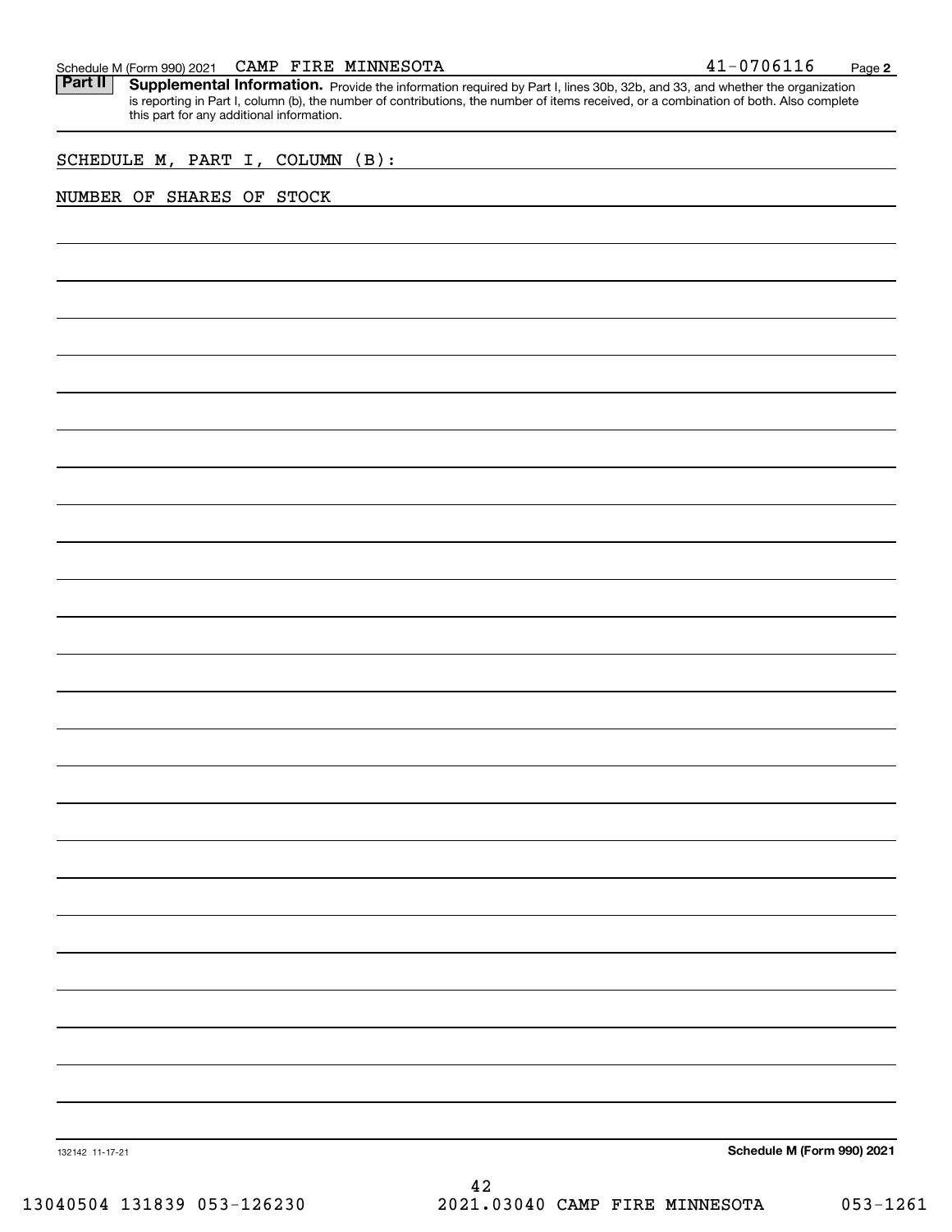Schedule M (Form 990) 2021 CAMP FIRE MINNESOTA 41-0706116

**Part II** **Supplemental Information.** Provide the information required by Part I, lines 30b, 32b, and 33, and whether the organization is reporting in Part I, column (b), the number of contributions, the number of items received, or a combination of both. Also complete this part for any additional information.

SCHEDULE M, PART I, COLUMN (B):

NUMBER OF SHARES OF STOCK

132142 11-17-21

**Schedule M (Form 990) 2021**

13040504 131839 053-126230 2021.03040 CAMP FIRE MINNESOTA 053-1261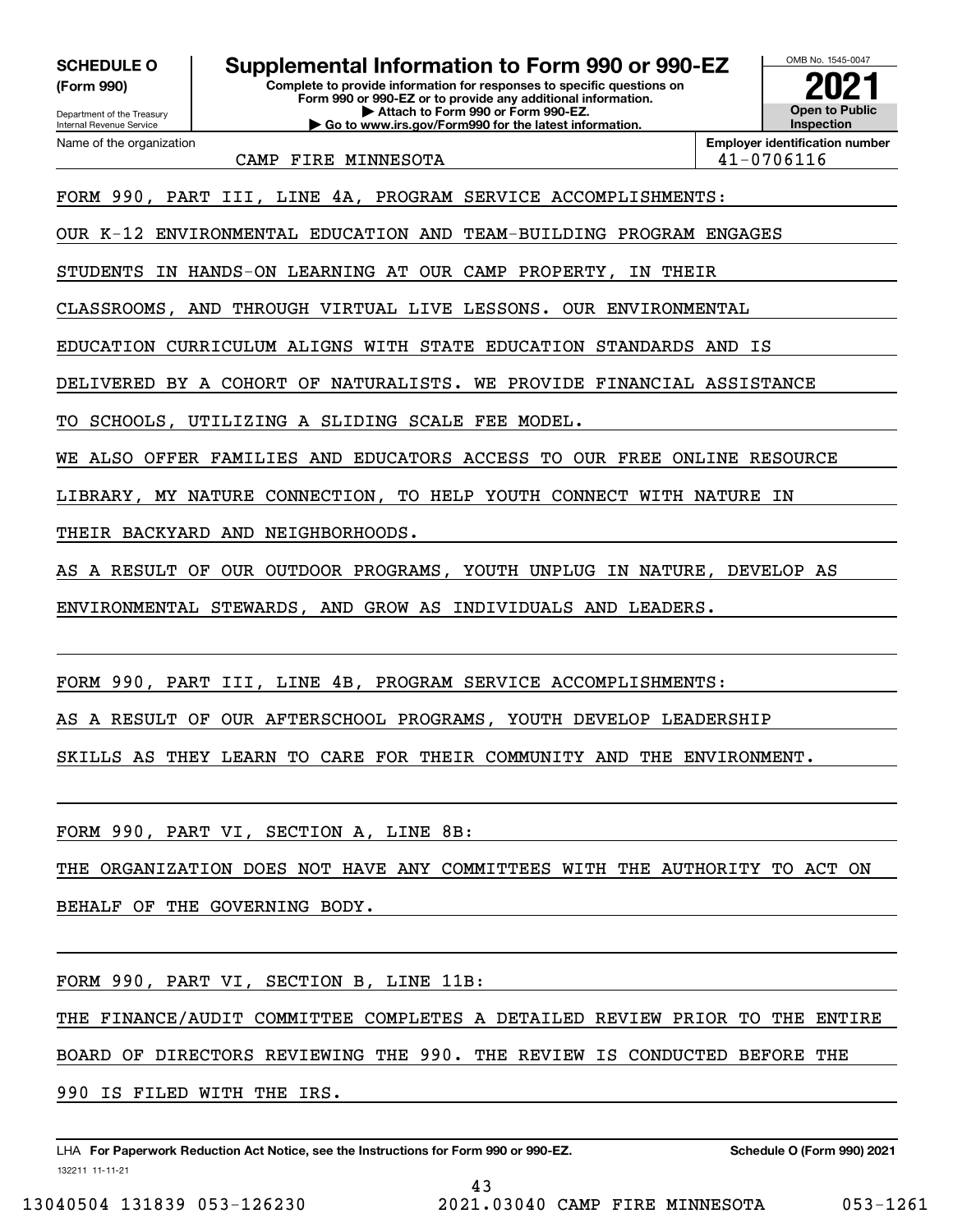**SCHEDULE O (Form 990)**

Department of the Treasury
Internal Revenue Service

# Supplemental Information to Form 990 or 990-EZ

**Complete to provide information for responses to specific questions on Form 990 or 990-EZ or to provide any additional information.**
**▶ Attach to Form 990 or Form 990-EZ.**
**▶ Go to www.irs.gov/Form990 for the latest information.**

OMB No. 1545-0047

**2021**

**Open to Public Inspection**

Name of the organization: CAMP FIRE MINNESOTA

**Employer identification number** 41-0706116

FORM 990, PART III, LINE 4A, PROGRAM SERVICE ACCOMPLISHMENTS:

OUR K-12 ENVIRONMENTAL EDUCATION AND TEAM-BUILDING PROGRAM ENGAGES STUDENTS IN HANDS-ON LEARNING AT OUR CAMP PROPERTY, IN THEIR CLASSROOMS, AND THROUGH VIRTUAL LIVE LESSONS. OUR ENVIRONMENTAL EDUCATION CURRICULUM ALIGNS WITH STATE EDUCATION STANDARDS AND IS DELIVERED BY A COHORT OF NATURALISTS. WE PROVIDE FINANCIAL ASSISTANCE TO SCHOOLS, UTILIZING A SLIDING SCALE FEE MODEL.

WE ALSO OFFER FAMILIES AND EDUCATORS ACCESS TO OUR FREE ONLINE RESOURCE LIBRARY, MY NATURE CONNECTION, TO HELP YOUTH CONNECT WITH NATURE IN THEIR BACKYARD AND NEIGHBORHOODS.

AS A RESULT OF OUR OUTDOOR PROGRAMS, YOUTH UNPLUG IN NATURE, DEVELOP AS ENVIRONMENTAL STEWARDS, AND GROW AS INDIVIDUALS AND LEADERS.

FORM 990, PART III, LINE 4B, PROGRAM SERVICE ACCOMPLISHMENTS:

AS A RESULT OF OUR AFTERSCHOOL PROGRAMS, YOUTH DEVELOP LEADERSHIP SKILLS AS THEY LEARN TO CARE FOR THEIR COMMUNITY AND THE ENVIRONMENT.

FORM 990, PART VI, SECTION A, LINE 8B:

THE ORGANIZATION DOES NOT HAVE ANY COMMITTEES WITH THE AUTHORITY TO ACT ON BEHALF OF THE GOVERNING BODY.

FORM 990, PART VI, SECTION B, LINE 11B:

THE FINANCE/AUDIT COMMITTEE COMPLETES A DETAILED REVIEW PRIOR TO THE ENTIRE BOARD OF DIRECTORS REVIEWING THE 990. THE REVIEW IS CONDUCTED BEFORE THE 990 IS FILED WITH THE IRS.

LHA **For Paperwork Reduction Act Notice, see the Instructions for Form 990 or 990-EZ.** **Schedule O (Form 990) 2021**

132211 11-11-21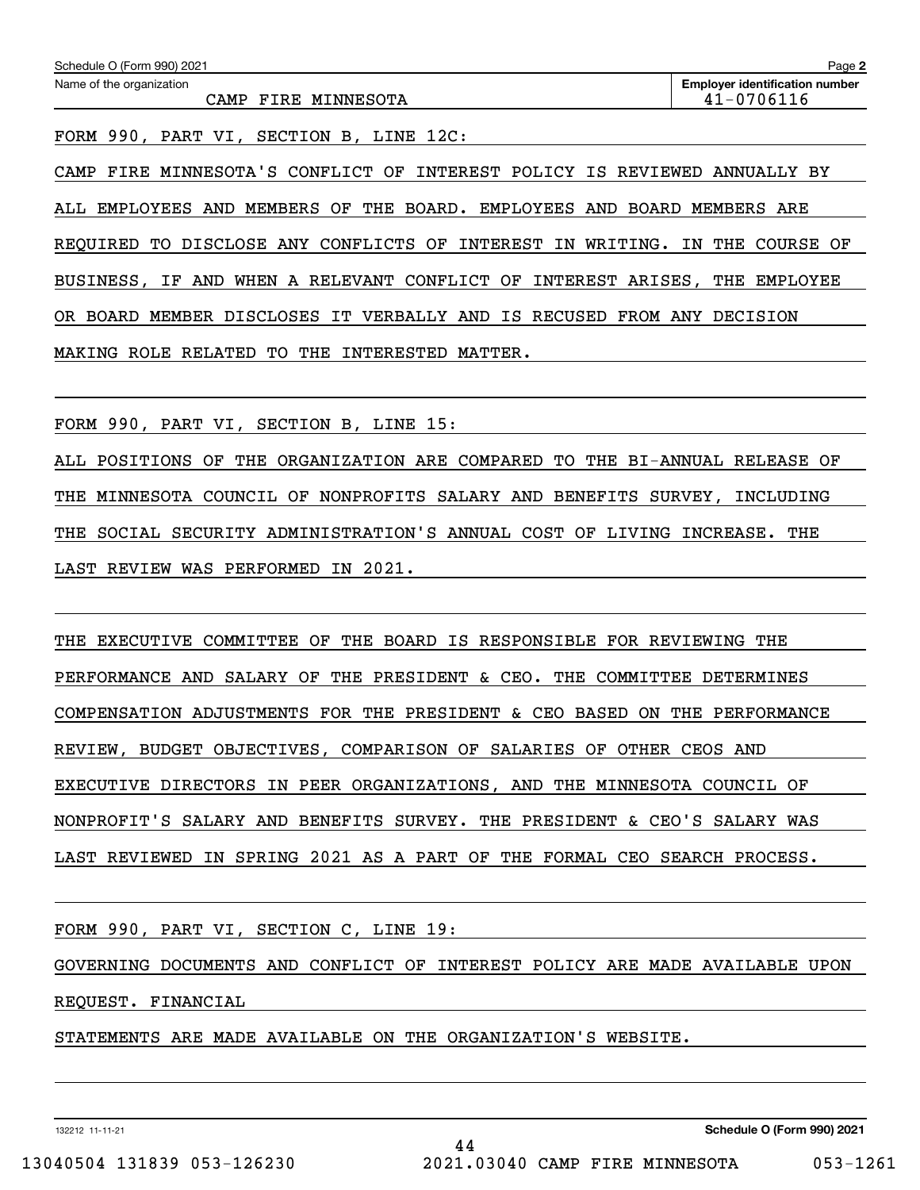Name of the organization: CAMP FIRE MINNESOTA

Employer identification number: 41-0706116

FORM 990, PART VI, SECTION B, LINE 12C:

CAMP FIRE MINNESOTA'S CONFLICT OF INTEREST POLICY IS REVIEWED ANNUALLY BY ALL EMPLOYEES AND MEMBERS OF THE BOARD. EMPLOYEES AND BOARD MEMBERS ARE REQUIRED TO DISCLOSE ANY CONFLICTS OF INTEREST IN WRITING. IN THE COURSE OF BUSINESS, IF AND WHEN A RELEVANT CONFLICT OF INTEREST ARISES, THE EMPLOYEE OR BOARD MEMBER DISCLOSES IT VERBALLY AND IS RECUSED FROM ANY DECISION MAKING ROLE RELATED TO THE INTERESTED MATTER.

FORM 990, PART VI, SECTION B, LINE 15:

ALL POSITIONS OF THE ORGANIZATION ARE COMPARED TO THE BI-ANNUAL RELEASE OF THE MINNESOTA COUNCIL OF NONPROFITS SALARY AND BENEFITS SURVEY, INCLUDING THE SOCIAL SECURITY ADMINISTRATION'S ANNUAL COST OF LIVING INCREASE. THE LAST REVIEW WAS PERFORMED IN 2021.

THE EXECUTIVE COMMITTEE OF THE BOARD IS RESPONSIBLE FOR REVIEWING THE PERFORMANCE AND SALARY OF THE PRESIDENT & CEO. THE COMMITTEE DETERMINES COMPENSATION ADJUSTMENTS FOR THE PRESIDENT & CEO BASED ON THE PERFORMANCE REVIEW, BUDGET OBJECTIVES, COMPARISON OF SALARIES OF OTHER CEOS AND EXECUTIVE DIRECTORS IN PEER ORGANIZATIONS, AND THE MINNESOTA COUNCIL OF NONPROFIT'S SALARY AND BENEFITS SURVEY. THE PRESIDENT & CEO'S SALARY WAS LAST REVIEWED IN SPRING 2021 AS A PART OF THE FORMAL CEO SEARCH PROCESS.

FORM 990, PART VI, SECTION C, LINE 19:

GOVERNING DOCUMENTS AND CONFLICT OF INTEREST POLICY ARE MADE AVAILABLE UPON REQUEST. FINANCIAL

STATEMENTS ARE MADE AVAILABLE ON THE ORGANIZATION'S WEBSITE.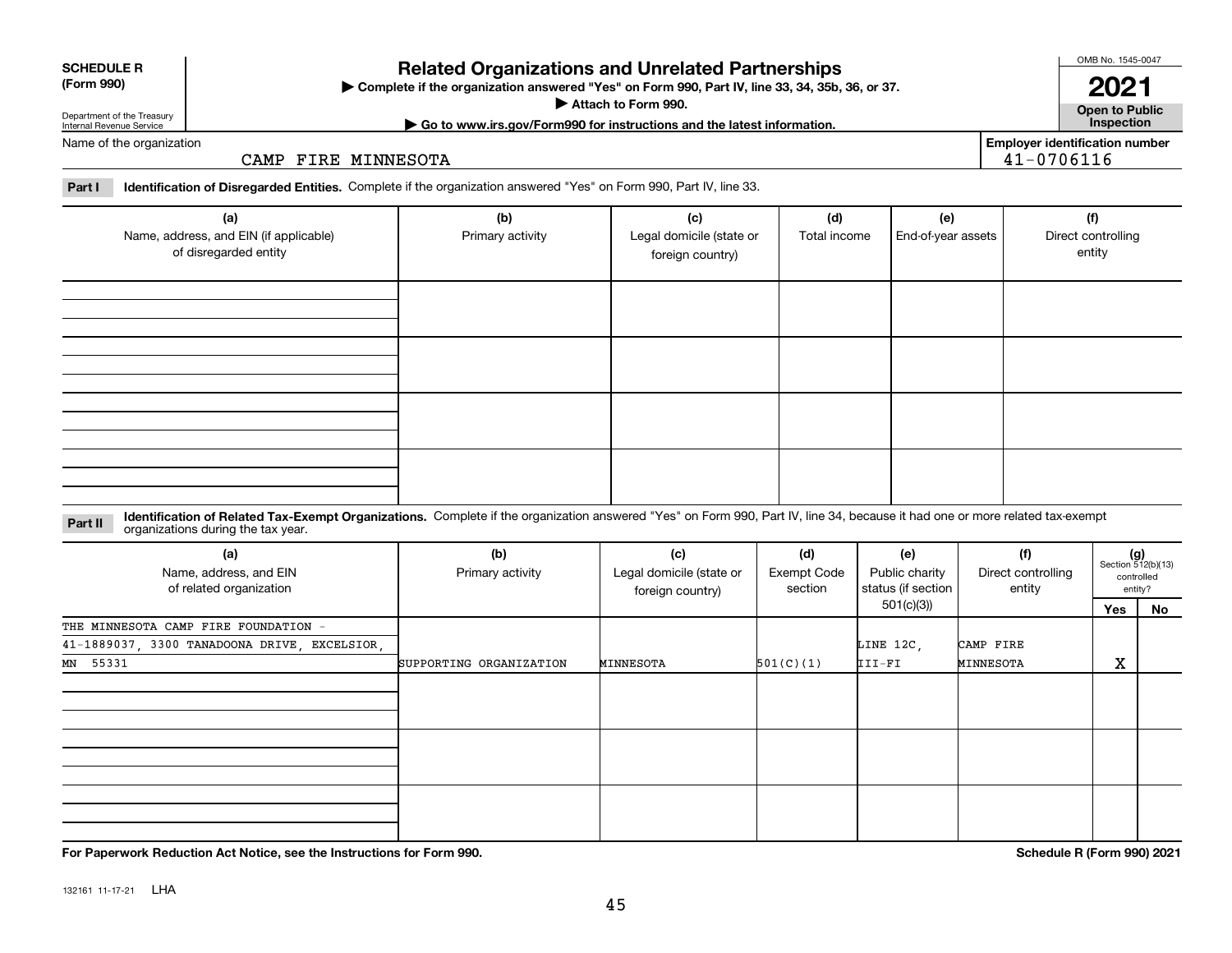**SCHEDULE R**
**(Form 990)**

Department of the Treasury
Internal Revenue Service

# Related Organizations and Unrelated Partnerships

▶ **Complete if the organization answered "Yes" on Form 990, Part IV, line 33, 34, 35b, 36, or 37.**
▶ **Attach to Form 990.**
▶ **Go to www.irs.gov/Form990 for instructions and the latest information.**

OMB No. 1545-0047

**2021**

**Open to Public Inspection**

Name of the organization: CAMP FIRE MINNESOTA

**Employer identification number:** 41-0706116

**Part I** **Identification of Disregarded Entities.** Complete if the organization answered "Yes" on Form 990, Part IV, line 33.

| (a) Name, address, and EIN (if applicable) of disregarded entity | (b) Primary activity | (c) Legal domicile (state or foreign country) | (d) Total income | (e) End-of-year assets | (f) Direct controlling entity |
|---|---|---|---|---|---|
| | | | | | |
| | | | | | |
| | | | | | |
| | | | | | |

**Part II** **Identification of Related Tax-Exempt Organizations.** Complete if the organization answered "Yes" on Form 990, Part IV, line 34, because it had one or more related tax-exempt organizations during the tax year.

| (a) Name, address, and EIN of related organization | (b) Primary activity | (c) Legal domicile (state or foreign country) | (d) Exempt Code section | (e) Public charity status (if section 501(c)(3)) | (f) Direct controlling entity | (g) Section 512(b)(13) controlled entity? Yes | No |
|---|---|---|---|---|---|---|---|
| THE MINNESOTA CAMP FIRE FOUNDATION - 41-1889037, 3300 TANADOONA DRIVE, EXCELSIOR, MN 55331 | SUPPORTING ORGANIZATION | MINNESOTA | 501(C)(1) | LINE 12C, III-FI | CAMP FIRE MINNESOTA | X | |
| | | | | | | | |
| | | | | | | | |
| | | | | | | | |

**For Paperwork Reduction Act Notice, see the Instructions for Form 990.**

**Schedule R (Form 990) 2021**

132161 11-17-21 LHA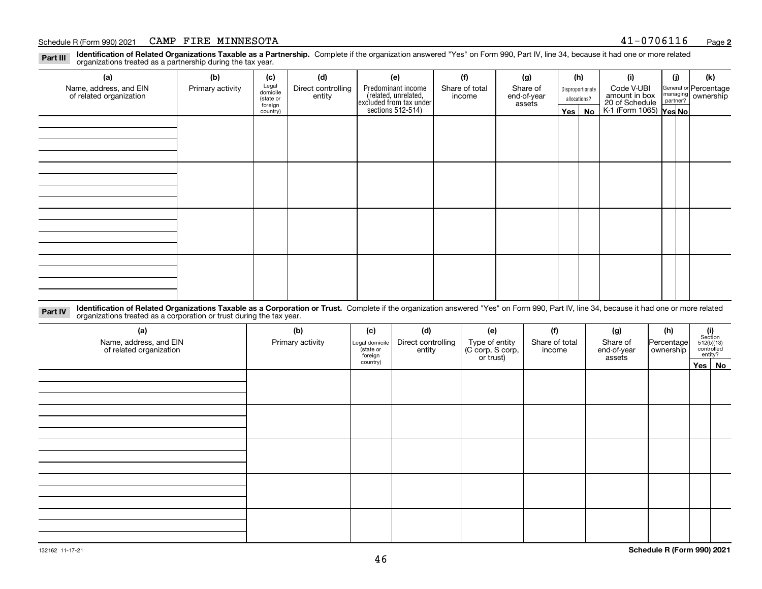Schedule R (Form 990) 2021 CAMP FIRE MINNESOTA 41-0706116 Page **2**

**Part III** **Identification of Related Organizations Taxable as a Partnership.** Complete if the organization answered "Yes" on Form 990, Part IV, line 34, because it had one or more related organizations treated as a partnership during the tax year.

| (a) Name, address, and EIN of related organization | (b) Primary activity | (c) Legal domicile (state or foreign country) | (d) Direct controlling entity | (e) Predominant income (related, unrelated, excluded from tax under sections 512-514) | (f) Share of total income | (g) Share of end-of-year assets | (h) Disproportionate allocations? Yes | No | (i) Code V-UBI amount in box 20 of Schedule K-1 (Form 1065) | (j) General or managing partner? Yes | No | (k) Percentage ownership |
|---|---|---|---|---|---|---|---|---|---|---|---|---|
| | | | | | | | | | | | | |
| | | | | | | | | | | | | |
| | | | | | | | | | | | | |
| | | | | | | | | | | | | |

**Part IV** **Identification of Related Organizations Taxable as a Corporation or Trust.** Complete if the organization answered "Yes" on Form 990, Part IV, line 34, because it had one or more related organizations treated as a corporation or trust during the tax year.

| (a) Name, address, and EIN of related organization | (b) Primary activity | (c) Legal domicile (state or foreign country) | (d) Direct controlling entity | (e) Type of entity (C corp, S corp, or trust) | (f) Share of total income | (g) Share of end-of-year assets | (h) Percentage ownership | (i) Section 512(b)(13) controlled entity? Yes | No |
|---|---|---|---|---|---|---|---|---|---|
| | | | | | | | | | |
| | | | | | | | | | |
| | | | | | | | | | |
| | | | | | | | | | |
| | | | | | | | | | |

132162 11-17-21 **Schedule R (Form 990) 2021**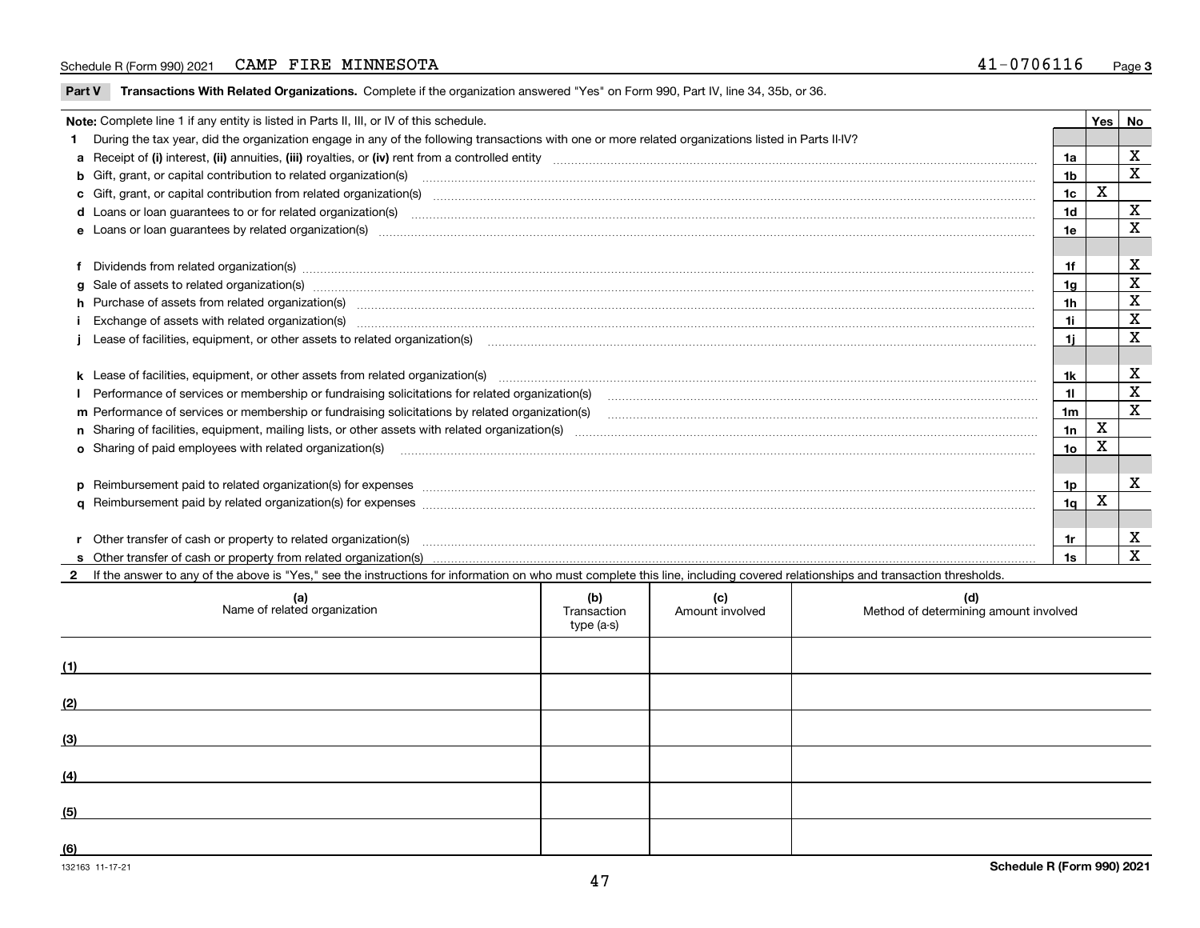Schedule R (Form 990) 2021 CAMP FIRE MINNESOTA 41-0706116

## Part V Transactions With Related Organizations.

Complete if the organization answered "Yes" on Form 990, Part IV, line 34, 35b, or 36.

**Note:** Complete line 1 if any entity is listed in Parts II, III, or IV of this schedule.

| | | Line | Yes | No |
|---|---|---|---|---|
| **1** | During the tax year, did the organization engage in any of the following transactions with one or more related organizations listed in Parts II-IV? | | | |
| **a** | Receipt of (i) interest, (ii) annuities, (iii) royalties, or (iv) rent from a controlled entity | 1a | | X |
| **b** | Gift, grant, or capital contribution to related organization(s) | 1b | | X |
| **c** | Gift, grant, or capital contribution from related organization(s) | 1c | X | |
| **d** | Loans or loan guarantees to or for related organization(s) | 1d | | X |
| **e** | Loans or loan guarantees by related organization(s) | 1e | | X |
| **f** | Dividends from related organization(s) | 1f | | X |
| **g** | Sale of assets to related organization(s) | 1g | | X |
| **h** | Purchase of assets from related organization(s) | 1h | | X |
| **i** | Exchange of assets with related organization(s) | 1i | | X |
| **j** | Lease of facilities, equipment, or other assets to related organization(s) | 1j | | X |
| **k** | Lease of facilities, equipment, or other assets from related organization(s) | 1k | | X |
| **l** | Performance of services or membership or fundraising solicitations for related organization(s) | 1l | | X |
| **m** | Performance of services or membership or fundraising solicitations by related organization(s) | 1m | | X |
| **n** | Sharing of facilities, equipment, mailing lists, or other assets with related organization(s) | 1n | X | |
| **o** | Sharing of paid employees with related organization(s) | 1o | X | |
| **p** | Reimbursement paid to related organization(s) for expenses | 1p | | X |
| **q** | Reimbursement paid by related organization(s) for expenses | 1q | X | |
| **r** | Other transfer of cash or property to related organization(s) | 1r | | X |
| **s** | Other transfer of cash or property from related organization(s) | 1s | | X |

**2** If the answer to any of the above is "Yes," see the instructions for information on who must complete this line, including covered relationships and transaction thresholds.

| | (a) Name of related organization | (b) Transaction type (a-s) | (c) Amount involved | (d) Method of determining amount involved |
|---|---|---|---|---|
| (1) | | | | |
| (2) | | | | |
| (3) | | | | |
| (4) | | | | |
| (5) | | | | |
| (6) | | | | |

132163 11-17-21

Schedule R (Form 990) 2021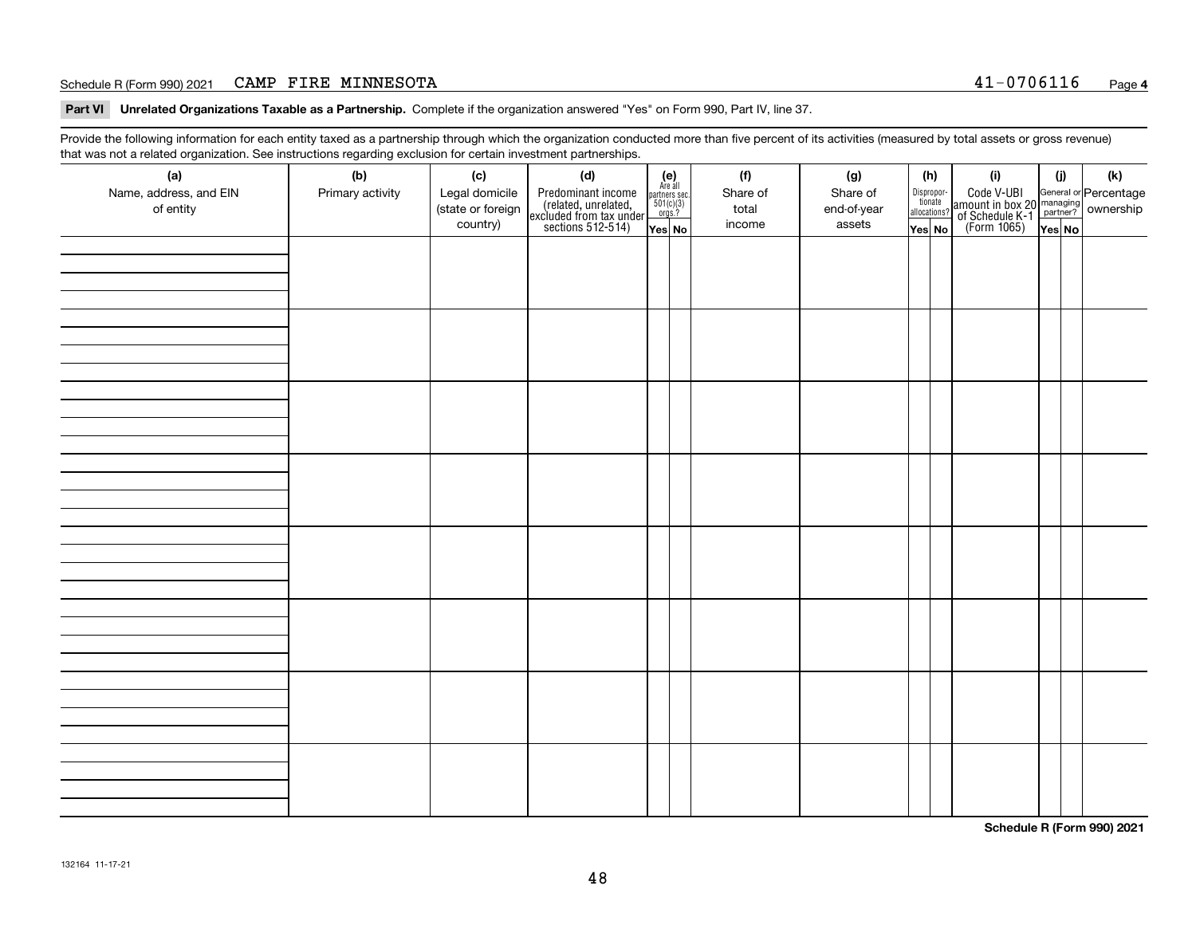Schedule R (Form 990) 2021 CAMP FIRE MINNESOTA 41-0706116

**Part VI Unrelated Organizations Taxable as a Partnership.** Complete if the organization answered "Yes" on Form 990, Part IV, line 37.

Provide the following information for each entity taxed as a partnership through which the organization conducted more than five percent of its activities (measured by total assets or gross revenue) that was not a related organization. See instructions regarding exclusion for certain investment partnerships.

| (a) Name, address, and EIN of entity | (b) Primary activity | (c) Legal domicile (state or foreign country) | (d) Predominant income (related, unrelated, excluded from tax under sections 512-514) | (e) Are all partners sec. 501(c)(3) orgs.? Yes | (e) No | (f) Share of total income | (g) Share of end-of-year assets | (h) Disproportionate allocations? Yes | (h) No | (i) Code V-UBI amount in box 20 of Schedule K-1 (Form 1065) | (j) General or managing partner? Yes | (j) No | (k) Percentage ownership |
|---|---|---|---|---|---|---|---|---|---|---|---|---|---|
| | | | | | | | | | | | | | |
| | | | | | | | | | | | | | |
| | | | | | | | | | | | | | |
| | | | | | | | | | | | | | |
| | | | | | | | | | | | | | |
| | | | | | | | | | | | | | |
| | | | | | | | | | | | | | |
| | | | | | | | | | | | | | |

**Schedule R (Form 990) 2021**

132164 11-17-21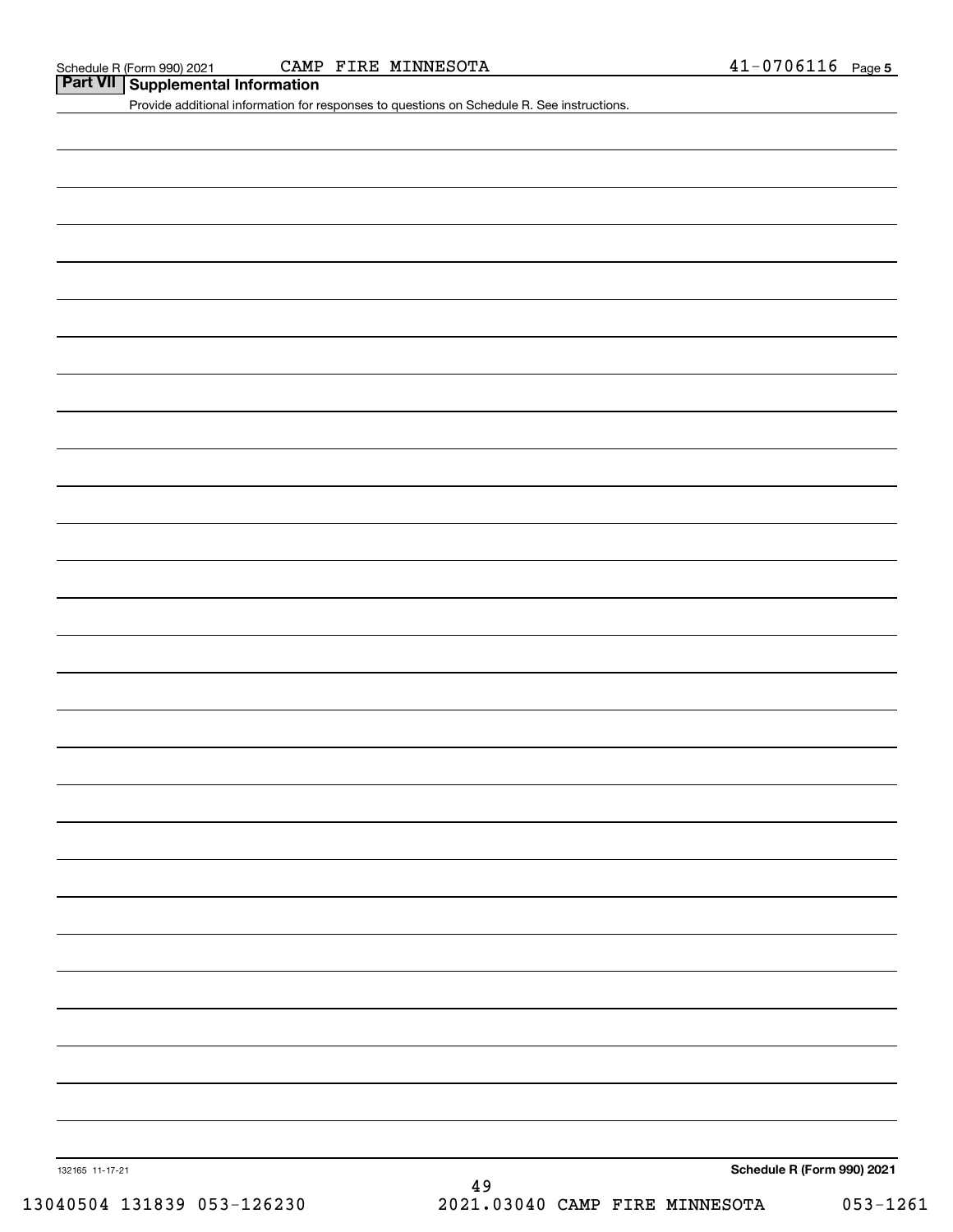## Part VII Supplemental Information

Provide additional information for responses to questions on Schedule R. See instructions.